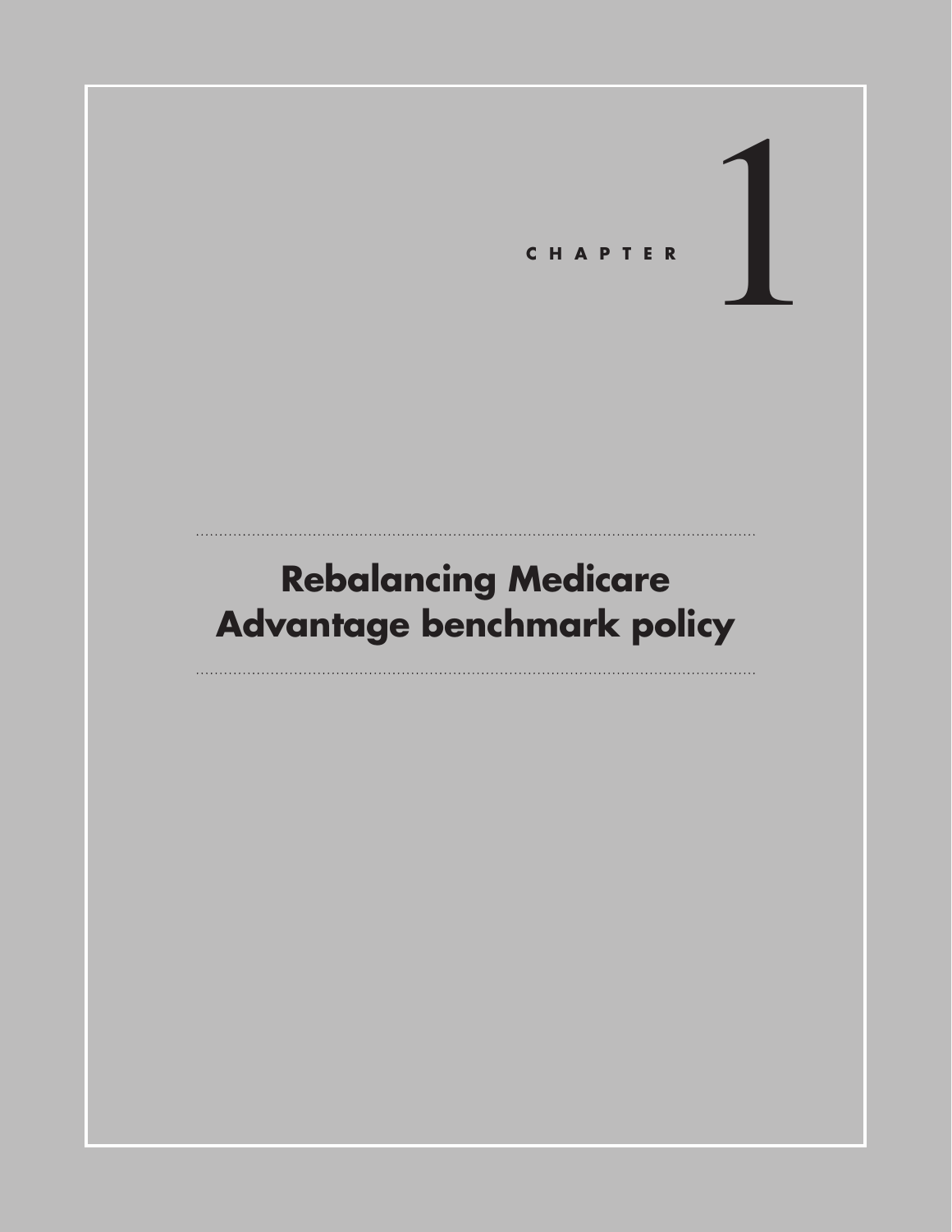# CHAPTER 1

# Rebalancing Medicare Advantage benchmark policy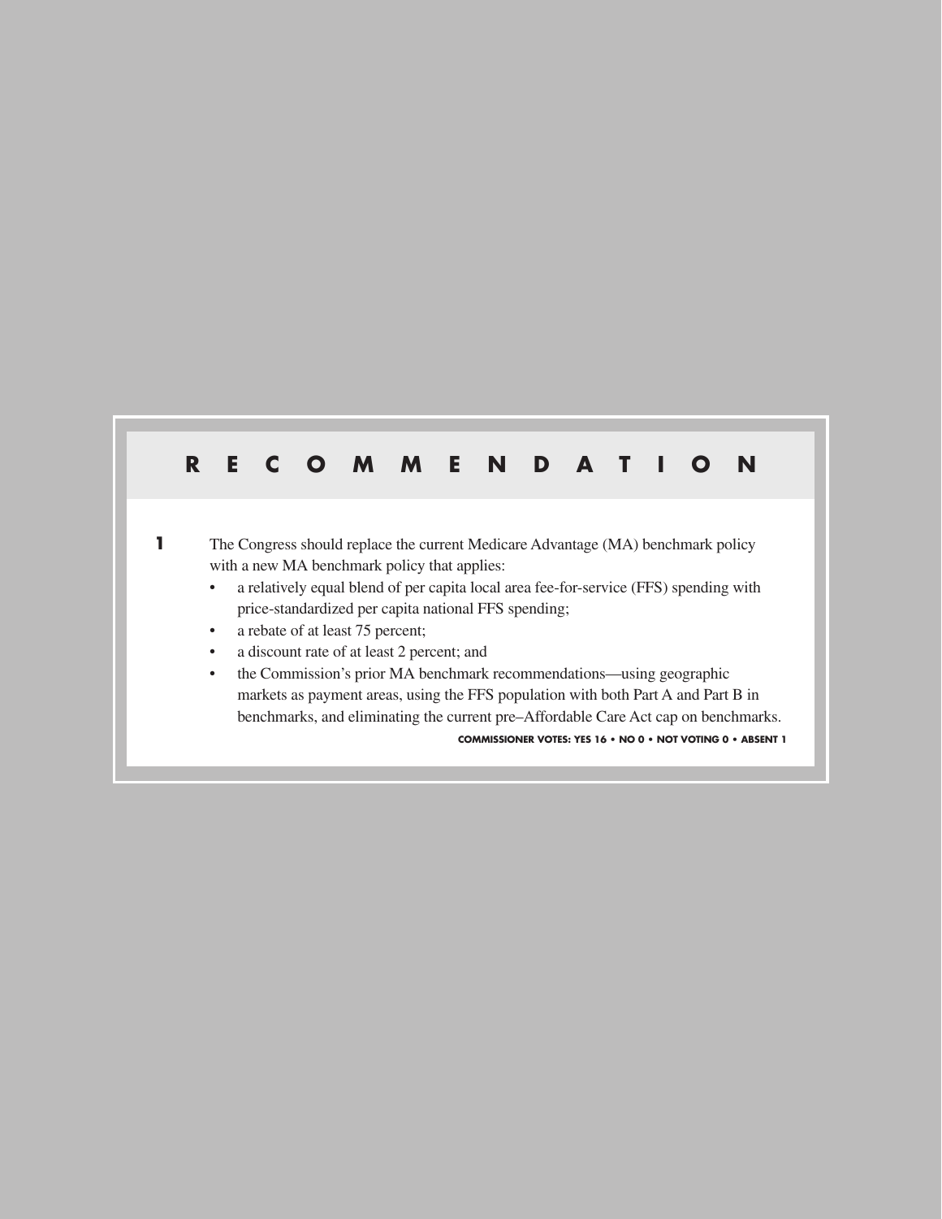## RECOMMENDATION

**1** The Congress should replace the current Medicare Advantage (MA) benchmark policy with a new MA benchmark policy that applies:

- a relatively equal blend of per capita local area fee-for-service (FFS) spending with price-standardized per capita national FFS spending;
- a rebate of at least 75 percent;
- a discount rate of at least 2 percent; and
- the Commission's prior MA benchmark recommendations—using geographic markets as payment areas, using the FFS population with both Part A and Part B in benchmarks, and eliminating the current pre–Affordable Care Act cap on benchmarks.

**COMMISSIONER VOTES: YES 16 • NO 0 • NOT VOTING 0 • ABSENT 1**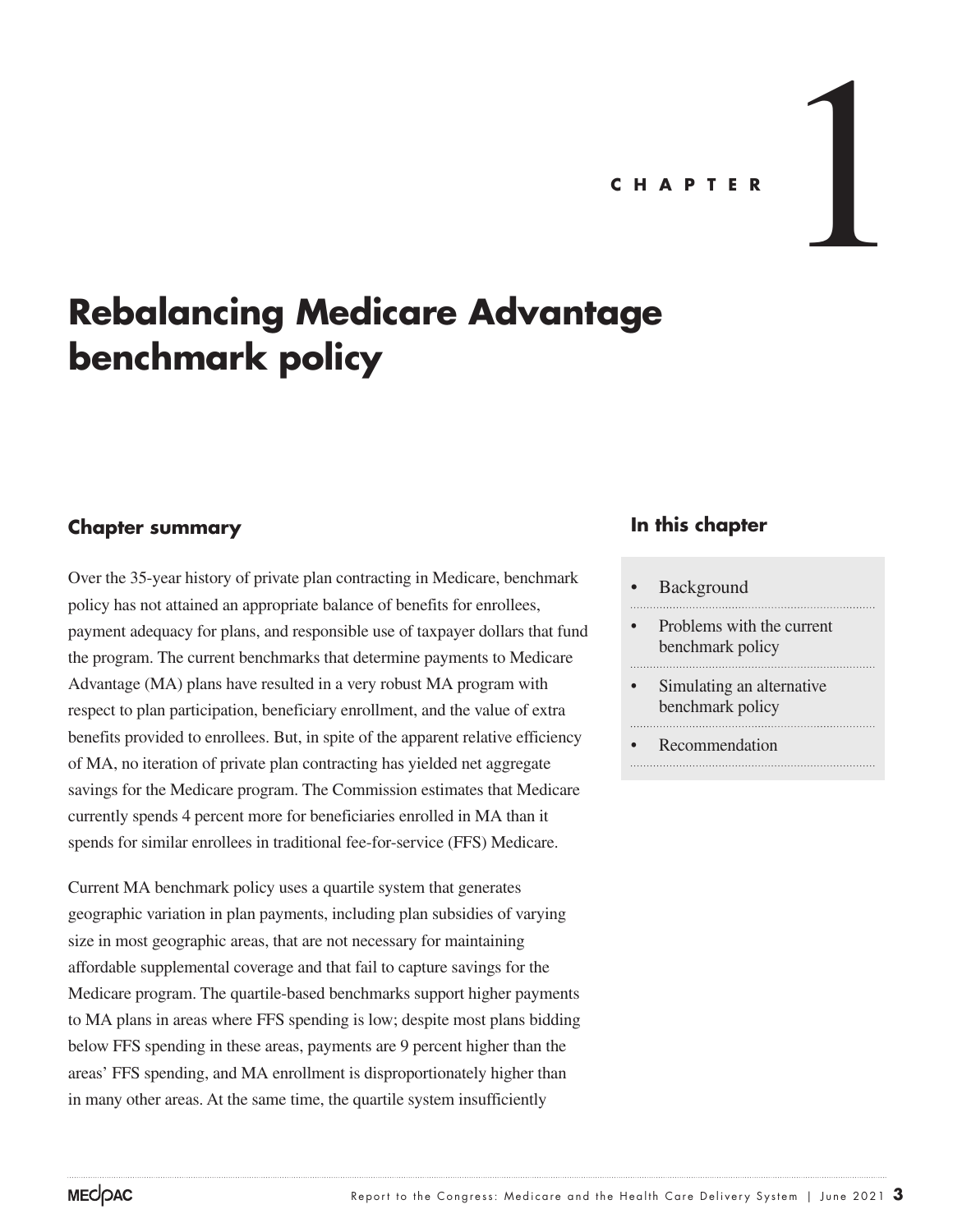# CHAPTER 1

# Rebalancing Medicare Advantage benchmark policy

## Chapter summary

Over the 35-year history of private plan contracting in Medicare, benchmark policy has not attained an appropriate balance of benefits for enrollees, payment adequacy for plans, and responsible use of taxpayer dollars that fund the program. The current benchmarks that determine payments to Medicare Advantage (MA) plans have resulted in a very robust MA program with respect to plan participation, beneficiary enrollment, and the value of extra benefits provided to enrollees. But, in spite of the apparent relative efficiency of MA, no iteration of private plan contracting has yielded net aggregate savings for the Medicare program. The Commission estimates that Medicare currently spends 4 percent more for beneficiaries enrolled in MA than it spends for similar enrollees in traditional fee-for-service (FFS) Medicare.

Current MA benchmark policy uses a quartile system that generates geographic variation in plan payments, including plan subsidies of varying size in most geographic areas, that are not necessary for maintaining affordable supplemental coverage and that fail to capture savings for the Medicare program. The quartile-based benchmarks support higher payments to MA plans in areas where FFS spending is low; despite most plans bidding below FFS spending in these areas, payments are 9 percent higher than the areas' FFS spending, and MA enrollment is disproportionately higher than in many other areas. At the same time, the quartile system insufficiently

## In this chapter

- Background
- Problems with the current benchmark policy
- Simulating an alternative benchmark policy
- Recommendation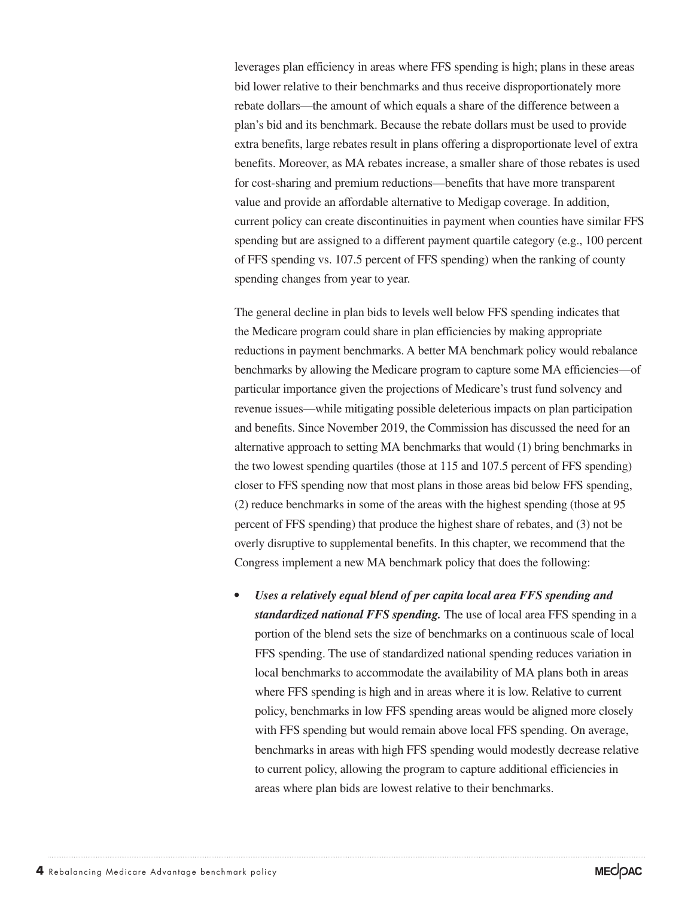leverages plan efficiency in areas where FFS spending is high; plans in these areas bid lower relative to their benchmarks and thus receive disproportionately more rebate dollars—the amount of which equals a share of the difference between a plan's bid and its benchmark. Because the rebate dollars must be used to provide extra benefits, large rebates result in plans offering a disproportionate level of extra benefits. Moreover, as MA rebates increase, a smaller share of those rebates is used for cost-sharing and premium reductions—benefits that have more transparent value and provide an affordable alternative to Medigap coverage. In addition, current policy can create discontinuities in payment when counties have similar FFS spending but are assigned to a different payment quartile category (e.g., 100 percent of FFS spending vs. 107.5 percent of FFS spending) when the ranking of county spending changes from year to year.

The general decline in plan bids to levels well below FFS spending indicates that the Medicare program could share in plan efficiencies by making appropriate reductions in payment benchmarks. A better MA benchmark policy would rebalance benchmarks by allowing the Medicare program to capture some MA efficiencies—of particular importance given the projections of Medicare's trust fund solvency and revenue issues—while mitigating possible deleterious impacts on plan participation and benefits. Since November 2019, the Commission has discussed the need for an alternative approach to setting MA benchmarks that would (1) bring benchmarks in the two lowest spending quartiles (those at 115 and 107.5 percent of FFS spending) closer to FFS spending now that most plans in those areas bid below FFS spending, (2) reduce benchmarks in some of the areas with the highest spending (those at 95 percent of FFS spending) that produce the highest share of rebates, and (3) not be overly disruptive to supplemental benefits. In this chapter, we recommend that the Congress implement a new MA benchmark policy that does the following:

- ***Uses a relatively equal blend of per capita local area FFS spending and standardized national FFS spending.*** The use of local area FFS spending in a portion of the blend sets the size of benchmarks on a continuous scale of local FFS spending. The use of standardized national spending reduces variation in local benchmarks to accommodate the availability of MA plans both in areas where FFS spending is high and in areas where it is low. Relative to current policy, benchmarks in low FFS spending areas would be aligned more closely with FFS spending but would remain above local FFS spending. On average, benchmarks in areas with high FFS spending would modestly decrease relative to current policy, allowing the program to capture additional efficiencies in areas where plan bids are lowest relative to their benchmarks.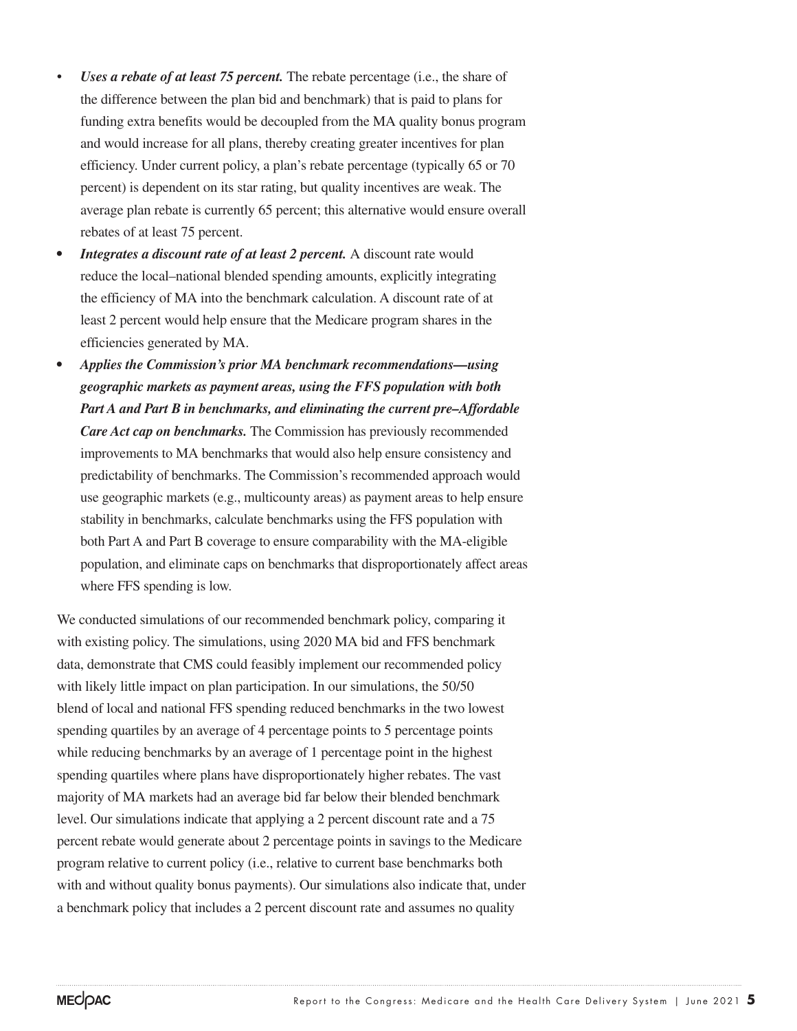- ***Uses a rebate of at least 75 percent.*** The rebate percentage (i.e., the share of the difference between the plan bid and benchmark) that is paid to plans for funding extra benefits would be decoupled from the MA quality bonus program and would increase for all plans, thereby creating greater incentives for plan efficiency. Under current policy, a plan's rebate percentage (typically 65 or 70 percent) is dependent on its star rating, but quality incentives are weak. The average plan rebate is currently 65 percent; this alternative would ensure overall rebates of at least 75 percent.
- ***Integrates a discount rate of at least 2 percent.*** A discount rate would reduce the local–national blended spending amounts, explicitly integrating the efficiency of MA into the benchmark calculation. A discount rate of at least 2 percent would help ensure that the Medicare program shares in the efficiencies generated by MA.
- ***Applies the Commission's prior MA benchmark recommendations—using geographic markets as payment areas, using the FFS population with both Part A and Part B in benchmarks, and eliminating the current pre–Affordable Care Act cap on benchmarks.*** The Commission has previously recommended improvements to MA benchmarks that would also help ensure consistency and predictability of benchmarks. The Commission's recommended approach would use geographic markets (e.g., multicounty areas) as payment areas to help ensure stability in benchmarks, calculate benchmarks using the FFS population with both Part A and Part B coverage to ensure comparability with the MA-eligible population, and eliminate caps on benchmarks that disproportionately affect areas where FFS spending is low.

We conducted simulations of our recommended benchmark policy, comparing it with existing policy. The simulations, using 2020 MA bid and FFS benchmark data, demonstrate that CMS could feasibly implement our recommended policy with likely little impact on plan participation. In our simulations, the 50/50 blend of local and national FFS spending reduced benchmarks in the two lowest spending quartiles by an average of 4 percentage points to 5 percentage points while reducing benchmarks by an average of 1 percentage point in the highest spending quartiles where plans have disproportionately higher rebates. The vast majority of MA markets had an average bid far below their blended benchmark level. Our simulations indicate that applying a 2 percent discount rate and a 75 percent rebate would generate about 2 percentage points in savings to the Medicare program relative to current policy (i.e., relative to current base benchmarks both with and without quality bonus payments). Our simulations also indicate that, under a benchmark policy that includes a 2 percent discount rate and assumes no quality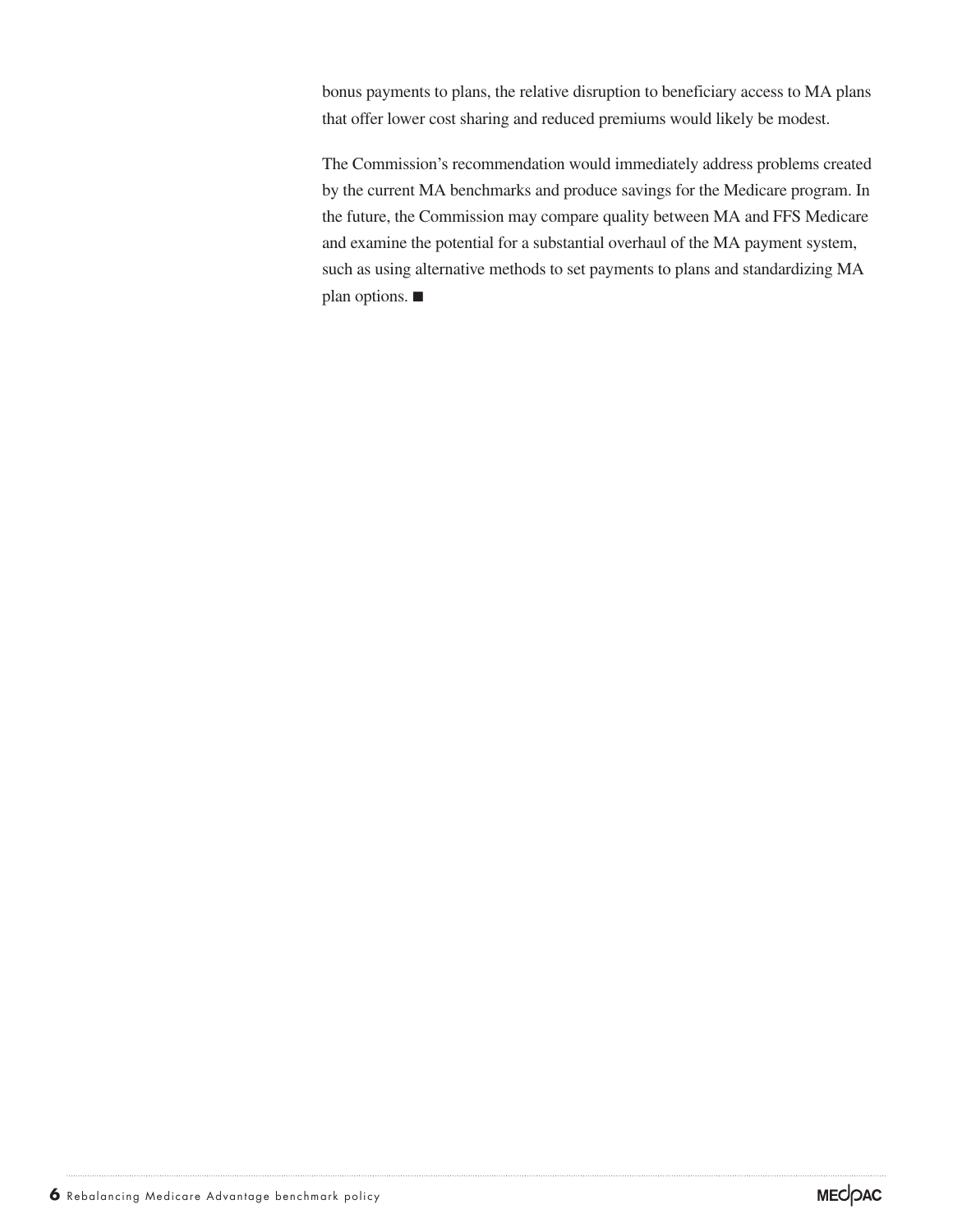bonus payments to plans, the relative disruption to beneficiary access to MA plans that offer lower cost sharing and reduced premiums would likely be modest.

The Commission's recommendation would immediately address problems created by the current MA benchmarks and produce savings for the Medicare program. In the future, the Commission may compare quality between MA and FFS Medicare and examine the potential for a substantial overhaul of the MA payment system, such as using alternative methods to set payments to plans and standardizing MA plan options. ■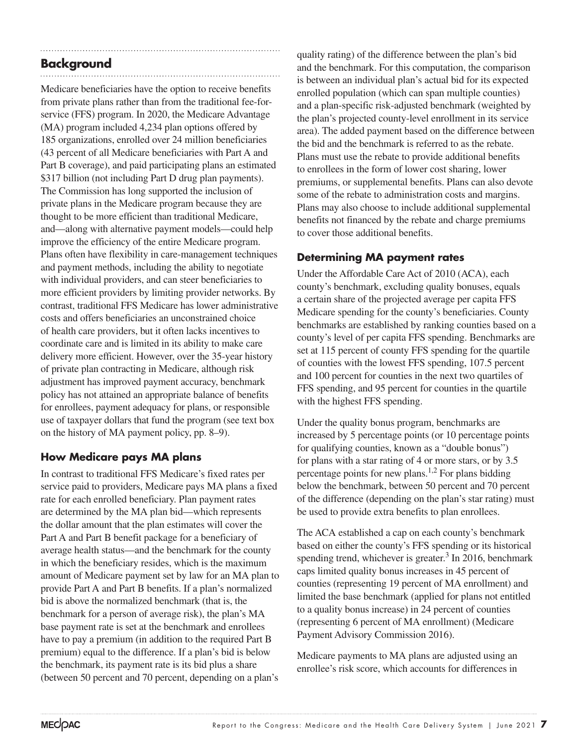## Background

Medicare beneficiaries have the option to receive benefits from private plans rather than from the traditional fee-for-service (FFS) program. In 2020, the Medicare Advantage (MA) program included 4,234 plan options offered by 185 organizations, enrolled over 24 million beneficiaries (43 percent of all Medicare beneficiaries with Part A and Part B coverage), and paid participating plans an estimated $317 billion (not including Part D drug plan payments). The Commission has long supported the inclusion of private plans in the Medicare program because they are thought to be more efficient than traditional Medicare, and—along with alternative payment models—could help improve the efficiency of the entire Medicare program. Plans often have flexibility in care-management techniques and payment methods, including the ability to negotiate with individual providers, and can steer beneficiaries to more efficient providers by limiting provider networks. By contrast, traditional FFS Medicare has lower administrative costs and offers beneficiaries an unconstrained choice of health care providers, but it often lacks incentives to coordinate care and is limited in its ability to make care delivery more efficient. However, over the 35-year history of private plan contracting in Medicare, although risk adjustment has improved payment accuracy, benchmark policy has not attained an appropriate balance of benefits for enrollees, payment adequacy for plans, or responsible use of taxpayer dollars that fund the program (see text box on the history of MA payment policy, pp. 8–9).

### How Medicare pays MA plans

In contrast to traditional FFS Medicare's fixed rates per service paid to providers, Medicare pays MA plans a fixed rate for each enrolled beneficiary. Plan payment rates are determined by the MA plan bid—which represents the dollar amount that the plan estimates will cover the Part A and Part B benefit package for a beneficiary of average health status—and the benchmark for the county in which the beneficiary resides, which is the maximum amount of Medicare payment set by law for an MA plan to provide Part A and Part B benefits. If a plan's normalized bid is above the normalized benchmark (that is, the benchmark for a person of average risk), the plan's MA base payment rate is set at the benchmark and enrollees have to pay a premium (in addition to the required Part B premium) equal to the difference. If a plan's bid is below the benchmark, its payment rate is its bid plus a share (between 50 percent and 70 percent, depending on a plan's quality rating) of the difference between the plan's bid and the benchmark. For this computation, the comparison is between an individual plan's actual bid for its expected enrolled population (which can span multiple counties) and a plan-specific risk-adjusted benchmark (weighted by the plan's projected county-level enrollment in its service area). The added payment based on the difference between the bid and the benchmark is referred to as the rebate. Plans must use the rebate to provide additional benefits to enrollees in the form of lower cost sharing, lower premiums, or supplemental benefits. Plans can also devote some of the rebate to administration costs and margins. Plans may also choose to include additional supplemental benefits not financed by the rebate and charge premiums to cover those additional benefits.

### Determining MA payment rates

Under the Affordable Care Act of 2010 (ACA), each county's benchmark, excluding quality bonuses, equals a certain share of the projected average per capita FFS Medicare spending for the county's beneficiaries. County benchmarks are established by ranking counties based on a county's level of per capita FFS spending. Benchmarks are set at 115 percent of county FFS spending for the quartile of counties with the lowest FFS spending, 107.5 percent and 100 percent for counties in the next two quartiles of FFS spending, and 95 percent for counties in the quartile with the highest FFS spending.

Under the quality bonus program, benchmarks are increased by 5 percentage points (or 10 percentage points for qualifying counties, known as a "double bonus") for plans with a star rating of 4 or more stars, or by 3.5 percentage points for new plans.[1,2] For plans bidding below the benchmark, between 50 percent and 70 percent of the difference (depending on the plan's star rating) must be used to provide extra benefits to plan enrollees.

The ACA established a cap on each county's benchmark based on either the county's FFS spending or its historical spending trend, whichever is greater.[3] In 2016, benchmark caps limited quality bonus increases in 45 percent of counties (representing 19 percent of MA enrollment) and limited the base benchmark (applied for plans not entitled to a quality bonus increase) in 24 percent of counties (representing 6 percent of MA enrollment) (Medicare Payment Advisory Commission 2016).

Medicare payments to MA plans are adjusted using an enrollee's risk score, which accounts for differences in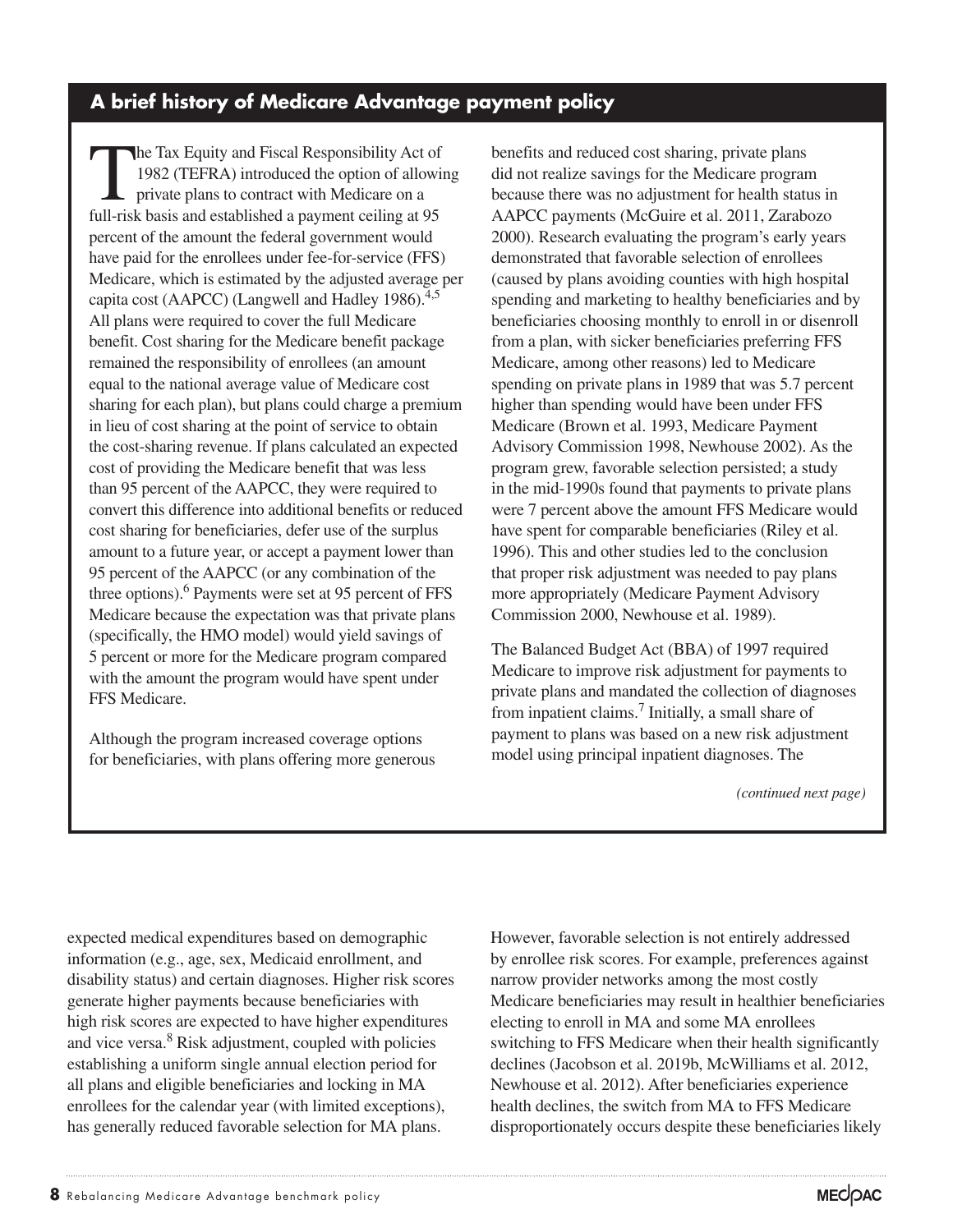## A brief history of Medicare Advantage payment policy

The Tax Equity and Fiscal Responsibility Act of 1982 (TEFRA) introduced the option of allowing private plans to contract with Medicare on a full-risk basis and established a payment ceiling at 95 percent of the amount the federal government would have paid for the enrollees under fee-for-service (FFS) Medicare, which is estimated by the adjusted average per capita cost (AAPCC) (Langwell and Hadley 1986).[4,5] All plans were required to cover the full Medicare benefit. Cost sharing for the Medicare benefit package remained the responsibility of enrollees (an amount equal to the national average value of Medicare cost sharing for each plan), but plans could charge a premium in lieu of cost sharing at the point of service to obtain the cost-sharing revenue. If plans calculated an expected cost of providing the Medicare benefit that was less than 95 percent of the AAPCC, they were required to convert this difference into additional benefits or reduced cost sharing for beneficiaries, defer use of the surplus amount to a future year, or accept a payment lower than 95 percent of the AAPCC (or any combination of the three options).[6] Payments were set at 95 percent of FFS Medicare because the expectation was that private plans (specifically, the HMO model) would yield savings of 5 percent or more for the Medicare program compared with the amount the program would have spent under FFS Medicare.

Although the program increased coverage options for beneficiaries, with plans offering more generous benefits and reduced cost sharing, private plans did not realize savings for the Medicare program because there was no adjustment for health status in AAPCC payments (McGuire et al. 2011, Zarabozo 2000). Research evaluating the program's early years demonstrated that favorable selection of enrollees (caused by plans avoiding counties with high hospital spending and marketing to healthy beneficiaries and by beneficiaries choosing monthly to enroll in or disenroll from a plan, with sicker beneficiaries preferring FFS Medicare, among other reasons) led to Medicare spending on private plans in 1989 that was 5.7 percent higher than spending would have been under FFS Medicare (Brown et al. 1993, Medicare Payment Advisory Commission 1998, Newhouse 2002). As the program grew, favorable selection persisted; a study in the mid-1990s found that payments to private plans were 7 percent above the amount FFS Medicare would have spent for comparable beneficiaries (Riley et al. 1996). This and other studies led to the conclusion that proper risk adjustment was needed to pay plans more appropriately (Medicare Payment Advisory Commission 2000, Newhouse et al. 1989).

The Balanced Budget Act (BBA) of 1997 required Medicare to improve risk adjustment for payments to private plans and mandated the collection of diagnoses from inpatient claims.[7] Initially, a small share of payment to plans was based on a new risk adjustment model using principal inpatient diagnoses. The

*(continued next page)*

expected medical expenditures based on demographic information (e.g., age, sex, Medicaid enrollment, and disability status) and certain diagnoses. Higher risk scores generate higher payments because beneficiaries with high risk scores are expected to have higher expenditures and vice versa.[8] Risk adjustment, coupled with policies establishing a uniform single annual election period for all plans and eligible beneficiaries and locking in MA enrollees for the calendar year (with limited exceptions), has generally reduced favorable selection for MA plans.

However, favorable selection is not entirely addressed by enrollee risk scores. For example, preferences against narrow provider networks among the most costly Medicare beneficiaries may result in healthier beneficiaries electing to enroll in MA and some MA enrollees switching to FFS Medicare when their health significantly declines (Jacobson et al. 2019b, McWilliams et al. 2012, Newhouse et al. 2012). After beneficiaries experience health declines, the switch from MA to FFS Medicare disproportionately occurs despite these beneficiaries likely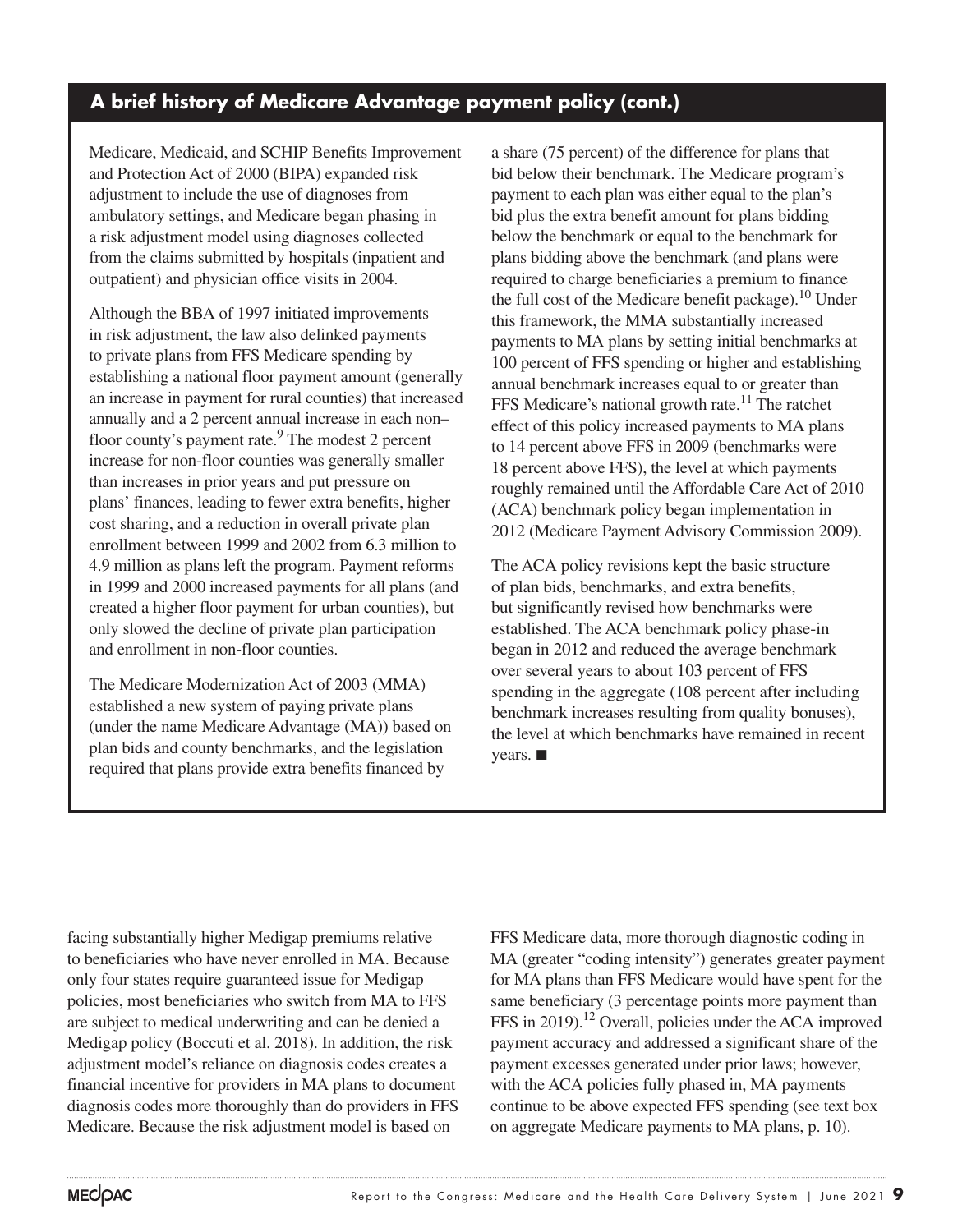## A brief history of Medicare Advantage payment policy (cont.)

Medicare, Medicaid, and SCHIP Benefits Improvement and Protection Act of 2000 (BIPA) expanded risk adjustment to include the use of diagnoses from ambulatory settings, and Medicare began phasing in a risk adjustment model using diagnoses collected from the claims submitted by hospitals (inpatient and outpatient) and physician office visits in 2004.

Although the BBA of 1997 initiated improvements in risk adjustment, the law also delinked payments to private plans from FFS Medicare spending by establishing a national floor payment amount (generally an increase in payment for rural counties) that increased annually and a 2 percent annual increase in each non–floor county's payment rate.[9] The modest 2 percent increase for non-floor counties was generally smaller than increases in prior years and put pressure on plans' finances, leading to fewer extra benefits, higher cost sharing, and a reduction in overall private plan enrollment between 1999 and 2002 from 6.3 million to 4.9 million as plans left the program. Payment reforms in 1999 and 2000 increased payments for all plans (and created a higher floor payment for urban counties), but only slowed the decline of private plan participation and enrollment in non-floor counties.

The Medicare Modernization Act of 2003 (MMA) established a new system of paying private plans (under the name Medicare Advantage (MA)) based on plan bids and county benchmarks, and the legislation required that plans provide extra benefits financed by a share (75 percent) of the difference for plans that bid below their benchmark. The Medicare program's payment to each plan was either equal to the plan's bid plus the extra benefit amount for plans bidding below the benchmark or equal to the benchmark for plans bidding above the benchmark (and plans were required to charge beneficiaries a premium to finance the full cost of the Medicare benefit package).[10] Under this framework, the MMA substantially increased payments to MA plans by setting initial benchmarks at 100 percent of FFS spending or higher and establishing annual benchmark increases equal to or greater than FFS Medicare's national growth rate.[11] The ratchet effect of this policy increased payments to MA plans to 14 percent above FFS in 2009 (benchmarks were 18 percent above FFS), the level at which payments roughly remained until the Affordable Care Act of 2010 (ACA) benchmark policy began implementation in 2012 (Medicare Payment Advisory Commission 2009).

The ACA policy revisions kept the basic structure of plan bids, benchmarks, and extra benefits, but significantly revised how benchmarks were established. The ACA benchmark policy phase-in began in 2012 and reduced the average benchmark over several years to about 103 percent of FFS spending in the aggregate (108 percent after including benchmark increases resulting from quality bonuses), the level at which benchmarks have remained in recent years. ■

facing substantially higher Medigap premiums relative to beneficiaries who have never enrolled in MA. Because only four states require guaranteed issue for Medigap policies, most beneficiaries who switch from MA to FFS are subject to medical underwriting and can be denied a Medigap policy (Boccuti et al. 2018). In addition, the risk adjustment model's reliance on diagnosis codes creates a financial incentive for providers in MA plans to document diagnosis codes more thoroughly than do providers in FFS Medicare. Because the risk adjustment model is based on FFS Medicare data, more thorough diagnostic coding in MA (greater "coding intensity") generates greater payment for MA plans than FFS Medicare would have spent for the same beneficiary (3 percentage points more payment than FFS in 2019).[12] Overall, policies under the ACA improved payment accuracy and addressed a significant share of the payment excesses generated under prior laws; however, with the ACA policies fully phased in, MA payments continue to be above expected FFS spending (see text box on aggregate Medicare payments to MA plans, p. 10).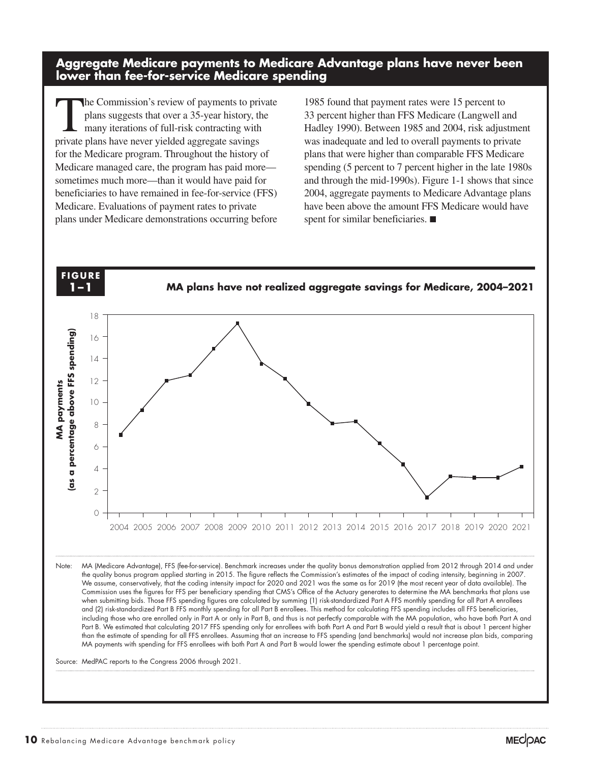## Aggregate Medicare payments to Medicare Advantage plans have never been lower than fee-for-service Medicare spending

The Commission's review of payments to private plans suggests that over a 35-year history, the many iterations of full-risk contracting with private plans have never yielded aggregate savings for the Medicare program. Throughout the history of Medicare managed care, the program has paid more—sometimes much more—than it would have paid for beneficiaries to have remained in fee-for-service (FFS) Medicare. Evaluations of payment rates to private plans under Medicare demonstrations occurring before 1985 found that payment rates were 15 percent to 33 percent higher than FFS Medicare (Langwell and Hadley 1990). Between 1985 and 2004, risk adjustment was inadequate and led to overall payments to private plans that were higher than comparable FFS Medicare spending (5 percent to 7 percent higher in the late 1980s and through the mid-1990s). Figure 1-1 shows that since 2004, aggregate payments to Medicare Advantage plans have been above the amount FFS Medicare would have spent for similar beneficiaries. ■

**FIGURE 1–1**

**MA plans have not realized aggregate savings for Medicare, 2004–2021**

Note: MA (Medicare Advantage), FFS (fee-for-service). Benchmark increases under the quality bonus demonstration applied from 2012 through 2014 and under the quality bonus program applied starting in 2015. The figure reflects the Commission's estimates of the impact of coding intensity, beginning in 2007. We assume, conservatively, that the coding intensity impact for 2020 and 2021 was the same as for 2019 (the most recent year of data available). The Commission uses the figures for FFS per beneficiary spending that CMS's Office of the Actuary generates to determine the MA benchmarks that plans use when submitting bids. Those FFS spending figures are calculated by summing (1) risk-standardized Part A FFS monthly spending for all Part A enrollees and (2) risk-standardized Part B FFS monthly spending for all Part B enrollees. This method for calculating FFS spending includes all FFS beneficiaries, including those who are enrolled only in Part A or only in Part B, and thus is not perfectly comparable with the MA population, who have both Part A and Part B. We estimated that calculating 2017 FFS spending only for enrollees with both Part A and Part B would yield a result that is about 1 percent higher than the estimate of spending for all FFS enrollees. Assuming that an increase to FFS spending (and benchmarks) would not increase plan bids, comparing MA payments with spending for FFS enrollees with both Part A and Part B would lower the spending estimate about 1 percentage point.

Source: MedPAC reports to the Congress 2006 through 2021.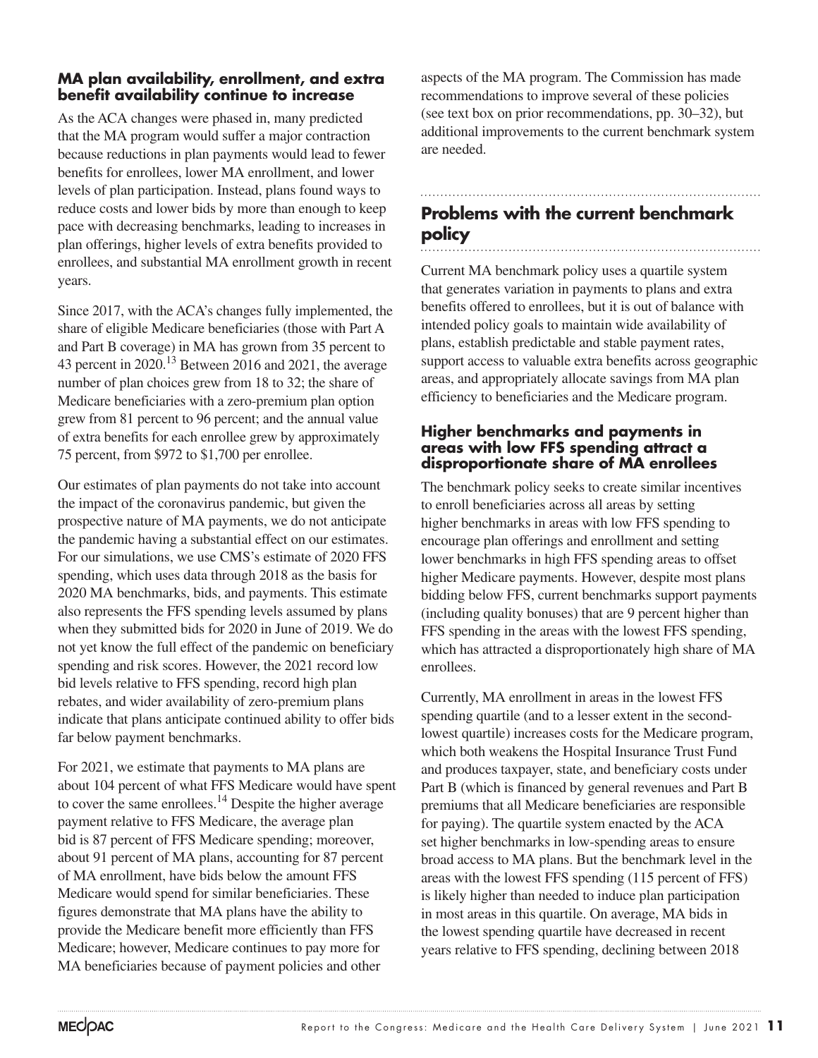### MA plan availability, enrollment, and extra benefit availability continue to increase

As the ACA changes were phased in, many predicted that the MA program would suffer a major contraction because reductions in plan payments would lead to fewer benefits for enrollees, lower MA enrollment, and lower levels of plan participation. Instead, plans found ways to reduce costs and lower bids by more than enough to keep pace with decreasing benchmarks, leading to increases in plan offerings, higher levels of extra benefits provided to enrollees, and substantial MA enrollment growth in recent years.

Since 2017, with the ACA's changes fully implemented, the share of eligible Medicare beneficiaries (those with Part A and Part B coverage) in MA has grown from 35 percent to 43 percent in 2020.[13] Between 2016 and 2021, the average number of plan choices grew from 18 to 32; the share of Medicare beneficiaries with a zero-premium plan option grew from 81 percent to 96 percent; and the annual value of extra benefits for each enrollee grew by approximately 75 percent, from $972 to $1,700 per enrollee.

Our estimates of plan payments do not take into account the impact of the coronavirus pandemic, but given the prospective nature of MA payments, we do not anticipate the pandemic having a substantial effect on our estimates. For our simulations, we use CMS's estimate of 2020 FFS spending, which uses data through 2018 as the basis for 2020 MA benchmarks, bids, and payments. This estimate also represents the FFS spending levels assumed by plans when they submitted bids for 2020 in June of 2019. We do not yet know the full effect of the pandemic on beneficiary spending and risk scores. However, the 2021 record low bid levels relative to FFS spending, record high plan rebates, and wider availability of zero-premium plans indicate that plans anticipate continued ability to offer bids far below payment benchmarks.

For 2021, we estimate that payments to MA plans are about 104 percent of what FFS Medicare would have spent to cover the same enrollees.[14] Despite the higher average payment relative to FFS Medicare, the average plan bid is 87 percent of FFS Medicare spending; moreover, about 91 percent of MA plans, accounting for 87 percent of MA enrollment, have bids below the amount FFS Medicare would spend for similar beneficiaries. These figures demonstrate that MA plans have the ability to provide the Medicare benefit more efficiently than FFS Medicare; however, Medicare continues to pay more for MA beneficiaries because of payment policies and other aspects of the MA program. The Commission has made recommendations to improve several of these policies (see text box on prior recommendations, pp. 30–32), but additional improvements to the current benchmark system are needed.

## Problems with the current benchmark policy

Current MA benchmark policy uses a quartile system that generates variation in payments to plans and extra benefits offered to enrollees, but it is out of balance with intended policy goals to maintain wide availability of plans, establish predictable and stable payment rates, support access to valuable extra benefits across geographic areas, and appropriately allocate savings from MA plan efficiency to beneficiaries and the Medicare program.

### Higher benchmarks and payments in areas with low FFS spending attract a disproportionate share of MA enrollees

The benchmark policy seeks to create similar incentives to enroll beneficiaries across all areas by setting higher benchmarks in areas with low FFS spending to encourage plan offerings and enrollment and setting lower benchmarks in high FFS spending areas to offset higher Medicare payments. However, despite most plans bidding below FFS, current benchmarks support payments (including quality bonuses) that are 9 percent higher than FFS spending in the areas with the lowest FFS spending, which has attracted a disproportionately high share of MA enrollees.

Currently, MA enrollment in areas in the lowest FFS spending quartile (and to a lesser extent in the second-lowest quartile) increases costs for the Medicare program, which both weakens the Hospital Insurance Trust Fund and produces taxpayer, state, and beneficiary costs under Part B (which is financed by general revenues and Part B premiums that all Medicare beneficiaries are responsible for paying). The quartile system enacted by the ACA set higher benchmarks in low-spending areas to ensure broad access to MA plans. But the benchmark level in the areas with the lowest FFS spending (115 percent of FFS) is likely higher than needed to induce plan participation in most areas in this quartile. On average, MA bids in the lowest spending quartile have decreased in recent years relative to FFS spending, declining between 2018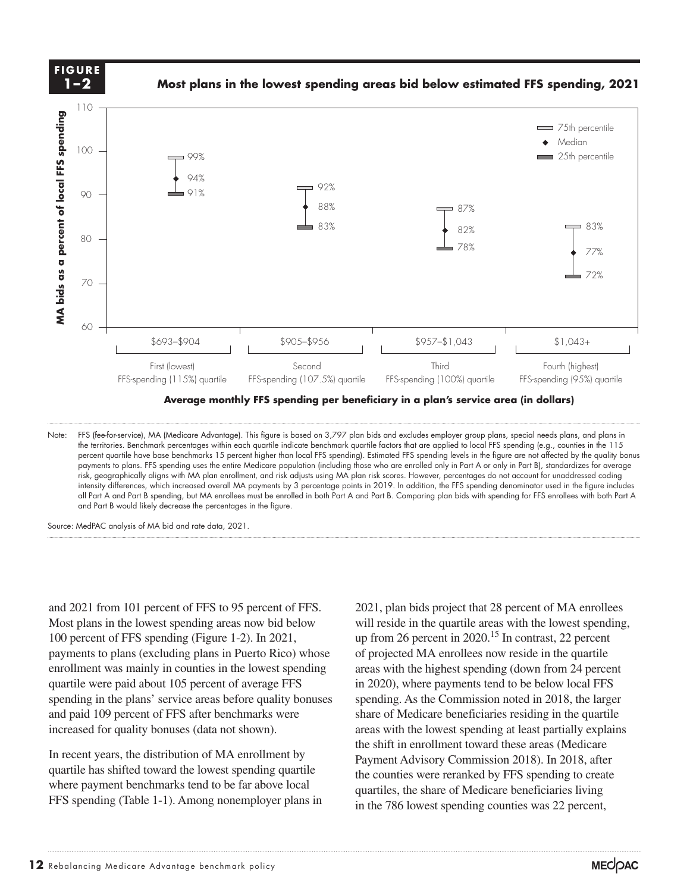**FIGURE 1–2**

**Most plans in the lowest spending areas bid below estimated FFS spending, 2021**

| Average monthly FFS spending per beneficiary in a plan's service area (in dollars) | 25th percentile | Median | 75th percentile |
|---|---|---|---|
| $693–$904 First (lowest) FFS-spending (115%) quartile | 91% | 94% | 99% |
| $905–$956 Second FFS-spending (107.5%) quartile | 83% | 88% | 92% |
| $957–$1,043 Third FFS-spending (100%) quartile | 78% | 82% | 87% |
| $1,043+ Fourth (highest) FFS-spending (95%) quartile | 72% | 77% | 83% |

Y-axis: MA bids as a percent of local FFS spending

Note: FFS (fee-for-service), MA (Medicare Advantage). This figure is based on 3,797 plan bids and excludes employer group plans, special needs plans, and plans in the territories. Benchmark percentages within each quartile indicate benchmark quartile factors that are applied to local FFS spending (e.g., counties in the 115 percent quartile have base benchmarks 15 percent higher than local FFS spending). Estimated FFS spending levels in the figure are not affected by the quality bonus payments to plans. FFS spending uses the entire Medicare population (including those who are enrolled only in Part A or only in Part B), standardizes for average risk, geographically aligns with MA plan enrollment, and risk adjusts using MA plan risk scores. However, percentages do not account for unaddressed coding intensity differences, which increased overall MA payments by 3 percentage points in 2019. In addition, the FFS spending denominator used in the figure includes all Part A and Part B spending, but MA enrollees must be enrolled in both Part A and Part B. Comparing plan bids with spending for FFS enrollees with both Part A and Part B would likely decrease the percentages in the figure.

Source: MedPAC analysis of MA bid and rate data, 2021.

and 2021 from 101 percent of FFS to 95 percent of FFS. Most plans in the lowest spending areas now bid below 100 percent of FFS spending (Figure 1-2). In 2021, payments to plans (excluding plans in Puerto Rico) whose enrollment was mainly in counties in the lowest spending quartile were paid about 105 percent of average FFS spending in the plans' service areas before quality bonuses and paid 109 percent of FFS after benchmarks were increased for quality bonuses (data not shown).

In recent years, the distribution of MA enrollment by quartile has shifted toward the lowest spending quartile where payment benchmarks tend to be far above local FFS spending (Table 1-1). Among nonemployer plans in 2021, plan bids project that 28 percent of MA enrollees will reside in the quartile areas with the lowest spending, up from 26 percent in 2020.[15] In contrast, 22 percent of projected MA enrollees now reside in the quartile areas with the highest spending (down from 24 percent in 2020), where payments tend to be below local FFS spending. As the Commission noted in 2018, the larger share of Medicare beneficiaries residing in the quartile areas with the lowest spending at least partially explains the shift in enrollment toward these areas (Medicare Payment Advisory Commission 2018). In 2018, after the counties were reranked by FFS spending to create quartiles, the share of Medicare beneficiaries living in the 786 lowest spending counties was 22 percent,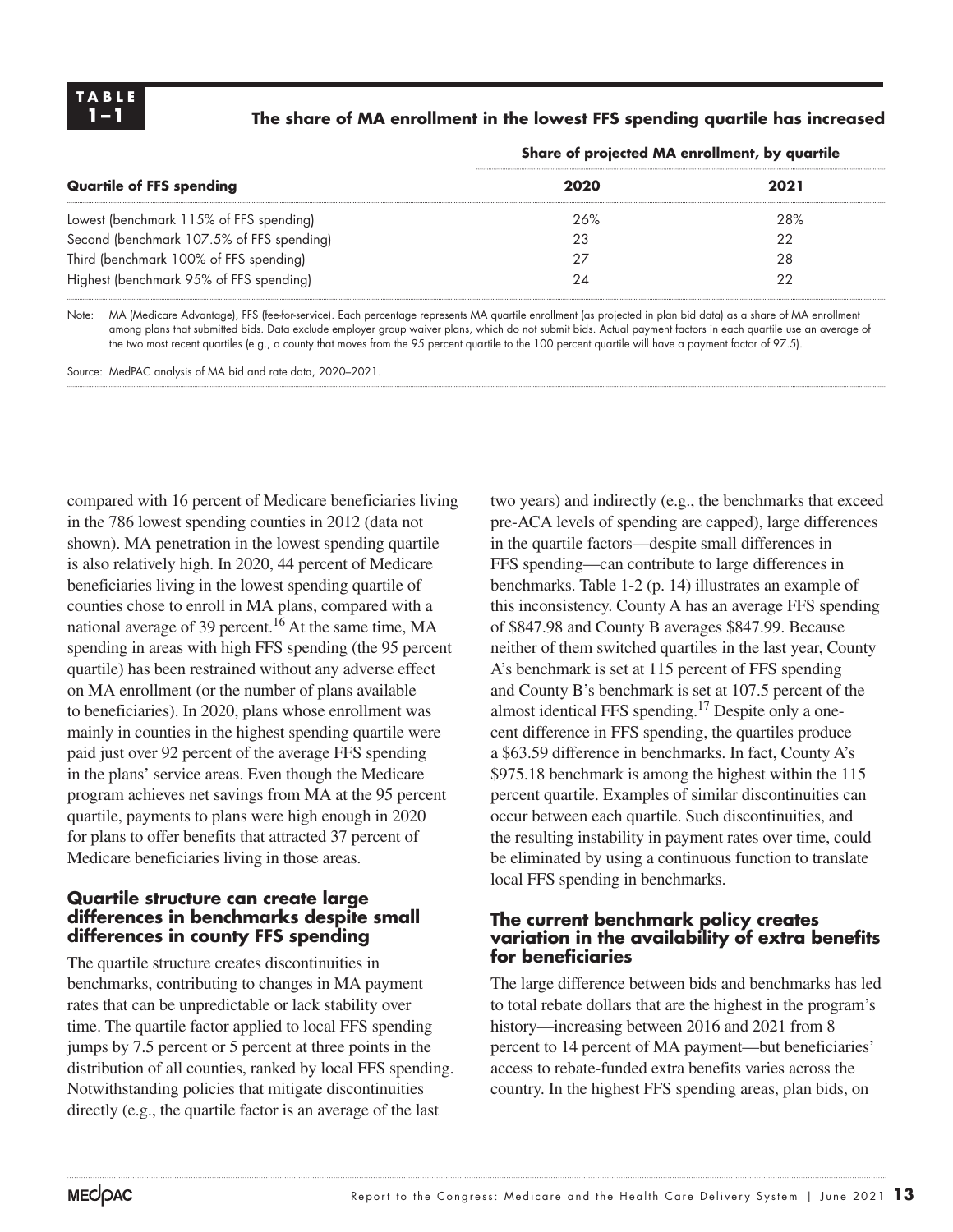**TABLE 1–1**

**The share of MA enrollment in the lowest FFS spending quartile has increased**

| Quartile of FFS spending | Share of projected MA enrollment, by quartile | |
|---|---|---|
| | **2020** | **2021** |
| Lowest (benchmark 115% of FFS spending) | 26% | 28% |
| Second (benchmark 107.5% of FFS spending) | 23 | 22 |
| Third (benchmark 100% of FFS spending) | 27 | 28 |
| Highest (benchmark 95% of FFS spending) | 24 | 22 |

Note: MA (Medicare Advantage), FFS (fee-for-service). Each percentage represents MA quartile enrollment (as projected in plan bid data) as a share of MA enrollment among plans that submitted bids. Data exclude employer group waiver plans, which do not submit bids. Actual payment factors in each quartile use an average of the two most recent quartiles (e.g., a county that moves from the 95 percent quartile to the 100 percent quartile will have a payment factor of 97.5).

Source: MedPAC analysis of MA bid and rate data, 2020–2021.

compared with 16 percent of Medicare beneficiaries living in the 786 lowest spending counties in 2012 (data not shown). MA penetration in the lowest spending quartile is also relatively high. In 2020, 44 percent of Medicare beneficiaries living in the lowest spending quartile of counties chose to enroll in MA plans, compared with a national average of 39 percent.[16] At the same time, MA spending in areas with high FFS spending (the 95 percent quartile) has been restrained without any adverse effect on MA enrollment (or the number of plans available to beneficiaries). In 2020, plans whose enrollment was mainly in counties in the highest spending quartile were paid just over 92 percent of the average FFS spending in the plans' service areas. Even though the Medicare program achieves net savings from MA at the 95 percent quartile, payments to plans were high enough in 2020 for plans to offer benefits that attracted 37 percent of Medicare beneficiaries living in those areas.

### Quartile structure can create large differences in benchmarks despite small differences in county FFS spending

The quartile structure creates discontinuities in benchmarks, contributing to changes in MA payment rates that can be unpredictable or lack stability over time. The quartile factor applied to local FFS spending jumps by 7.5 percent or 5 percent at three points in the distribution of all counties, ranked by local FFS spending. Notwithstanding policies that mitigate discontinuities directly (e.g., the quartile factor is an average of the last two years) and indirectly (e.g., the benchmarks that exceed pre-ACA levels of spending are capped), large differences in the quartile factors—despite small differences in FFS spending—can contribute to large differences in benchmarks. Table 1-2 (p. 14) illustrates an example of this inconsistency. County A has an average FFS spending of $847.98 and County B averages $847.99. Because neither of them switched quartiles in the last year, County A's benchmark is set at 115 percent of FFS spending and County B's benchmark is set at 107.5 percent of the almost identical FFS spending.[17] Despite only a one-cent difference in FFS spending, the quartiles produce a $63.59 difference in benchmarks. In fact, County A's $975.18 benchmark is among the highest within the 115 percent quartile. Examples of similar discontinuities can occur between each quartile. Such discontinuities, and the resulting instability in payment rates over time, could be eliminated by using a continuous function to translate local FFS spending in benchmarks.

### The current benchmark policy creates variation in the availability of extra benefits for beneficiaries

The large difference between bids and benchmarks has led to total rebate dollars that are the highest in the program's history—increasing between 2016 and 2021 from 8 percent to 14 percent of MA payment—but beneficiaries' access to rebate-funded extra benefits varies across the country. In the highest FFS spending areas, plan bids, on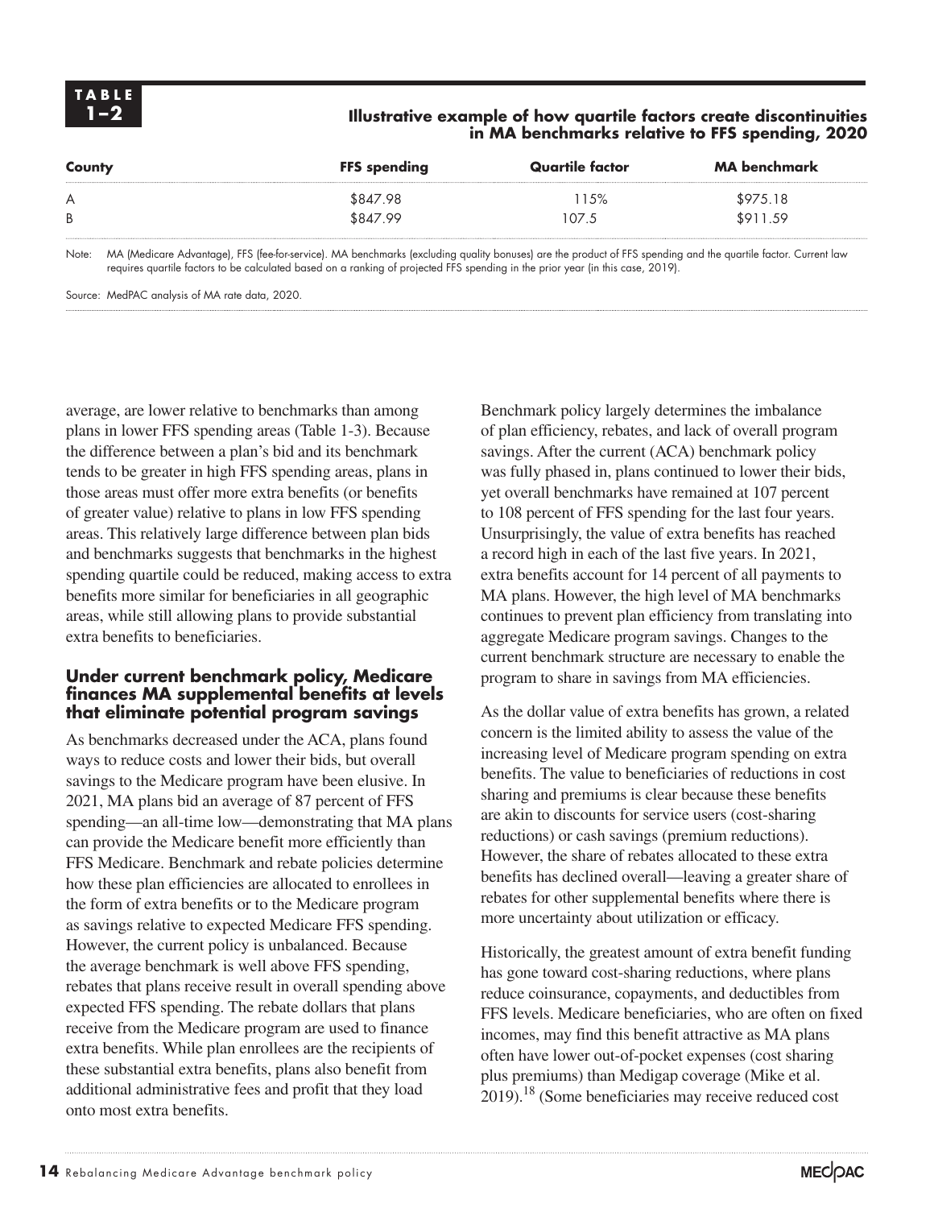**TABLE 1–2**

**Illustrative example of how quartile factors create discontinuities in MA benchmarks relative to FFS spending, 2020**

| County | FFS spending | Quartile factor | MA benchmark |
|---|---|---|---|
| A | $847.98 | 115% | $975.18 |
| B | $847.99 | 107.5 | $911.59 |

Note: MA (Medicare Advantage), FFS (fee-for-service). MA benchmarks (excluding quality bonuses) are the product of FFS spending and the quartile factor. Current law requires quartile factors to be calculated based on a ranking of projected FFS spending in the prior year (in this case, 2019).

Source: MedPAC analysis of MA rate data, 2020.

average, are lower relative to benchmarks than among plans in lower FFS spending areas (Table 1-3). Because the difference between a plan's bid and its benchmark tends to be greater in high FFS spending areas, plans in those areas must offer more extra benefits (or benefits of greater value) relative to plans in low FFS spending areas. This relatively large difference between plan bids and benchmarks suggests that benchmarks in the highest spending quartile could be reduced, making access to extra benefits more similar for beneficiaries in all geographic areas, while still allowing plans to provide substantial extra benefits to beneficiaries.

### Under current benchmark policy, Medicare finances MA supplemental benefits at levels that eliminate potential program savings

As benchmarks decreased under the ACA, plans found ways to reduce costs and lower their bids, but overall savings to the Medicare program have been elusive. In 2021, MA plans bid an average of 87 percent of FFS spending—an all-time low—demonstrating that MA plans can provide the Medicare benefit more efficiently than FFS Medicare. Benchmark and rebate policies determine how these plan efficiencies are allocated to enrollees in the form of extra benefits or to the Medicare program as savings relative to expected Medicare FFS spending. However, the current policy is unbalanced. Because the average benchmark is well above FFS spending, rebates that plans receive result in overall spending above expected FFS spending. The rebate dollars that plans receive from the Medicare program are used to finance extra benefits. While plan enrollees are the recipients of these substantial extra benefits, plans also benefit from additional administrative fees and profit that they load onto most extra benefits.

Benchmark policy largely determines the imbalance of plan efficiency, rebates, and lack of overall program savings. After the current (ACA) benchmark policy was fully phased in, plans continued to lower their bids, yet overall benchmarks have remained at 107 percent to 108 percent of FFS spending for the last four years. Unsurprisingly, the value of extra benefits has reached a record high in each of the last five years. In 2021, extra benefits account for 14 percent of all payments to MA plans. However, the high level of MA benchmarks continues to prevent plan efficiency from translating into aggregate Medicare program savings. Changes to the current benchmark structure are necessary to enable the program to share in savings from MA efficiencies.

As the dollar value of extra benefits has grown, a related concern is the limited ability to assess the value of the increasing level of Medicare program spending on extra benefits. The value to beneficiaries of reductions in cost sharing and premiums is clear because these benefits are akin to discounts for service users (cost-sharing reductions) or cash savings (premium reductions). However, the share of rebates allocated to these extra benefits has declined overall—leaving a greater share of rebates for other supplemental benefits where there is more uncertainty about utilization or efficacy.

Historically, the greatest amount of extra benefit funding has gone toward cost-sharing reductions, where plans reduce coinsurance, copayments, and deductibles from FFS levels. Medicare beneficiaries, who are often on fixed incomes, may find this benefit attractive as MA plans often have lower out-of-pocket expenses (cost sharing plus premiums) than Medigap coverage (Mike et al. 2019).[18] (Some beneficiaries may receive reduced cost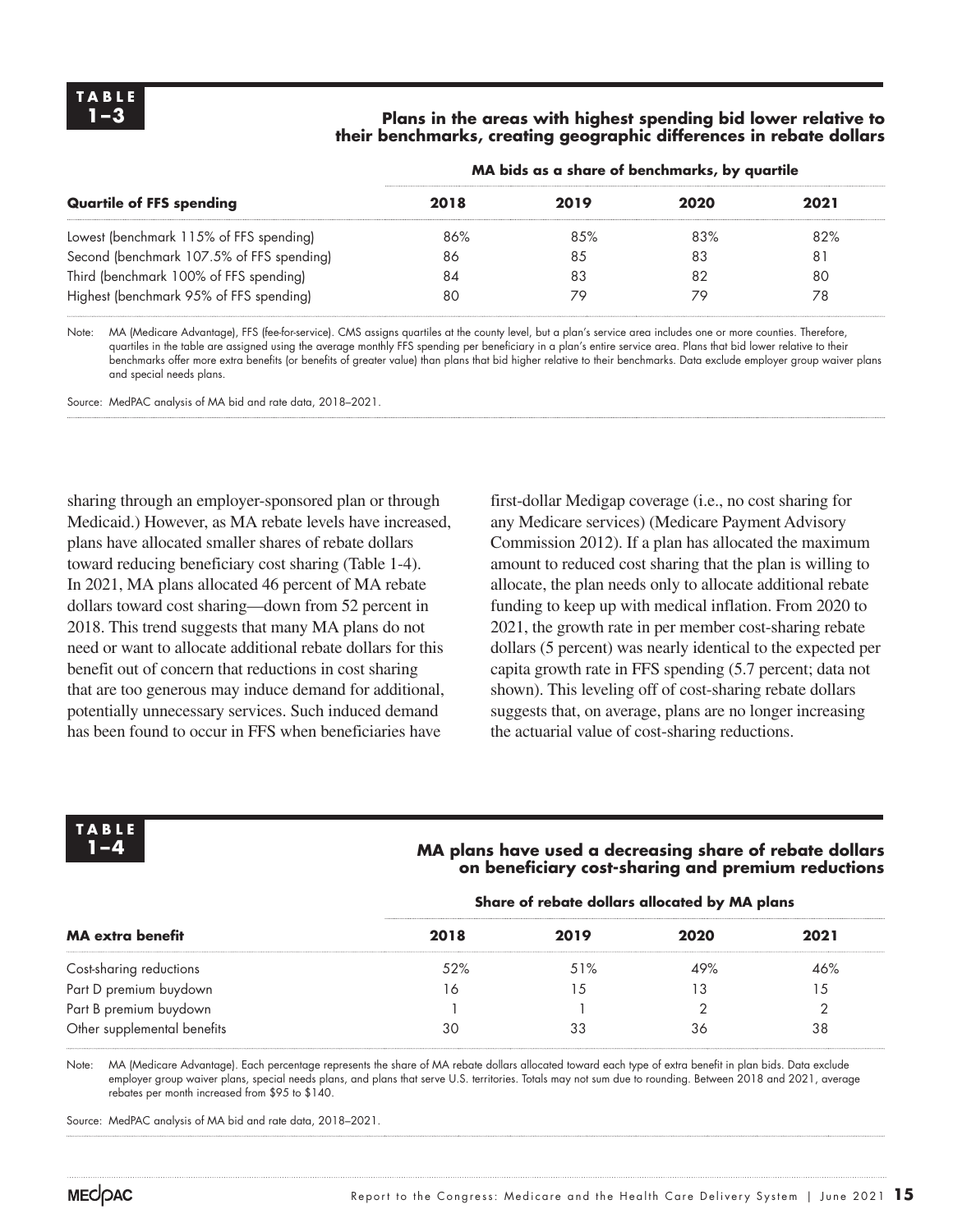**TABLE 1–3**

**Plans in the areas with highest spending bid lower relative to their benchmarks, creating geographic differences in rebate dollars**

| Quartile of FFS spending | MA bids as a share of benchmarks, by quartile | | | |
|---|---|---|---|---|
| | **2018** | **2019** | **2020** | **2021** |
| Lowest (benchmark 115% of FFS spending) | 86% | 85% | 83% | 82% |
| Second (benchmark 107.5% of FFS spending) | 86 | 85 | 83 | 81 |
| Third (benchmark 100% of FFS spending) | 84 | 83 | 82 | 80 |
| Highest (benchmark 95% of FFS spending) | 80 | 79 | 79 | 78 |

Note: MA (Medicare Advantage), FFS (fee-for-service). CMS assigns quartiles at the county level, but a plan's service area includes one or more counties. Therefore, quartiles in the table are assigned using the average monthly FFS spending per beneficiary in a plan's entire service area. Plans that bid lower relative to their benchmarks offer more extra benefits (or benefits of greater value) than plans that bid higher relative to their benchmarks. Data exclude employer group waiver plans and special needs plans.

Source: MedPAC analysis of MA bid and rate data, 2018–2021.

sharing through an employer-sponsored plan or through Medicaid.) However, as MA rebate levels have increased, plans have allocated smaller shares of rebate dollars toward reducing beneficiary cost sharing (Table 1-4). In 2021, MA plans allocated 46 percent of MA rebate dollars toward cost sharing—down from 52 percent in 2018. This trend suggests that many MA plans do not need or want to allocate additional rebate dollars for this benefit out of concern that reductions in cost sharing that are too generous may induce demand for additional, potentially unnecessary services. Such induced demand has been found to occur in FFS when beneficiaries have first-dollar Medigap coverage (i.e., no cost sharing for any Medicare services) (Medicare Payment Advisory Commission 2012). If a plan has allocated the maximum amount to reduced cost sharing that the plan is willing to allocate, the plan needs only to allocate additional rebate funding to keep up with medical inflation. From 2020 to 2021, the growth rate in per member cost-sharing rebate dollars (5 percent) was nearly identical to the expected per capita growth rate in FFS spending (5.7 percent; data not shown). This leveling off of cost-sharing rebate dollars suggests that, on average, plans are no longer increasing the actuarial value of cost-sharing reductions.

**TABLE 1–4**

**MA plans have used a decreasing share of rebate dollars on beneficiary cost-sharing and premium reductions**

| MA extra benefit | Share of rebate dollars allocated by MA plans | | | |
|---|---|---|---|---|
| | **2018** | **2019** | **2020** | **2021** |
| Cost-sharing reductions | 52% | 51% | 49% | 46% |
| Part D premium buydown | 16 | 15 | 13 | 15 |
| Part B premium buydown | 1 | 1 | 2 | 2 |
| Other supplemental benefits | 30 | 33 | 36 | 38 |

Note: MA (Medicare Advantage). Each percentage represents the share of MA rebate dollars allocated toward each type of extra benefit in plan bids. Data exclude employer group waiver plans, special needs plans, and plans that serve U.S. territories. Totals may not sum due to rounding. Between 2018 and 2021, average rebates per month increased from $95 to $140.

Source: MedPAC analysis of MA bid and rate data, 2018–2021.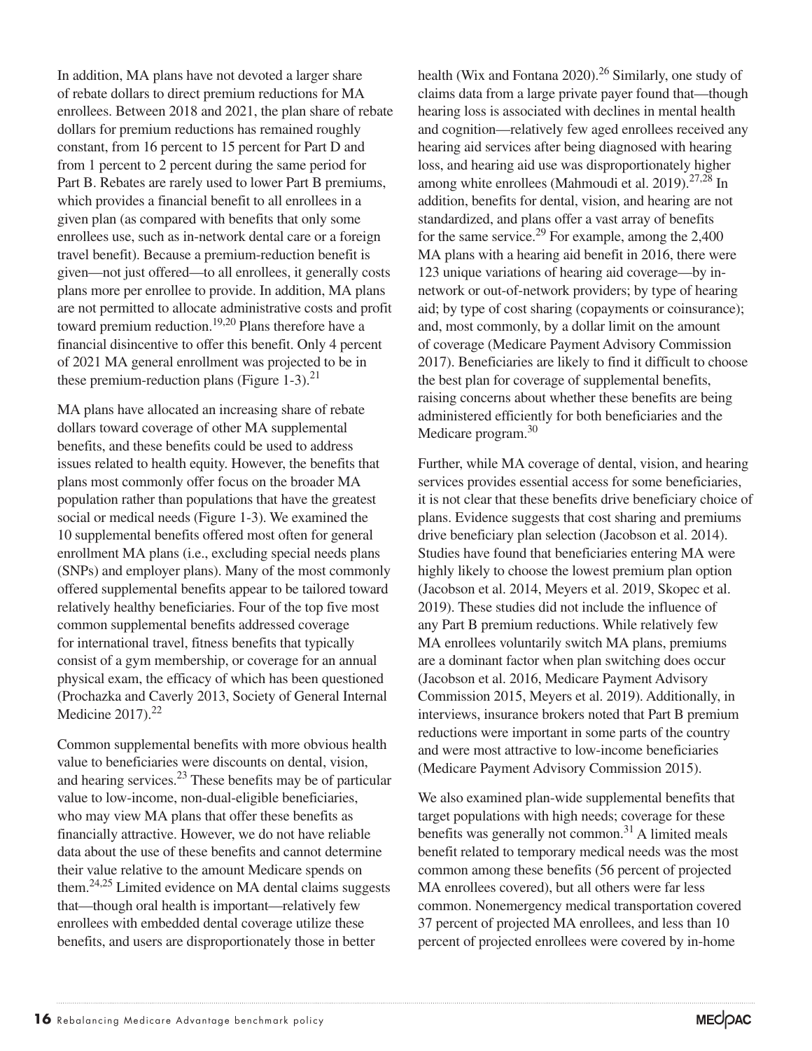In addition, MA plans have not devoted a larger share of rebate dollars to direct premium reductions for MA enrollees. Between 2018 and 2021, the plan share of rebate dollars for premium reductions has remained roughly constant, from 16 percent to 15 percent for Part D and from 1 percent to 2 percent during the same period for Part B. Rebates are rarely used to lower Part B premiums, which provides a financial benefit to all enrollees in a given plan (as compared with benefits that only some enrollees use, such as in-network dental care or a foreign travel benefit). Because a premium-reduction benefit is given—not just offered—to all enrollees, it generally costs plans more per enrollee to provide. In addition, MA plans are not permitted to allocate administrative costs and profit toward premium reduction.[19,20] Plans therefore have a financial disincentive to offer this benefit. Only 4 percent of 2021 MA general enrollment was projected to be in these premium-reduction plans (Figure 1-3).[21]

MA plans have allocated an increasing share of rebate dollars toward coverage of other MA supplemental benefits, and these benefits could be used to address issues related to health equity. However, the benefits that plans most commonly offer focus on the broader MA population rather than populations that have the greatest social or medical needs (Figure 1-3). We examined the 10 supplemental benefits offered most often for general enrollment MA plans (i.e., excluding special needs plans (SNPs) and employer plans). Many of the most commonly offered supplemental benefits appear to be tailored toward relatively healthy beneficiaries. Four of the top five most common supplemental benefits addressed coverage for international travel, fitness benefits that typically consist of a gym membership, or coverage for an annual physical exam, the efficacy of which has been questioned (Prochazka and Caverly 2013, Society of General Internal Medicine 2017).[22]

Common supplemental benefits with more obvious health value to beneficiaries were discounts on dental, vision, and hearing services.[23] These benefits may be of particular value to low-income, non-dual-eligible beneficiaries, who may view MA plans that offer these benefits as financially attractive. However, we do not have reliable data about the use of these benefits and cannot determine their value relative to the amount Medicare spends on them.[24,25] Limited evidence on MA dental claims suggests that—though oral health is important—relatively few enrollees with embedded dental coverage utilize these benefits, and users are disproportionately those in better health (Wix and Fontana 2020).[26] Similarly, one study of claims data from a large private payer found that—though hearing loss is associated with declines in mental health and cognition—relatively few aged enrollees received any hearing aid services after being diagnosed with hearing loss, and hearing aid use was disproportionately higher among white enrollees (Mahmoudi et al. 2019).[27,28] In addition, benefits for dental, vision, and hearing are not standardized, and plans offer a vast array of benefits for the same service.[29] For example, among the 2,400 MA plans with a hearing aid benefit in 2016, there were 123 unique variations of hearing aid coverage—by in-network or out-of-network providers; by type of hearing aid; by type of cost sharing (copayments or coinsurance); and, most commonly, by a dollar limit on the amount of coverage (Medicare Payment Advisory Commission 2017). Beneficiaries are likely to find it difficult to choose the best plan for coverage of supplemental benefits, raising concerns about whether these benefits are being administered efficiently for both beneficiaries and the Medicare program.[30]

Further, while MA coverage of dental, vision, and hearing services provides essential access for some beneficiaries, it is not clear that these benefits drive beneficiary choice of plans. Evidence suggests that cost sharing and premiums drive beneficiary plan selection (Jacobson et al. 2014). Studies have found that beneficiaries entering MA were highly likely to choose the lowest premium plan option (Jacobson et al. 2014, Meyers et al. 2019, Skopec et al. 2019). These studies did not include the influence of any Part B premium reductions. While relatively few MA enrollees voluntarily switch MA plans, premiums are a dominant factor when plan switching does occur (Jacobson et al. 2016, Medicare Payment Advisory Commission 2015, Meyers et al. 2019). Additionally, in interviews, insurance brokers noted that Part B premium reductions were important in some parts of the country and were most attractive to low-income beneficiaries (Medicare Payment Advisory Commission 2015).

We also examined plan-wide supplemental benefits that target populations with high needs; coverage for these benefits was generally not common.[31] A limited meals benefit related to temporary medical needs was the most common among these benefits (56 percent of projected MA enrollees covered), but all others were far less common. Nonemergency medical transportation covered 37 percent of projected MA enrollees, and less than 10 percent of projected enrollees were covered by in-home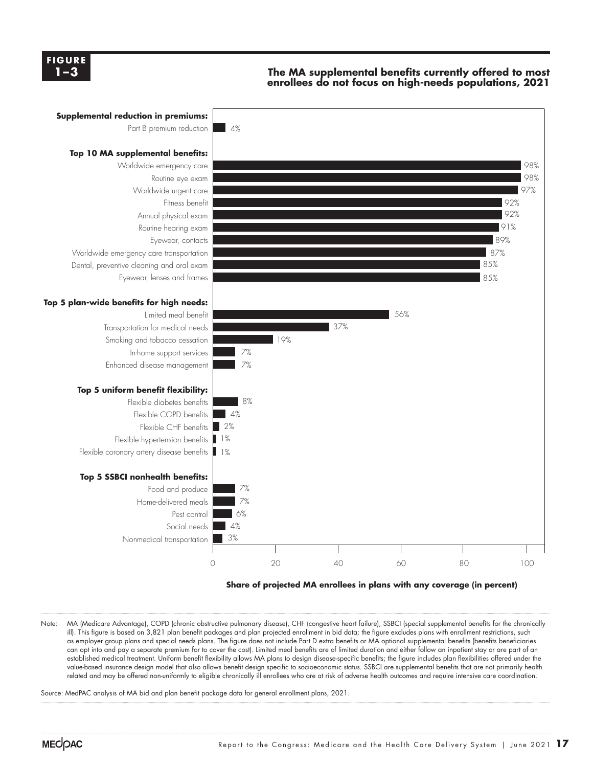**FIGURE 1–3**

**The MA supplemental benefits currently offered to most enrollees do not focus on high-needs populations, 2021**

| Benefit | Share of projected MA enrollees in plans with any coverage (in percent) |
|---|---|
| **Supplemental reduction in premiums:** | |
| Part B premium reduction | 4% |
| **Top 10 MA supplemental benefits:** | |
| Worldwide emergency care | 98% |
| Routine eye exam | 98% |
| Worldwide urgent care | 97% |
| Fitness benefit | 92% |
| Annual physical exam | 92% |
| Routine hearing exam | 91% |
| Eyewear, contacts | 89% |
| Worldwide emergency care transportation | 87% |
| Dental, preventive cleaning and oral exam | 85% |
| Eyewear, lenses and frames | 85% |
| **Top 5 plan-wide benefits for high needs:** | |
| Limited meal benefit | 56% |
| Transportation for medical needs | 37% |
| Smoking and tobacco cessation | 19% |
| In-home support services | 7% |
| Enhanced disease management | 7% |
| **Top 5 uniform benefit flexibility:** | |
| Flexible diabetes benefits | 8% |
| Flexible COPD benefits | 4% |
| Flexible CHF benefits | 2% |
| Flexible hypertension benefits | 1% |
| Flexible coronary artery disease benefits | 1% |
| **Top 5 SSBCI nonhealth benefits:** | |
| Food and produce | 7% |
| Home-delivered meals | 7% |
| Pest control | 6% |
| Social needs | 4% |
| Nonmedical transportation | 3% |

**Share of projected MA enrollees in plans with any coverage (in percent)**

Note: MA (Medicare Advantage), COPD (chronic obstructive pulmonary disease), CHF (congestive heart failure), SSBCI (special supplemental benefits for the chronically ill). This figure is based on 3,821 plan benefit packages and plan projected enrollment in bid data; the figure excludes plans with enrollment restrictions, such as employer group plans and special needs plans. The figure does not include Part D extra benefits or MA optional supplemental benefits (benefits beneficiaries can opt into and pay a separate premium for to cover the cost). Limited meal benefits are of limited duration and either follow an inpatient stay or are part of an established medical treatment. Uniform benefit flexibility allows MA plans to design disease-specific benefits; the figure includes plan flexibilities offered under the value-based insurance design model that also allows benefit design specific to socioeconomic status. SSBCI are supplemental benefits that are not primarily health related and may be offered non-uniformly to eligible chronically ill enrollees who are at risk of adverse health outcomes and require intensive care coordination.

Source: MedPAC analysis of MA bid and plan benefit package data for general enrollment plans, 2021.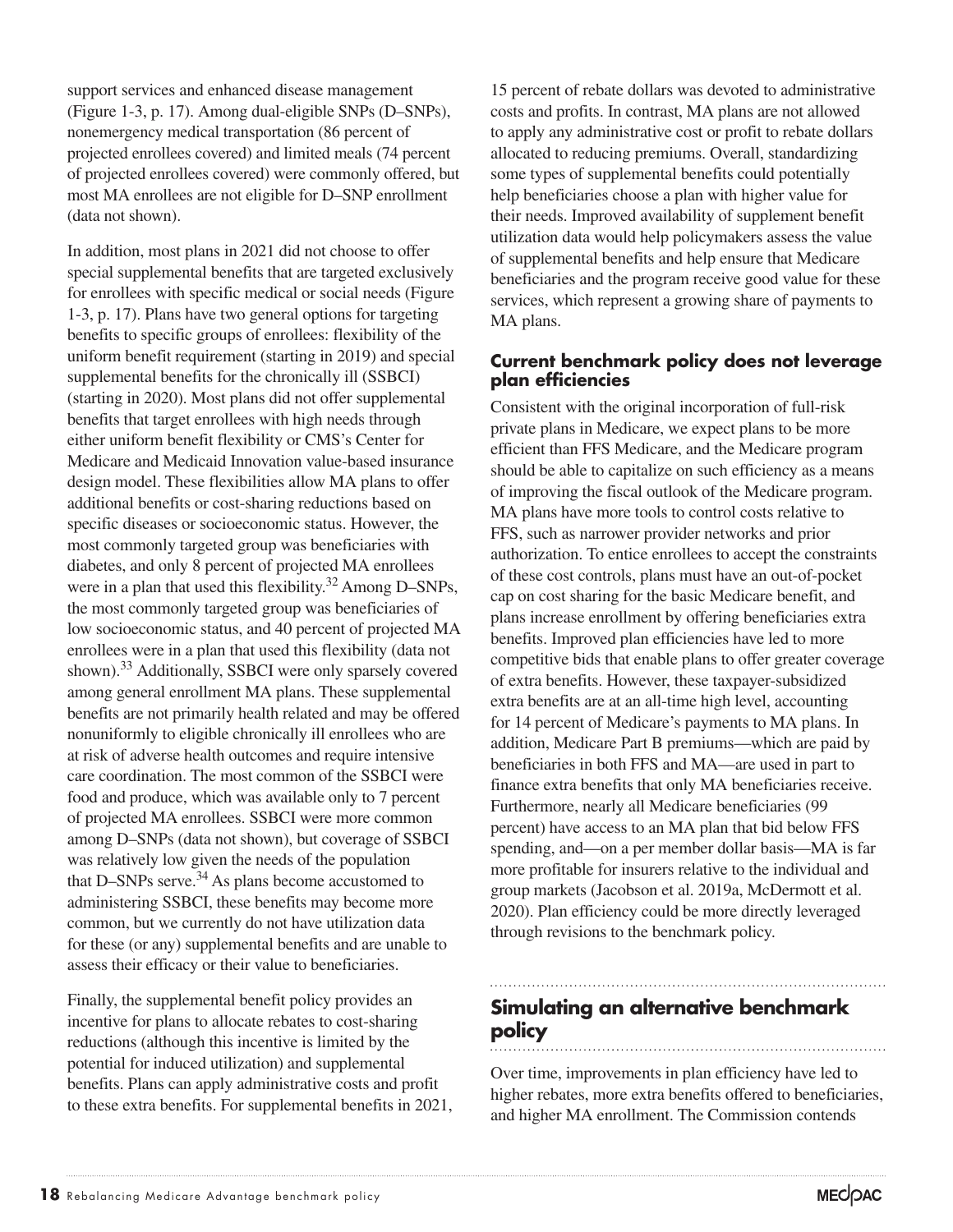support services and enhanced disease management (Figure 1-3, p. 17). Among dual-eligible SNPs (D–SNPs), nonemergency medical transportation (86 percent of projected enrollees covered) and limited meals (74 percent of projected enrollees covered) were commonly offered, but most MA enrollees are not eligible for D–SNP enrollment (data not shown).

In addition, most plans in 2021 did not choose to offer special supplemental benefits that are targeted exclusively for enrollees with specific medical or social needs (Figure 1-3, p. 17). Plans have two general options for targeting benefits to specific groups of enrollees: flexibility of the uniform benefit requirement (starting in 2019) and special supplemental benefits for the chronically ill (SSBCI) (starting in 2020). Most plans did not offer supplemental benefits that target enrollees with high needs through either uniform benefit flexibility or CMS's Center for Medicare and Medicaid Innovation value-based insurance design model. These flexibilities allow MA plans to offer additional benefits or cost-sharing reductions based on specific diseases or socioeconomic status. However, the most commonly targeted group was beneficiaries with diabetes, and only 8 percent of projected MA enrollees were in a plan that used this flexibility.[32] Among D–SNPs, the most commonly targeted group was beneficiaries of low socioeconomic status, and 40 percent of projected MA enrollees were in a plan that used this flexibility (data not shown).[33] Additionally, SSBCI were only sparsely covered among general enrollment MA plans. These supplemental benefits are not primarily health related and may be offered nonuniformly to eligible chronically ill enrollees who are at risk of adverse health outcomes and require intensive care coordination. The most common of the SSBCI were food and produce, which was available only to 7 percent of projected MA enrollees. SSBCI were more common among D–SNPs (data not shown), but coverage of SSBCI was relatively low given the needs of the population that D–SNPs serve.[34] As plans become accustomed to administering SSBCI, these benefits may become more common, but we currently do not have utilization data for these (or any) supplemental benefits and are unable to assess their efficacy or their value to beneficiaries.

Finally, the supplemental benefit policy provides an incentive for plans to allocate rebates to cost-sharing reductions (although this incentive is limited by the potential for induced utilization) and supplemental benefits. Plans can apply administrative costs and profit to these extra benefits. For supplemental benefits in 2021, 15 percent of rebate dollars was devoted to administrative costs and profits. In contrast, MA plans are not allowed to apply any administrative cost or profit to rebate dollars allocated to reducing premiums. Overall, standardizing some types of supplemental benefits could potentially help beneficiaries choose a plan with higher value for their needs. Improved availability of supplement benefit utilization data would help policymakers assess the value of supplemental benefits and help ensure that Medicare beneficiaries and the program receive good value for these services, which represent a growing share of payments to MA plans.

### Current benchmark policy does not leverage plan efficiencies

Consistent with the original incorporation of full-risk private plans in Medicare, we expect plans to be more efficient than FFS Medicare, and the Medicare program should be able to capitalize on such efficiency as a means of improving the fiscal outlook of the Medicare program. MA plans have more tools to control costs relative to FFS, such as narrower provider networks and prior authorization. To entice enrollees to accept the constraints of these cost controls, plans must have an out-of-pocket cap on cost sharing for the basic Medicare benefit, and plans increase enrollment by offering beneficiaries extra benefits. Improved plan efficiencies have led to more competitive bids that enable plans to offer greater coverage of extra benefits. However, these taxpayer-subsidized extra benefits are at an all-time high level, accounting for 14 percent of Medicare's payments to MA plans. In addition, Medicare Part B premiums—which are paid by beneficiaries in both FFS and MA—are used in part to finance extra benefits that only MA beneficiaries receive. Furthermore, nearly all Medicare beneficiaries (99 percent) have access to an MA plan that bid below FFS spending, and—on a per member dollar basis—MA is far more profitable for insurers relative to the individual and group markets (Jacobson et al. 2019a, McDermott et al. 2020). Plan efficiency could be more directly leveraged through revisions to the benchmark policy.

## Simulating an alternative benchmark policy

Over time, improvements in plan efficiency have led to higher rebates, more extra benefits offered to beneficiaries, and higher MA enrollment. The Commission contends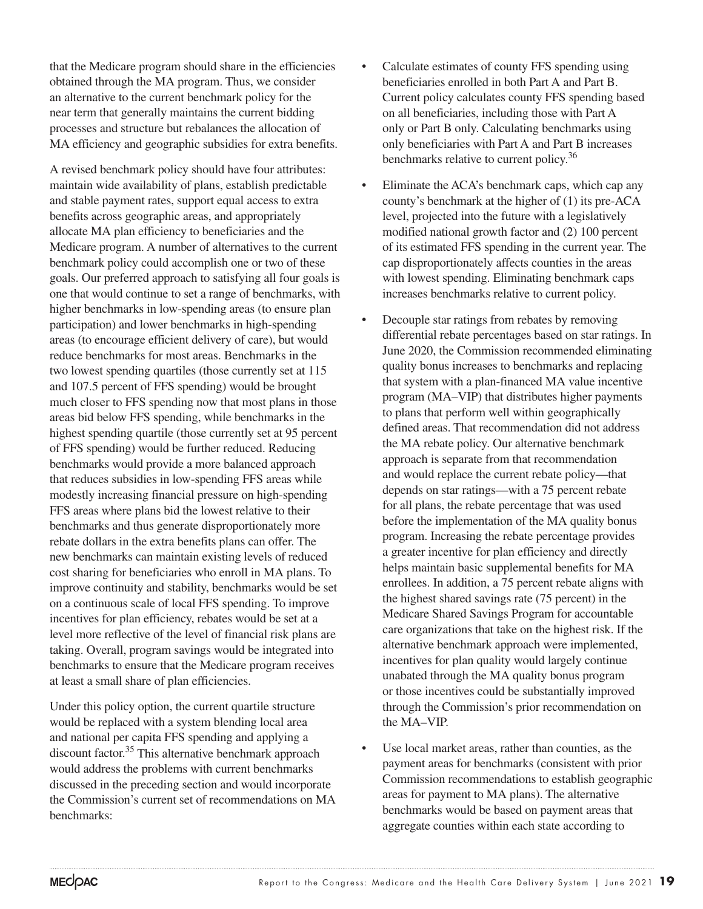that the Medicare program should share in the efficiencies obtained through the MA program. Thus, we consider an alternative to the current benchmark policy for the near term that generally maintains the current bidding processes and structure but rebalances the allocation of MA efficiency and geographic subsidies for extra benefits.

A revised benchmark policy should have four attributes: maintain wide availability of plans, establish predictable and stable payment rates, support equal access to extra benefits across geographic areas, and appropriately allocate MA plan efficiency to beneficiaries and the Medicare program. A number of alternatives to the current benchmark policy could accomplish one or two of these goals. Our preferred approach to satisfying all four goals is one that would continue to set a range of benchmarks, with higher benchmarks in low-spending areas (to ensure plan participation) and lower benchmarks in high-spending areas (to encourage efficient delivery of care), but would reduce benchmarks for most areas. Benchmarks in the two lowest spending quartiles (those currently set at 115 and 107.5 percent of FFS spending) would be brought much closer to FFS spending now that most plans in those areas bid below FFS spending, while benchmarks in the highest spending quartile (those currently set at 95 percent of FFS spending) would be further reduced. Reducing benchmarks would provide a more balanced approach that reduces subsidies in low-spending FFS areas while modestly increasing financial pressure on high-spending FFS areas where plans bid the lowest relative to their benchmarks and thus generate disproportionately more rebate dollars in the extra benefits plans can offer. The new benchmarks can maintain existing levels of reduced cost sharing for beneficiaries who enroll in MA plans. To improve continuity and stability, benchmarks would be set on a continuous scale of local FFS spending. To improve incentives for plan efficiency, rebates would be set at a level more reflective of the level of financial risk plans are taking. Overall, program savings would be integrated into benchmarks to ensure that the Medicare program receives at least a small share of plan efficiencies.

Under this policy option, the current quartile structure would be replaced with a system blending local area and national per capita FFS spending and applying a discount factor.[35] This alternative benchmark approach would address the problems with current benchmarks discussed in the preceding section and would incorporate the Commission's current set of recommendations on MA benchmarks:

- Calculate estimates of county FFS spending using beneficiaries enrolled in both Part A and Part B. Current policy calculates county FFS spending based on all beneficiaries, including those with Part A only or Part B only. Calculating benchmarks using only beneficiaries with Part A and Part B increases benchmarks relative to current policy.[36]
- Eliminate the ACA's benchmark caps, which cap any county's benchmark at the higher of (1) its pre-ACA level, projected into the future with a legislatively modified national growth factor and (2) 100 percent of its estimated FFS spending in the current year. The cap disproportionately affects counties in the areas with lowest spending. Eliminating benchmark caps increases benchmarks relative to current policy.
- Decouple star ratings from rebates by removing differential rebate percentages based on star ratings. In June 2020, the Commission recommended eliminating quality bonus increases to benchmarks and replacing that system with a plan-financed MA value incentive program (MA–VIP) that distributes higher payments to plans that perform well within geographically defined areas. That recommendation did not address the MA rebate policy. Our alternative benchmark approach is separate from that recommendation and would replace the current rebate policy—that depends on star ratings—with a 75 percent rebate for all plans, the rebate percentage that was used before the implementation of the MA quality bonus program. Increasing the rebate percentage provides a greater incentive for plan efficiency and directly helps maintain basic supplemental benefits for MA enrollees. In addition, a 75 percent rebate aligns with the highest shared savings rate (75 percent) in the Medicare Shared Savings Program for accountable care organizations that take on the highest risk. If the alternative benchmark approach were implemented, incentives for plan quality would largely continue unabated through the MA quality bonus program or those incentives could be substantially improved through the Commission's prior recommendation on the MA–VIP.
- Use local market areas, rather than counties, as the payment areas for benchmarks (consistent with prior Commission recommendations to establish geographic areas for payment to MA plans). The alternative benchmarks would be based on payment areas that aggregate counties within each state according to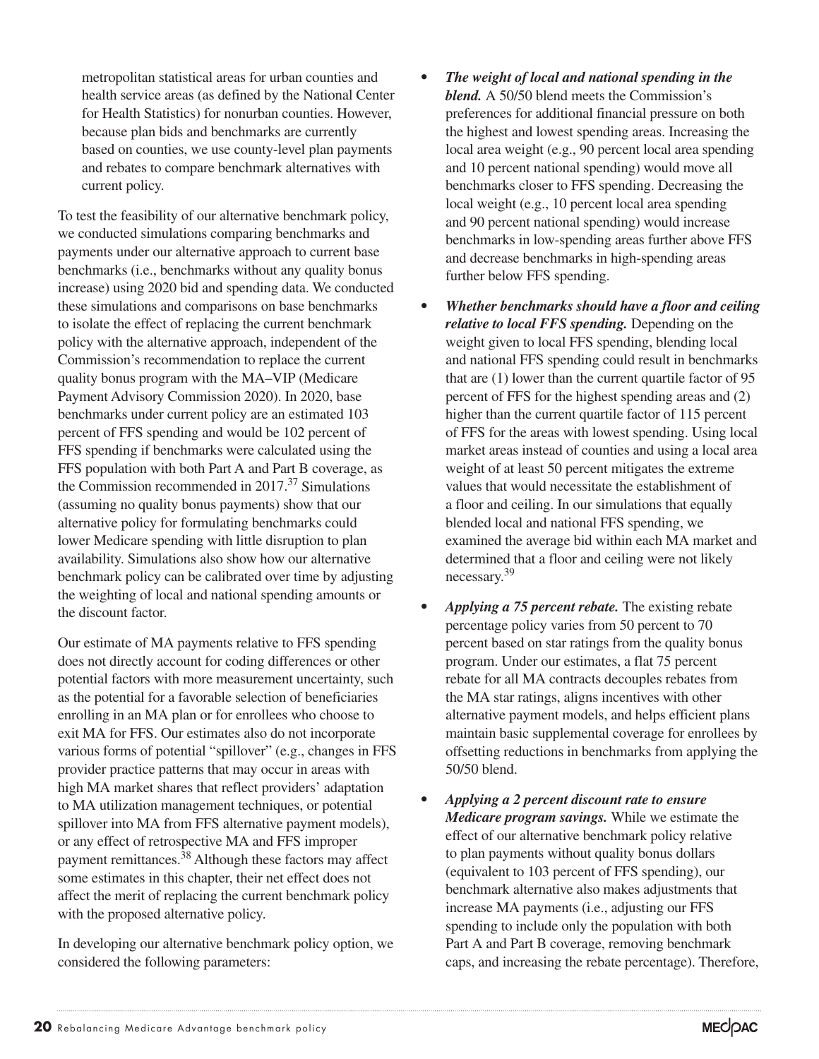metropolitan statistical areas for urban counties and health service areas (as defined by the National Center for Health Statistics) for nonurban counties. However, because plan bids and benchmarks are currently based on counties, we use county-level plan payments and rebates to compare benchmark alternatives with current policy.

To test the feasibility of our alternative benchmark policy, we conducted simulations comparing benchmarks and payments under our alternative approach to current base benchmarks (i.e., benchmarks without any quality bonus increase) using 2020 bid and spending data. We conducted these simulations and comparisons on base benchmarks to isolate the effect of replacing the current benchmark policy with the alternative approach, independent of the Commission's recommendation to replace the current quality bonus program with the MA–VIP (Medicare Payment Advisory Commission 2020). In 2020, base benchmarks under current policy are an estimated 103 percent of FFS spending and would be 102 percent of FFS spending if benchmarks were calculated using the FFS population with both Part A and Part B coverage, as the Commission recommended in 2017.[37] Simulations (assuming no quality bonus payments) show that our alternative policy for formulating benchmarks could lower Medicare spending with little disruption to plan availability. Simulations also show how our alternative benchmark policy can be calibrated over time by adjusting the weighting of local and national spending amounts or the discount factor.

Our estimate of MA payments relative to FFS spending does not directly account for coding differences or other potential factors with more measurement uncertainty, such as the potential for a favorable selection of beneficiaries enrolling in an MA plan or for enrollees who choose to exit MA for FFS. Our estimates also do not incorporate various forms of potential "spillover" (e.g., changes in FFS provider practice patterns that may occur in areas with high MA market shares that reflect providers' adaptation to MA utilization management techniques, or potential spillover into MA from FFS alternative payment models), or any effect of retrospective MA and FFS improper payment remittances.[38] Although these factors may affect some estimates in this chapter, their net effect does not affect the merit of replacing the current benchmark policy with the proposed alternative policy.

In developing our alternative benchmark policy option, we considered the following parameters:

- ***The weight of local and national spending in the blend.*** A 50/50 blend meets the Commission's preferences for additional financial pressure on both the highest and lowest spending areas. Increasing the local area weight (e.g., 90 percent local area spending and 10 percent national spending) would move all benchmarks closer to FFS spending. Decreasing the local weight (e.g., 10 percent local area spending and 90 percent national spending) would increase benchmarks in low-spending areas further above FFS and decrease benchmarks in high-spending areas further below FFS spending.
- ***Whether benchmarks should have a floor and ceiling relative to local FFS spending.*** Depending on the weight given to local FFS spending, blending local and national FFS spending could result in benchmarks that are (1) lower than the current quartile factor of 95 percent of FFS for the highest spending areas and (2) higher than the current quartile factor of 115 percent of FFS for the areas with lowest spending. Using local market areas instead of counties and using a local area weight of at least 50 percent mitigates the extreme values that would necessitate the establishment of a floor and ceiling. In our simulations that equally blended local and national FFS spending, we examined the average bid within each MA market and determined that a floor and ceiling were not likely necessary.[39]
- ***Applying a 75 percent rebate.*** The existing rebate percentage policy varies from 50 percent to 70 percent based on star ratings from the quality bonus program. Under our estimates, a flat 75 percent rebate for all MA contracts decouples rebates from the MA star ratings, aligns incentives with other alternative payment models, and helps efficient plans maintain basic supplemental coverage for enrollees by offsetting reductions in benchmarks from applying the 50/50 blend.
- ***Applying a 2 percent discount rate to ensure Medicare program savings.*** While we estimate the effect of our alternative benchmark policy relative to plan payments without quality bonus dollars (equivalent to 103 percent of FFS spending), our benchmark alternative also makes adjustments that increase MA payments (i.e., adjusting our FFS spending to include only the population with both Part A and Part B coverage, removing benchmark caps, and increasing the rebate percentage). Therefore,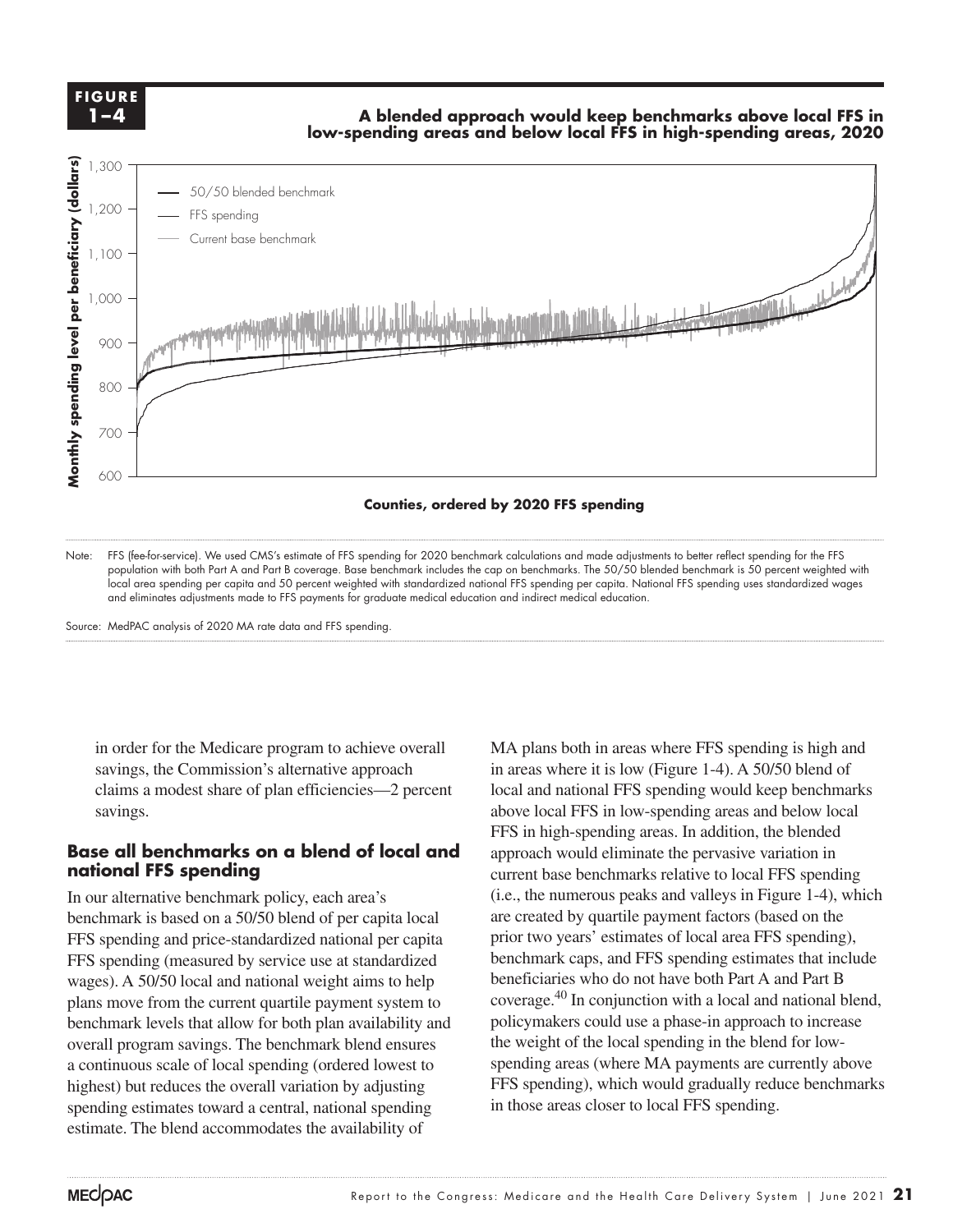**FIGURE 1–4**

**A blended approach would keep benchmarks above local FFS in low-spending areas and below local FFS in high-spending areas, 2020**

Note: FFS (fee-for-service). We used CMS's estimate of FFS spending for 2020 benchmark calculations and made adjustments to better reflect spending for the FFS population with both Part A and Part B coverage. Base benchmark includes the cap on benchmarks. The 50/50 blended benchmark is 50 percent weighted with local area spending per capita and 50 percent weighted with standardized national FFS spending per capita. National FFS spending uses standardized wages and eliminates adjustments made to FFS payments for graduate medical education and indirect medical education.

Source: MedPAC analysis of 2020 MA rate data and FFS spending.

in order for the Medicare program to achieve overall savings, the Commission's alternative approach claims a modest share of plan efficiencies—2 percent savings.

### Base all benchmarks on a blend of local and national FFS spending

In our alternative benchmark policy, each area's benchmark is based on a 50/50 blend of per capita local FFS spending and price-standardized national per capita FFS spending (measured by service use at standardized wages). A 50/50 local and national weight aims to help plans move from the current quartile payment system to benchmark levels that allow for both plan availability and overall program savings. The benchmark blend ensures a continuous scale of local spending (ordered lowest to highest) but reduces the overall variation by adjusting spending estimates toward a central, national spending estimate. The blend accommodates the availability of MA plans both in areas where FFS spending is high and in areas where it is low (Figure 1-4). A 50/50 blend of local and national FFS spending would keep benchmarks above local FFS in low-spending areas and below local FFS in high-spending areas. In addition, the blended approach would eliminate the pervasive variation in current base benchmarks relative to local FFS spending (i.e., the numerous peaks and valleys in Figure 1-4), which are created by quartile payment factors (based on the prior two years' estimates of local area FFS spending), benchmark caps, and FFS spending estimates that include beneficiaries who do not have both Part A and Part B coverage.[40] In conjunction with a local and national blend, policymakers could use a phase-in approach to increase the weight of the local spending in the blend for low-spending areas (where MA payments are currently above FFS spending), which would gradually reduce benchmarks in those areas closer to local FFS spending.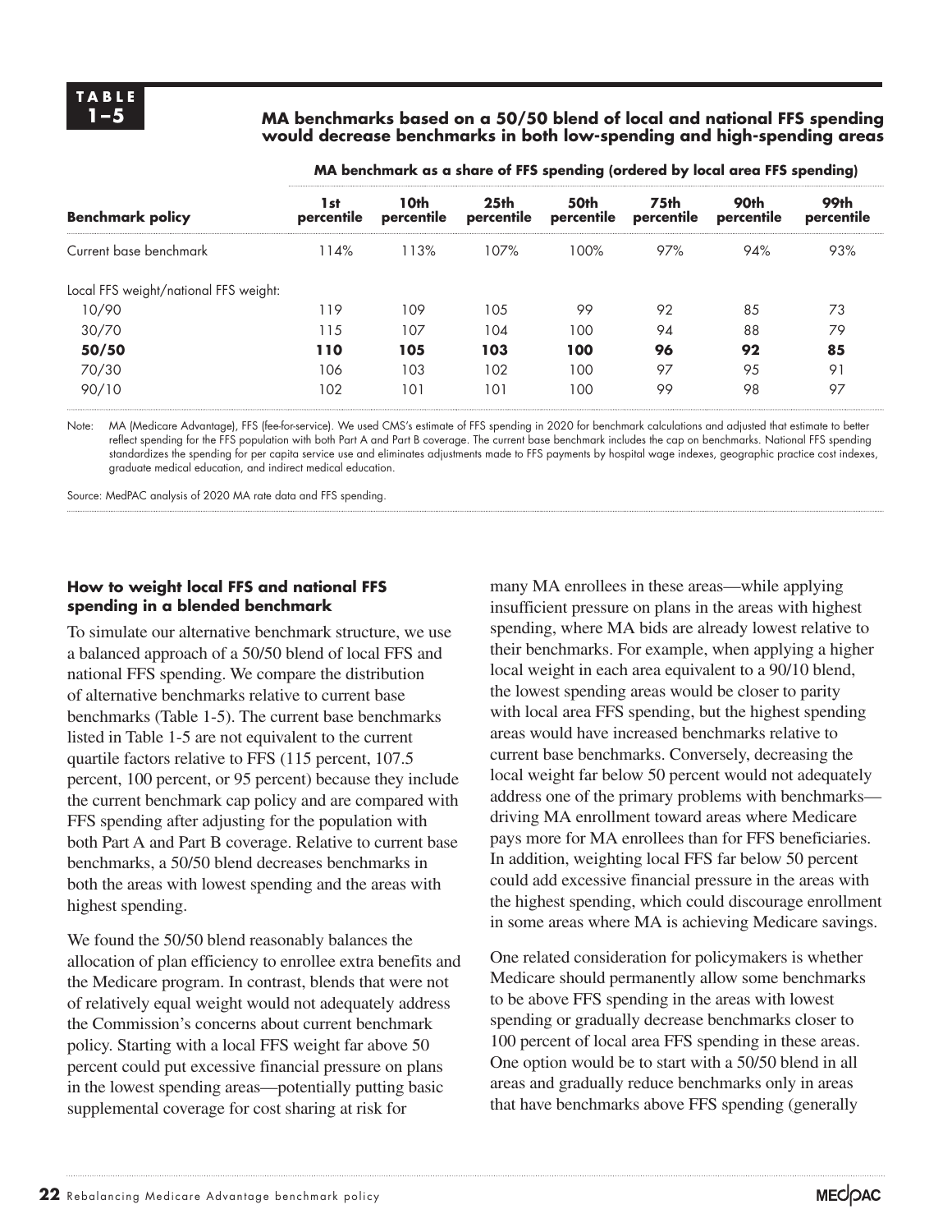**TABLE 1–5**

**MA benchmarks based on a 50/50 blend of local and national FFS spending would decrease benchmarks in both low-spending and high-spending areas**

| | MA benchmark as a share of FFS spending (ordered by local area FFS spending) | | | | | | |
|---|---|---|---|---|---|---|---|
| **Benchmark policy** | **1st percentile** | **10th percentile** | **25th percentile** | **50th percentile** | **75th percentile** | **90th percentile** | **99th percentile** |
| Current base benchmark | 114% | 113% | 107% | 100% | 97% | 94% | 93% |
| Local FFS weight/national FFS weight: | | | | | | | |
| 10/90 | 119 | 109 | 105 | 99 | 92 | 85 | 73 |
| 30/70 | 115 | 107 | 104 | 100 | 94 | 88 | 79 |
| **50/50** | **110** | **105** | **103** | **100** | **96** | **92** | **85** |
| 70/30 | 106 | 103 | 102 | 100 | 97 | 95 | 91 |
| 90/10 | 102 | 101 | 101 | 100 | 99 | 98 | 97 |

Note: MA (Medicare Advantage), FFS (fee-for-service). We used CMS's estimate of FFS spending in 2020 for benchmark calculations and adjusted that estimate to better reflect spending for the FFS population with both Part A and Part B coverage. The current base benchmark includes the cap on benchmarks. National FFS spending standardizes the spending for per capita service use and eliminates adjustments made to FFS payments by hospital wage indexes, geographic practice cost indexes, graduate medical education, and indirect medical education.

Source: MedPAC analysis of 2020 MA rate data and FFS spending.

#### How to weight local FFS and national FFS spending in a blended benchmark

To simulate our alternative benchmark structure, we use a balanced approach of a 50/50 blend of local FFS and national FFS spending. We compare the distribution of alternative benchmarks relative to current base benchmarks (Table 1-5). The current base benchmarks listed in Table 1-5 are not equivalent to the current quartile factors relative to FFS (115 percent, 107.5 percent, 100 percent, or 95 percent) because they include the current benchmark cap policy and are compared with FFS spending after adjusting for the population with both Part A and Part B coverage. Relative to current base benchmarks, a 50/50 blend decreases benchmarks in both the areas with lowest spending and the areas with highest spending.

We found the 50/50 blend reasonably balances the allocation of plan efficiency to enrollee extra benefits and the Medicare program. In contrast, blends that were not of relatively equal weight would not adequately address the Commission's concerns about current benchmark policy. Starting with a local FFS weight far above 50 percent could put excessive financial pressure on plans in the lowest spending areas—potentially putting basic supplemental coverage for cost sharing at risk for many MA enrollees in these areas—while applying insufficient pressure on plans in the areas with highest spending, where MA bids are already lowest relative to their benchmarks. For example, when applying a higher local weight in each area equivalent to a 90/10 blend, the lowest spending areas would be closer to parity with local area FFS spending, but the highest spending areas would have increased benchmarks relative to current base benchmarks. Conversely, decreasing the local weight far below 50 percent would not adequately address one of the primary problems with benchmarks—driving MA enrollment toward areas where Medicare pays more for MA enrollees than for FFS beneficiaries. In addition, weighting local FFS far below 50 percent could add excessive financial pressure in the areas with the highest spending, which could discourage enrollment in some areas where MA is achieving Medicare savings.

One related consideration for policymakers is whether Medicare should permanently allow some benchmarks to be above FFS spending in the areas with lowest spending or gradually decrease benchmarks closer to 100 percent of local area FFS spending in these areas. One option would be to start with a 50/50 blend in all areas and gradually reduce benchmarks only in areas that have benchmarks above FFS spending (generally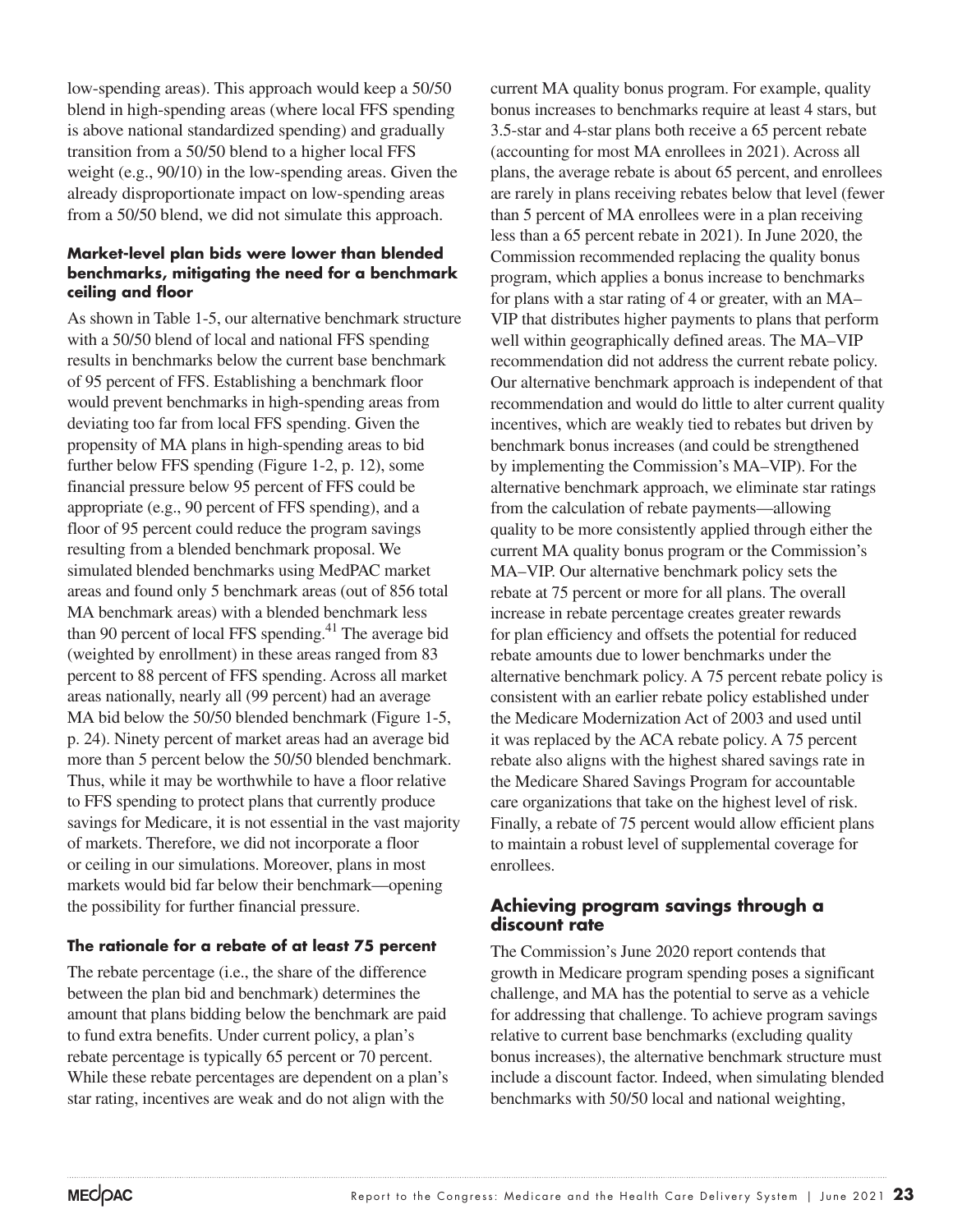low-spending areas). This approach would keep a 50/50 blend in high-spending areas (where local FFS spending is above national standardized spending) and gradually transition from a 50/50 blend to a higher local FFS weight (e.g., 90/10) in the low-spending areas. Given the already disproportionate impact on low-spending areas from a 50/50 blend, we did not simulate this approach.

### Market-level plan bids were lower than blended benchmarks, mitigating the need for a benchmark ceiling and floor

As shown in Table 1-5, our alternative benchmark structure with a 50/50 blend of local and national FFS spending results in benchmarks below the current base benchmark of 95 percent of FFS. Establishing a benchmark floor would prevent benchmarks in high-spending areas from deviating too far from local FFS spending. Given the propensity of MA plans in high-spending areas to bid further below FFS spending (Figure 1-2, p. 12), some financial pressure below 95 percent of FFS could be appropriate (e.g., 90 percent of FFS spending), and a floor of 95 percent could reduce the program savings resulting from a blended benchmark proposal. We simulated blended benchmarks using MedPAC market areas and found only 5 benchmark areas (out of 856 total MA benchmark areas) with a blended benchmark less than 90 percent of local FFS spending.[41] The average bid (weighted by enrollment) in these areas ranged from 83 percent to 88 percent of FFS spending. Across all market areas nationally, nearly all (99 percent) had an average MA bid below the 50/50 blended benchmark (Figure 1-5, p. 24). Ninety percent of market areas had an average bid more than 5 percent below the 50/50 blended benchmark. Thus, while it may be worthwhile to have a floor relative to FFS spending to protect plans that currently produce savings for Medicare, it is not essential in the vast majority of markets. Therefore, we did not incorporate a floor or ceiling in our simulations. Moreover, plans in most markets would bid far below their benchmark—opening the possibility for further financial pressure.

### The rationale for a rebate of at least 75 percent

The rebate percentage (i.e., the share of the difference between the plan bid and benchmark) determines the amount that plans bidding below the benchmark are paid to fund extra benefits. Under current policy, a plan's rebate percentage is typically 65 percent or 70 percent. While these rebate percentages are dependent on a plan's star rating, incentives are weak and do not align with the current MA quality bonus program. For example, quality bonus increases to benchmarks require at least 4 stars, but 3.5-star and 4-star plans both receive a 65 percent rebate (accounting for most MA enrollees in 2021). Across all plans, the average rebate is about 65 percent, and enrollees are rarely in plans receiving rebates below that level (fewer than 5 percent of MA enrollees were in a plan receiving less than a 65 percent rebate in 2021). In June 2020, the Commission recommended replacing the quality bonus program, which applies a bonus increase to benchmarks for plans with a star rating of 4 or greater, with an MA–VIP that distributes higher payments to plans that perform well within geographically defined areas. The MA–VIP recommendation did not address the current rebate policy. Our alternative benchmark approach is independent of that recommendation and would do little to alter current quality incentives, which are weakly tied to rebates but driven by benchmark bonus increases (and could be strengthened by implementing the Commission's MA–VIP). For the alternative benchmark approach, we eliminate star ratings from the calculation of rebate payments—allowing quality to be more consistently applied through either the current MA quality bonus program or the Commission's MA–VIP. Our alternative benchmark policy sets the rebate at 75 percent or more for all plans. The overall increase in rebate percentage creates greater rewards for plan efficiency and offsets the potential for reduced rebate amounts due to lower benchmarks under the alternative benchmark policy. A 75 percent rebate policy is consistent with an earlier rebate policy established under the Medicare Modernization Act of 2003 and used until it was replaced by the ACA rebate policy. A 75 percent rebate also aligns with the highest shared savings rate in the Medicare Shared Savings Program for accountable care organizations that take on the highest level of risk. Finally, a rebate of 75 percent would allow efficient plans to maintain a robust level of supplemental coverage for enrollees.

## Achieving program savings through a discount rate

The Commission's June 2020 report contends that growth in Medicare program spending poses a significant challenge, and MA has the potential to serve as a vehicle for addressing that challenge. To achieve program savings relative to current base benchmarks (excluding quality bonus increases), the alternative benchmark structure must include a discount factor. Indeed, when simulating blended benchmarks with 50/50 local and national weighting,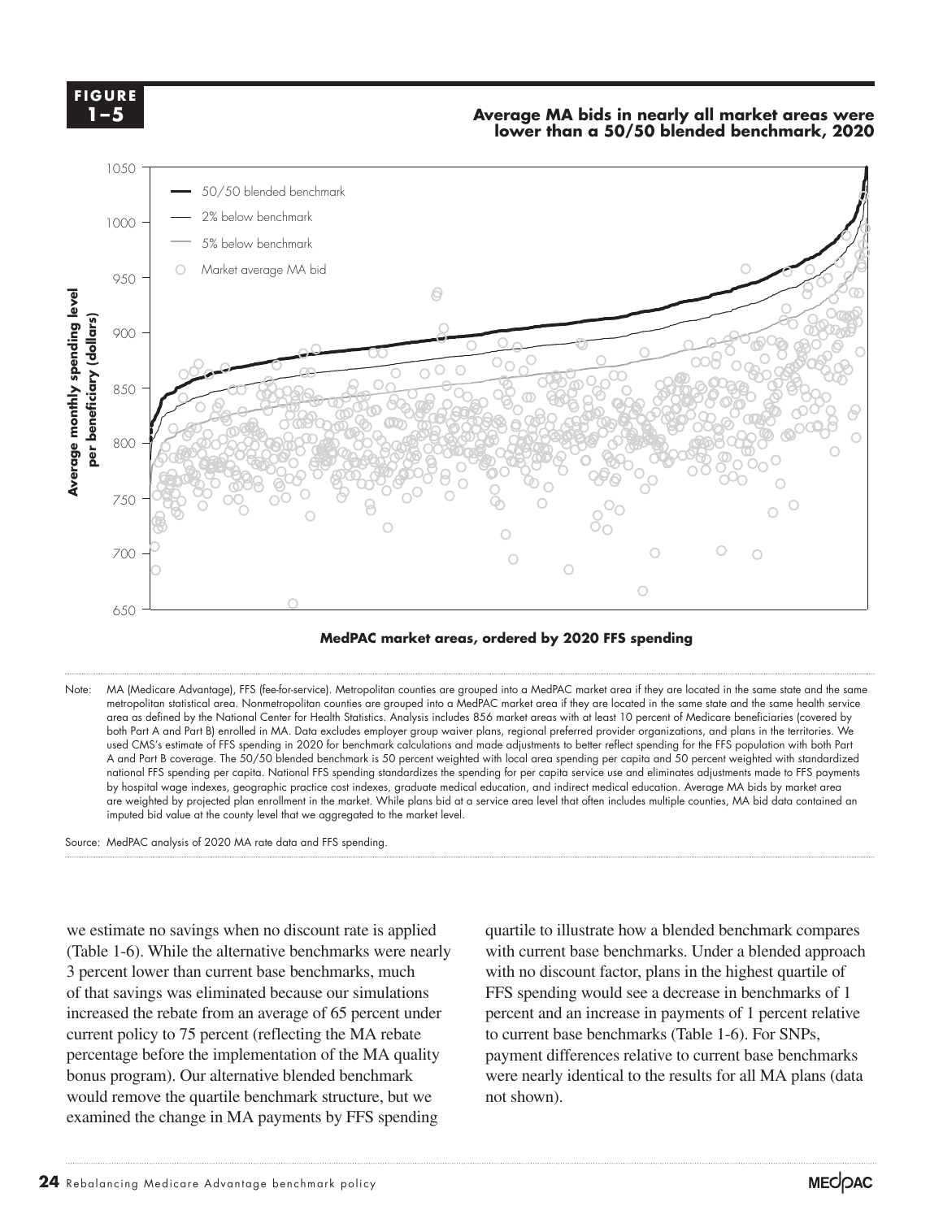**FIGURE 1–5**

**Average MA bids in nearly all market areas were lower than a 50/50 blended benchmark, 2020**

Note: MA (Medicare Advantage), FFS (fee-for-service). Metropolitan counties are grouped into a MedPAC market area if they are located in the same state and the same metropolitan statistical area. Nonmetropolitan counties are grouped into a MedPAC market area if they are located in the same state and the same health service area as defined by the National Center for Health Statistics. Analysis includes 856 market areas with at least 10 percent of Medicare beneficiaries (covered by both Part A and Part B) enrolled in MA. Data excludes employer group waiver plans, regional preferred provider organizations, and plans in the territories. We used CMS's estimate of FFS spending in 2020 for benchmark calculations and made adjustments to better reflect spending for the FFS population with both Part A and Part B coverage. The 50/50 blended benchmark is 50 percent weighted with local area spending per capita and 50 percent weighted with standardized national FFS spending per capita. National FFS spending standardizes the spending for per capita service use and eliminates adjustments made to FFS payments by hospital wage indexes, geographic practice cost indexes, graduate medical education, and indirect medical education. Average MA bids by market area are weighted by projected plan enrollment in the market. While plans bid at a service area level that often includes multiple counties, MA bid data contained an imputed bid value at the county level that we aggregated to the market level.

Source: MedPAC analysis of 2020 MA rate data and FFS spending.

we estimate no savings when no discount rate is applied (Table 1-6). While the alternative benchmarks were nearly 3 percent lower than current base benchmarks, much of that savings was eliminated because our simulations increased the rebate from an average of 65 percent under current policy to 75 percent (reflecting the MA rebate percentage before the implementation of the MA quality bonus program). Our alternative blended benchmark would remove the quartile benchmark structure, but we examined the change in MA payments by FFS spending quartile to illustrate how a blended benchmark compares with current base benchmarks. Under a blended approach with no discount factor, plans in the highest quartile of FFS spending would see a decrease in benchmarks of 1 percent and an increase in payments of 1 percent relative to current base benchmarks (Table 1-6). For SNPs, payment differences relative to current base benchmarks were nearly identical to the results for all MA plans (data not shown).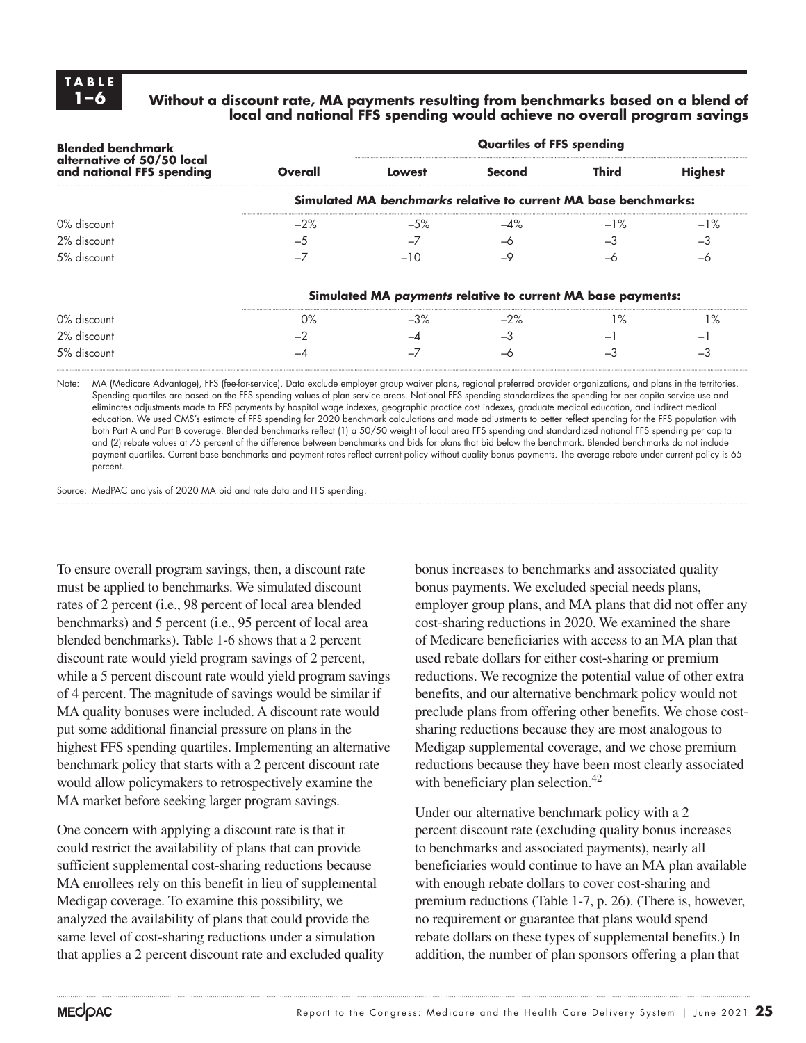**TABLE 1–6**

**Without a discount rate, MA payments resulting from benchmarks based on a blend of local and national FFS spending would achieve no overall program savings**

| Blended benchmark alternative of 50/50 local and national FFS spending | Overall | Quartiles of FFS spending | | | |
|---|---|---|---|---|---|
| | | **Lowest** | **Second** | **Third** | **Highest** |
| | **Simulated MA *benchmarks* relative to current MA base benchmarks:** | | | | |
| 0% discount | –2% | –5% | –4% | –1% | –1% |
| 2% discount | –5 | –7 | –6 | –3 | –3 |
| 5% discount | –7 | –10 | –9 | –6 | –6 |
| | **Simulated MA *payments* relative to current MA base payments:** | | | | |
| 0% discount | 0% | –3% | –2% | 1% | 1% |
| 2% discount | –2 | –4 | –3 | –1 | –1 |
| 5% discount | –4 | –7 | –6 | –3 | –3 |

Note: MA (Medicare Advantage), FFS (fee-for-service). Data exclude employer group waiver plans, regional preferred provider organizations, and plans in the territories. Spending quartiles are based on the FFS spending values of plan service areas. National FFS spending standardizes the spending for per capita service use and eliminates adjustments made to FFS payments by hospital wage indexes, geographic practice cost indexes, graduate medical education, and indirect medical education. We used CMS's estimate of FFS spending for 2020 benchmark calculations and made adjustments to better reflect spending for the FFS population with both Part A and Part B coverage. Blended benchmarks reflect (1) a 50/50 weight of local area FFS spending and standardized national FFS spending per capita and (2) rebate values at 75 percent of the difference between benchmarks and bids for plans that bid below the benchmark. Blended benchmarks do not include payment quartiles. Current base benchmarks and payment rates reflect current policy without quality bonus payments. The average rebate under current policy is 65 percent.

Source: MedPAC analysis of 2020 MA bid and rate data and FFS spending.

To ensure overall program savings, then, a discount rate must be applied to benchmarks. We simulated discount rates of 2 percent (i.e., 98 percent of local area blended benchmarks) and 5 percent (i.e., 95 percent of local area blended benchmarks). Table 1-6 shows that a 2 percent discount rate would yield program savings of 2 percent, while a 5 percent discount rate would yield program savings of 4 percent. The magnitude of savings would be similar if MA quality bonuses were included. A discount rate would put some additional financial pressure on plans in the highest FFS spending quartiles. Implementing an alternative benchmark policy that starts with a 2 percent discount rate would allow policymakers to retrospectively examine the MA market before seeking larger program savings.

One concern with applying a discount rate is that it could restrict the availability of plans that can provide sufficient supplemental cost-sharing reductions because MA enrollees rely on this benefit in lieu of supplemental Medigap coverage. To examine this possibility, we analyzed the availability of plans that could provide the same level of cost-sharing reductions under a simulation that applies a 2 percent discount rate and excluded quality bonus increases to benchmarks and associated quality bonus payments. We excluded special needs plans, employer group plans, and MA plans that did not offer any cost-sharing reductions in 2020. We examined the share of Medicare beneficiaries with access to an MA plan that used rebate dollars for either cost-sharing or premium reductions. We recognize the potential value of other extra benefits, and our alternative benchmark policy would not preclude plans from offering other benefits. We chose cost-sharing reductions because they are most analogous to Medigap supplemental coverage, and we chose premium reductions because they have been most clearly associated with beneficiary plan selection.[42]

Under our alternative benchmark policy with a 2 percent discount rate (excluding quality bonus increases to benchmarks and associated payments), nearly all beneficiaries would continue to have an MA plan available with enough rebate dollars to cover cost-sharing and premium reductions (Table 1-7, p. 26). (There is, however, no requirement or guarantee that plans would spend rebate dollars on these types of supplemental benefits.) In addition, the number of plan sponsors offering a plan that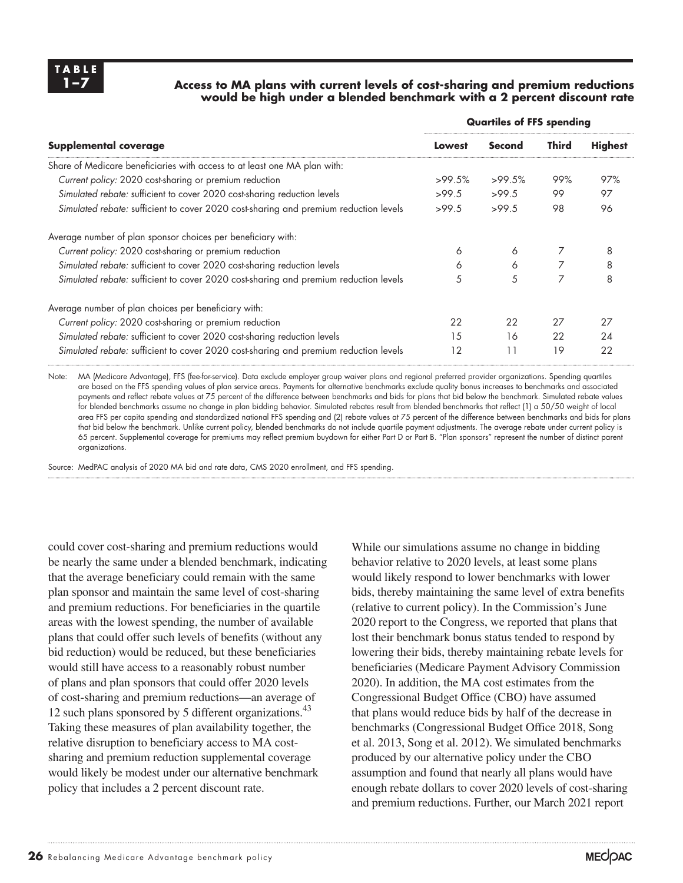**TABLE 1–7**

**Access to MA plans with current levels of cost-sharing and premium reductions would be high under a blended benchmark with a 2 percent discount rate**

| | Quartiles of FFS spending | | | |
|---|---|---|---|---|
| **Supplemental coverage** | **Lowest** | **Second** | **Third** | **Highest** |
| Share of Medicare beneficiaries with access to at least one MA plan with: | | | | |
| *Current policy:* 2020 cost-sharing or premium reduction | >99.5% | >99.5% | 99% | 97% |
| *Simulated rebate:* sufficient to cover 2020 cost-sharing reduction levels | >99.5 | >99.5 | 99 | 97 |
| *Simulated rebate:* sufficient to cover 2020 cost-sharing and premium reduction levels | >99.5 | >99.5 | 98 | 96 |
| Average number of plan sponsor choices per beneficiary with: | | | | |
| *Current policy:* 2020 cost-sharing or premium reduction | 6 | 6 | 7 | 8 |
| *Simulated rebate:* sufficient to cover 2020 cost-sharing reduction levels | 6 | 6 | 7 | 8 |
| *Simulated rebate:* sufficient to cover 2020 cost-sharing and premium reduction levels | 5 | 5 | 7 | 8 |
| Average number of plan choices per beneficiary with: | | | | |
| *Current policy:* 2020 cost-sharing or premium reduction | 22 | 22 | 27 | 27 |
| *Simulated rebate:* sufficient to cover 2020 cost-sharing reduction levels | 15 | 16 | 22 | 24 |
| *Simulated rebate:* sufficient to cover 2020 cost-sharing and premium reduction levels | 12 | 11 | 19 | 22 |

Note: MA (Medicare Advantage), FFS (fee-for-service). Data exclude employer group waiver plans and regional preferred provider organizations. Spending quartiles are based on the FFS spending values of plan service areas. Payments for alternative benchmarks exclude quality bonus increases to benchmarks and associated payments and reflect rebate values at 75 percent of the difference between benchmarks and bids for plans that bid below the benchmark. Simulated rebate values for blended benchmarks assume no change in plan bidding behavior. Simulated rebates result from blended benchmarks that reflect (1) a 50/50 weight of local area FFS per capita spending and standardized national FFS spending and (2) rebate values at 75 percent of the difference between benchmarks and bids for plans that bid below the benchmark. Unlike current policy, blended benchmarks do not include quartile payment adjustments. The average rebate under current policy is 65 percent. Supplemental coverage for premiums may reflect premium buydown for either Part D or Part B. "Plan sponsors" represent the number of distinct parent organizations.

Source: MedPAC analysis of 2020 MA bid and rate data, CMS 2020 enrollment, and FFS spending.

could cover cost-sharing and premium reductions would be nearly the same under a blended benchmark, indicating that the average beneficiary could remain with the same plan sponsor and maintain the same level of cost-sharing and premium reductions. For beneficiaries in the quartile areas with the lowest spending, the number of available plans that could offer such levels of benefits (without any bid reduction) would be reduced, but these beneficiaries would still have access to a reasonably robust number of plans and plan sponsors that could offer 2020 levels of cost-sharing and premium reductions—an average of 12 such plans sponsored by 5 different organizations.[43] Taking these measures of plan availability together, the relative disruption to beneficiary access to MA cost-sharing and premium reduction supplemental coverage would likely be modest under our alternative benchmark policy that includes a 2 percent discount rate.

While our simulations assume no change in bidding behavior relative to 2020 levels, at least some plans would likely respond to lower benchmarks with lower bids, thereby maintaining the same level of extra benefits (relative to current policy). In the Commission's June 2020 report to the Congress, we reported that plans that lost their benchmark bonus status tended to respond by lowering their bids, thereby maintaining rebate levels for beneficiaries (Medicare Payment Advisory Commission 2020). In addition, the MA cost estimates from the Congressional Budget Office (CBO) have assumed that plans would reduce bids by half of the decrease in benchmarks (Congressional Budget Office 2018, Song et al. 2013, Song et al. 2012). We simulated benchmarks produced by our alternative policy under the CBO assumption and found that nearly all plans would have enough rebate dollars to cover 2020 levels of cost-sharing and premium reductions. Further, our March 2021 report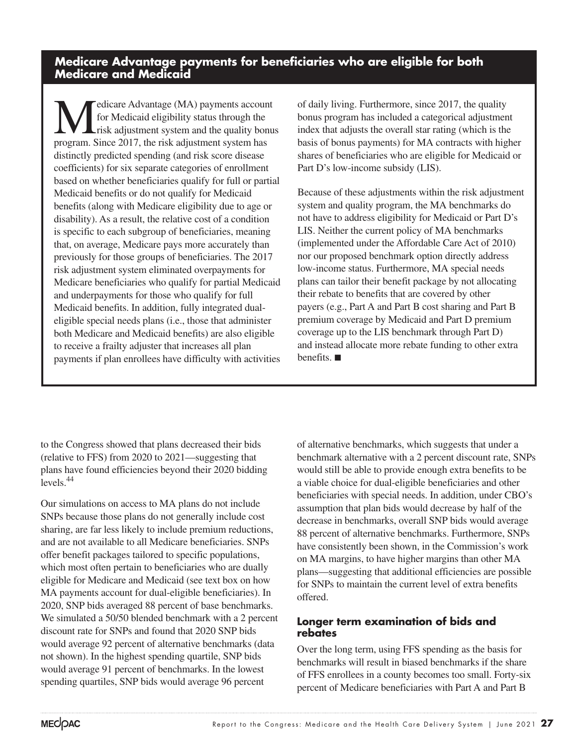## Medicare Advantage payments for beneficiaries who are eligible for both Medicare and Medicaid

Medicare Advantage (MA) payments account for Medicaid eligibility status through the risk adjustment system and the quality bonus program. Since 2017, the risk adjustment system has distinctly predicted spending (and risk score disease coefficients) for six separate categories of enrollment based on whether beneficiaries qualify for full or partial Medicaid benefits or do not qualify for Medicaid benefits (along with Medicare eligibility due to age or disability). As a result, the relative cost of a condition is specific to each subgroup of beneficiaries, meaning that, on average, Medicare pays more accurately than previously for those groups of beneficiaries. The 2017 risk adjustment system eliminated overpayments for Medicare beneficiaries who qualify for partial Medicaid and underpayments for those who qualify for full Medicaid benefits. In addition, fully integrated dual-eligible special needs plans (i.e., those that administer both Medicare and Medicaid benefits) are also eligible to receive a frailty adjuster that increases all plan payments if plan enrollees have difficulty with activities of daily living. Furthermore, since 2017, the quality bonus program has included a categorical adjustment index that adjusts the overall star rating (which is the basis of bonus payments) for MA contracts with higher shares of beneficiaries who are eligible for Medicaid or Part D's low-income subsidy (LIS).

Because of these adjustments within the risk adjustment system and quality program, the MA benchmarks do not have to address eligibility for Medicaid or Part D's LIS. Neither the current policy of MA benchmarks (implemented under the Affordable Care Act of 2010) nor our proposed benchmark option directly address low-income status. Furthermore, MA special needs plans can tailor their benefit package by not allocating their rebate to benefits that are covered by other payers (e.g., Part A and Part B cost sharing and Part B premium coverage by Medicaid and Part D premium coverage up to the LIS benchmark through Part D) and instead allocate more rebate funding to other extra benefits. ■

---

to the Congress showed that plans decreased their bids (relative to FFS) from 2020 to 2021—suggesting that plans have found efficiencies beyond their 2020 bidding levels.[44]

Our simulations on access to MA plans do not include SNPs because those plans do not generally include cost sharing, are far less likely to include premium reductions, and are not available to all Medicare beneficiaries. SNPs offer benefit packages tailored to specific populations, which most often pertain to beneficiaries who are dually eligible for Medicare and Medicaid (see text box on how MA payments account for dual-eligible beneficiaries). In 2020, SNP bids averaged 88 percent of base benchmarks. We simulated a 50/50 blended benchmark with a 2 percent discount rate for SNPs and found that 2020 SNP bids would average 92 percent of alternative benchmarks (data not shown). In the highest spending quartile, SNP bids would average 91 percent of benchmarks. In the lowest spending quartiles, SNP bids would average 96 percent of alternative benchmarks, which suggests that under a benchmark alternative with a 2 percent discount rate, SNPs would still be able to provide enough extra benefits to be a viable choice for dual-eligible beneficiaries and other beneficiaries with special needs. In addition, under CBO's assumption that plan bids would decrease by half of the decrease in benchmarks, overall SNP bids would average 88 percent of alternative benchmarks. Furthermore, SNPs have consistently been shown, in the Commission's work on MA margins, to have higher margins than other MA plans—suggesting that additional efficiencies are possible for SNPs to maintain the current level of extra benefits offered.

### Longer term examination of bids and rebates

Over the long term, using FFS spending as the basis for benchmarks will result in biased benchmarks if the share of FFS enrollees in a county becomes too small. Forty-six percent of Medicare beneficiaries with Part A and Part B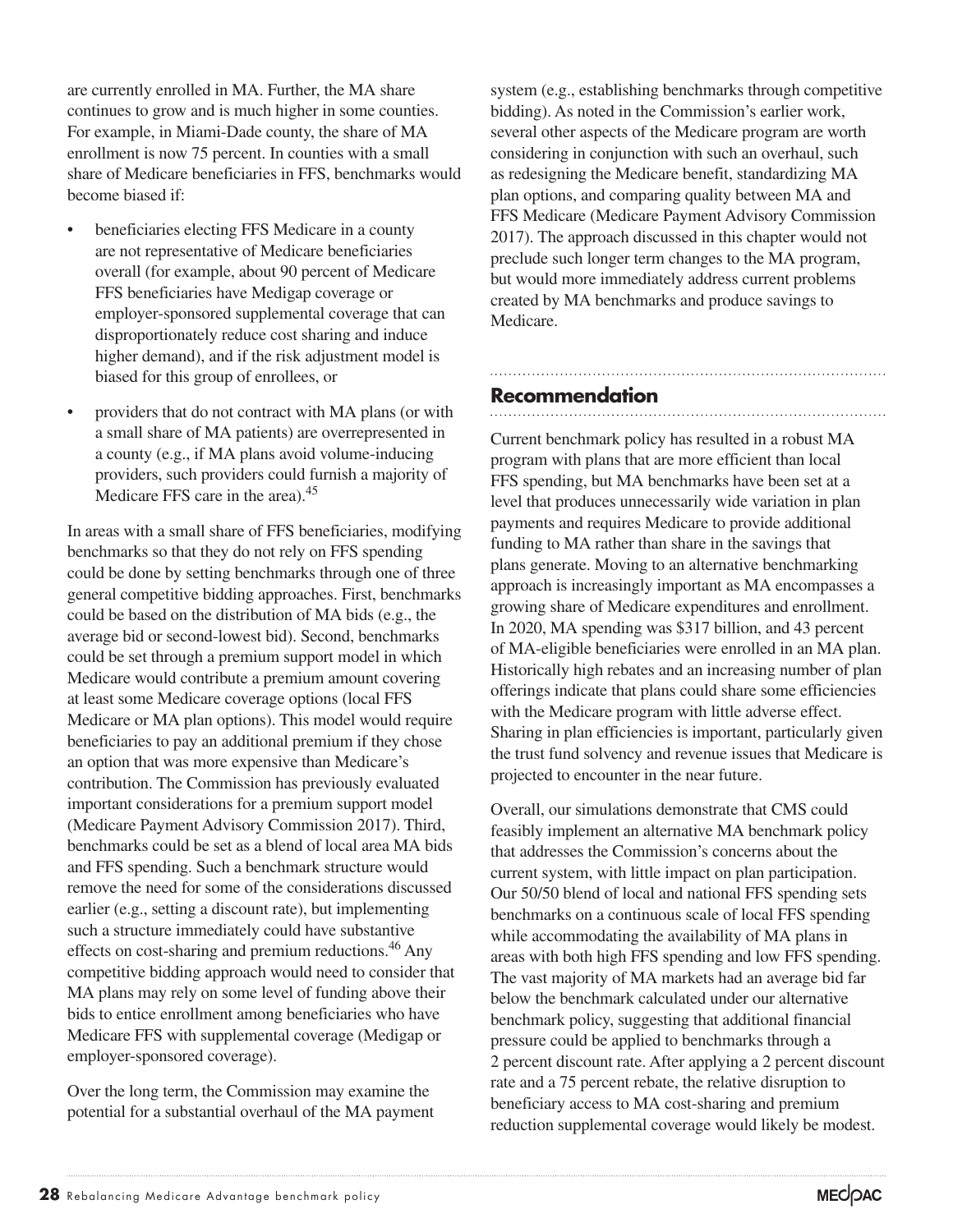are currently enrolled in MA. Further, the MA share continues to grow and is much higher in some counties. For example, in Miami-Dade county, the share of MA enrollment is now 75 percent. In counties with a small share of Medicare beneficiaries in FFS, benchmarks would become biased if:

- beneficiaries electing FFS Medicare in a county are not representative of Medicare beneficiaries overall (for example, about 90 percent of Medicare FFS beneficiaries have Medigap coverage or employer-sponsored supplemental coverage that can disproportionately reduce cost sharing and induce higher demand), and if the risk adjustment model is biased for this group of enrollees, or
- providers that do not contract with MA plans (or with a small share of MA patients) are overrepresented in a county (e.g., if MA plans avoid volume-inducing providers, such providers could furnish a majority of Medicare FFS care in the area).[45]

In areas with a small share of FFS beneficiaries, modifying benchmarks so that they do not rely on FFS spending could be done by setting benchmarks through one of three general competitive bidding approaches. First, benchmarks could be based on the distribution of MA bids (e.g., the average bid or second-lowest bid). Second, benchmarks could be set through a premium support model in which Medicare would contribute a premium amount covering at least some Medicare coverage options (local FFS Medicare or MA plan options). This model would require beneficiaries to pay an additional premium if they chose an option that was more expensive than Medicare's contribution. The Commission has previously evaluated important considerations for a premium support model (Medicare Payment Advisory Commission 2017). Third, benchmarks could be set as a blend of local area MA bids and FFS spending. Such a benchmark structure would remove the need for some of the considerations discussed earlier (e.g., setting a discount rate), but implementing such a structure immediately could have substantive effects on cost-sharing and premium reductions.[46] Any competitive bidding approach would need to consider that MA plans may rely on some level of funding above their bids to entice enrollment among beneficiaries who have Medicare FFS with supplemental coverage (Medigap or employer-sponsored coverage).

Over the long term, the Commission may examine the potential for a substantial overhaul of the MA payment system (e.g., establishing benchmarks through competitive bidding). As noted in the Commission's earlier work, several other aspects of the Medicare program are worth considering in conjunction with such an overhaul, such as redesigning the Medicare benefit, standardizing MA plan options, and comparing quality between MA and FFS Medicare (Medicare Payment Advisory Commission 2017). The approach discussed in this chapter would not preclude such longer term changes to the MA program, but would more immediately address current problems created by MA benchmarks and produce savings to Medicare.

## Recommendation

Current benchmark policy has resulted in a robust MA program with plans that are more efficient than local FFS spending, but MA benchmarks have been set at a level that produces unnecessarily wide variation in plan payments and requires Medicare to provide additional funding to MA rather than share in the savings that plans generate. Moving to an alternative benchmarking approach is increasingly important as MA encompasses a growing share of Medicare expenditures and enrollment. In 2020, MA spending was $317 billion, and 43 percent of MA-eligible beneficiaries were enrolled in an MA plan. Historically high rebates and an increasing number of plan offerings indicate that plans could share some efficiencies with the Medicare program with little adverse effect. Sharing in plan efficiencies is important, particularly given the trust fund solvency and revenue issues that Medicare is projected to encounter in the near future.

Overall, our simulations demonstrate that CMS could feasibly implement an alternative MA benchmark policy that addresses the Commission's concerns about the current system, with little impact on plan participation. Our 50/50 blend of local and national FFS spending sets benchmarks on a continuous scale of local FFS spending while accommodating the availability of MA plans in areas with both high FFS spending and low FFS spending. The vast majority of MA markets had an average bid far below the benchmark calculated under our alternative benchmark policy, suggesting that additional financial pressure could be applied to benchmarks through a 2 percent discount rate. After applying a 2 percent discount rate and a 75 percent rebate, the relative disruption to beneficiary access to MA cost-sharing and premium reduction supplemental coverage would likely be modest.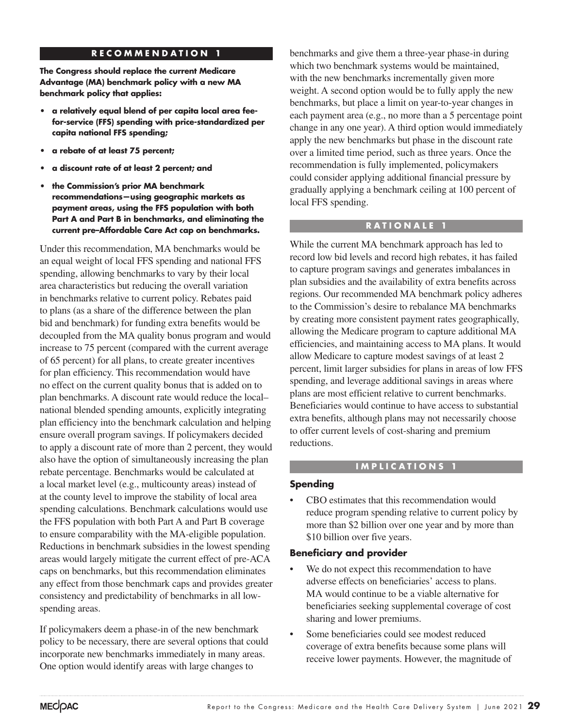## RECOMMENDATION 1

**The Congress should replace the current Medicare Advantage (MA) benchmark policy with a new MA benchmark policy that applies:**

- **a relatively equal blend of per capita local area fee-for-service (FFS) spending with price-standardized per capita national FFS spending;**
- **a rebate of at least 75 percent;**
- **a discount rate of at least 2 percent; and**
- **the Commission's prior MA benchmark recommendations—using geographic markets as payment areas, using the FFS population with both Part A and Part B in benchmarks, and eliminating the current pre–Affordable Care Act cap on benchmarks.**

Under this recommendation, MA benchmarks would be an equal weight of local FFS spending and national FFS spending, allowing benchmarks to vary by their local area characteristics but reducing the overall variation in benchmarks relative to current policy. Rebates paid to plans (as a share of the difference between the plan bid and benchmark) for funding extra benefits would be decoupled from the MA quality bonus program and would increase to 75 percent (compared with the current average of 65 percent) for all plans, to create greater incentives for plan efficiency. This recommendation would have no effect on the current quality bonus that is added on to plan benchmarks. A discount rate would reduce the local–national blended spending amounts, explicitly integrating plan efficiency into the benchmark calculation and helping ensure overall program savings. If policymakers decided to apply a discount rate of more than 2 percent, they would also have the option of simultaneously increasing the plan rebate percentage. Benchmarks would be calculated at a local market level (e.g., multicounty areas) instead of at the county level to improve the stability of local area spending calculations. Benchmark calculations would use the FFS population with both Part A and Part B coverage to ensure comparability with the MA-eligible population. Reductions in benchmark subsidies in the lowest spending areas would largely mitigate the current effect of pre-ACA caps on benchmarks, but this recommendation eliminates any effect from those benchmark caps and provides greater consistency and predictability of benchmarks in all low-spending areas.

If policymakers deem a phase-in of the new benchmark policy to be necessary, there are several options that could incorporate new benchmarks immediately in many areas. One option would identify areas with large changes to benchmarks and give them a three-year phase-in during which two benchmark systems would be maintained, with the new benchmarks incrementally given more weight. A second option would be to fully apply the new benchmarks, but place a limit on year-to-year changes in each payment area (e.g., no more than a 5 percentage point change in any one year). A third option would immediately apply the new benchmarks but phase in the discount rate over a limited time period, such as three years. Once the recommendation is fully implemented, policymakers could consider applying additional financial pressure by gradually applying a benchmark ceiling at 100 percent of local FFS spending.

## RATIONALE 1

While the current MA benchmark approach has led to record low bid levels and record high rebates, it has failed to capture program savings and generates imbalances in plan subsidies and the availability of extra benefits across regions. Our recommended MA benchmark policy adheres to the Commission's desire to rebalance MA benchmarks by creating more consistent payment rates geographically, allowing the Medicare program to capture additional MA efficiencies, and maintaining access to MA plans. It would allow Medicare to capture modest savings of at least 2 percent, limit larger subsidies for plans in areas of low FFS spending, and leverage additional savings in areas where plans are most efficient relative to current benchmarks. Beneficiaries would continue to have access to substantial extra benefits, although plans may not necessarily choose to offer current levels of cost-sharing and premium reductions.

## IMPLICATIONS 1

### Spending

- CBO estimates that this recommendation would reduce program spending relative to current policy by more than $2 billion over one year and by more than $10 billion over five years.

### Beneficiary and provider

- We do not expect this recommendation to have adverse effects on beneficiaries' access to plans. MA would continue to be a viable alternative for beneficiaries seeking supplemental coverage of cost sharing and lower premiums.
- Some beneficiaries could see modest reduced coverage of extra benefits because some plans will receive lower payments. However, the magnitude of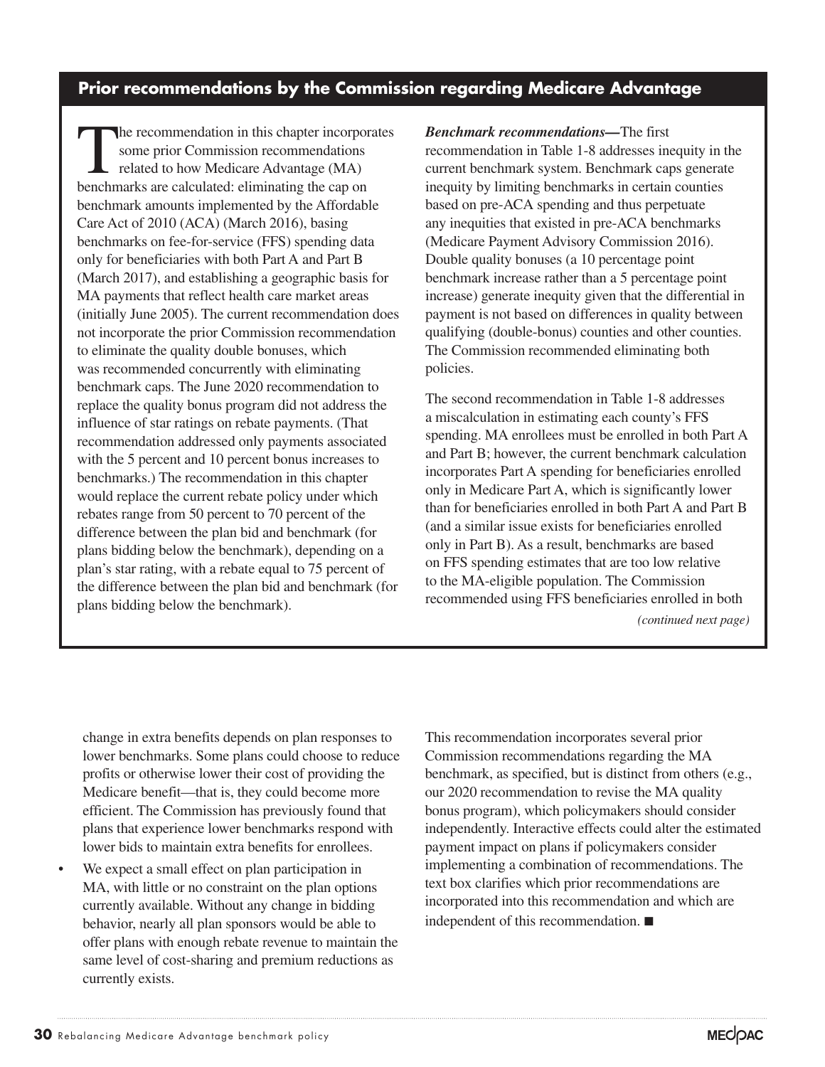## Prior recommendations by the Commission regarding Medicare Advantage

The recommendation in this chapter incorporates some prior Commission recommendations related to how Medicare Advantage (MA) benchmarks are calculated: eliminating the cap on benchmark amounts implemented by the Affordable Care Act of 2010 (ACA) (March 2016), basing benchmarks on fee-for-service (FFS) spending data only for beneficiaries with both Part A and Part B (March 2017), and establishing a geographic basis for MA payments that reflect health care market areas (initially June 2005). The current recommendation does not incorporate the prior Commission recommendation to eliminate the quality double bonuses, which was recommended concurrently with eliminating benchmark caps. The June 2020 recommendation to replace the quality bonus program did not address the influence of star ratings on rebate payments. (That recommendation addressed only payments associated with the 5 percent and 10 percent bonus increases to benchmarks.) The recommendation in this chapter would replace the current rebate policy under which rebates range from 50 percent to 70 percent of the difference between the plan bid and benchmark (for plans bidding below the benchmark), depending on a plan's star rating, with a rebate equal to 75 percent of the difference between the plan bid and benchmark (for plans bidding below the benchmark).

***Benchmark recommendations—***The first recommendation in Table 1-8 addresses inequity in the current benchmark system. Benchmark caps generate inequity by limiting benchmarks in certain counties based on pre-ACA spending and thus perpetuate any inequities that existed in pre-ACA benchmarks (Medicare Payment Advisory Commission 2016). Double quality bonuses (a 10 percentage point benchmark increase rather than a 5 percentage point increase) generate inequity given that the differential in payment is not based on differences in quality between qualifying (double-bonus) counties and other counties. The Commission recommended eliminating both policies.

The second recommendation in Table 1-8 addresses a miscalculation in estimating each county's FFS spending. MA enrollees must be enrolled in both Part A and Part B; however, the current benchmark calculation incorporates Part A spending for beneficiaries enrolled only in Medicare Part A, which is significantly lower than for beneficiaries enrolled in both Part A and Part B (and a similar issue exists for beneficiaries enrolled only in Part B). As a result, benchmarks are based on FFS spending estimates that are too low relative to the MA-eligible population. The Commission recommended using FFS beneficiaries enrolled in both

*(continued next page)*

change in extra benefits depends on plan responses to lower benchmarks. Some plans could choose to reduce profits or otherwise lower their cost of providing the Medicare benefit—that is, they could become more efficient. The Commission has previously found that plans that experience lower benchmarks respond with lower bids to maintain extra benefits for enrollees.

- We expect a small effect on plan participation in MA, with little or no constraint on the plan options currently available. Without any change in bidding behavior, nearly all plan sponsors would be able to offer plans with enough rebate revenue to maintain the same level of cost-sharing and premium reductions as currently exists.

This recommendation incorporates several prior Commission recommendations regarding the MA benchmark, as specified, but is distinct from others (e.g., our 2020 recommendation to revise the MA quality bonus program), which policymakers should consider independently. Interactive effects could alter the estimated payment impact on plans if policymakers consider implementing a combination of recommendations. The text box clarifies which prior recommendations are incorporated into this recommendation and which are independent of this recommendation. ■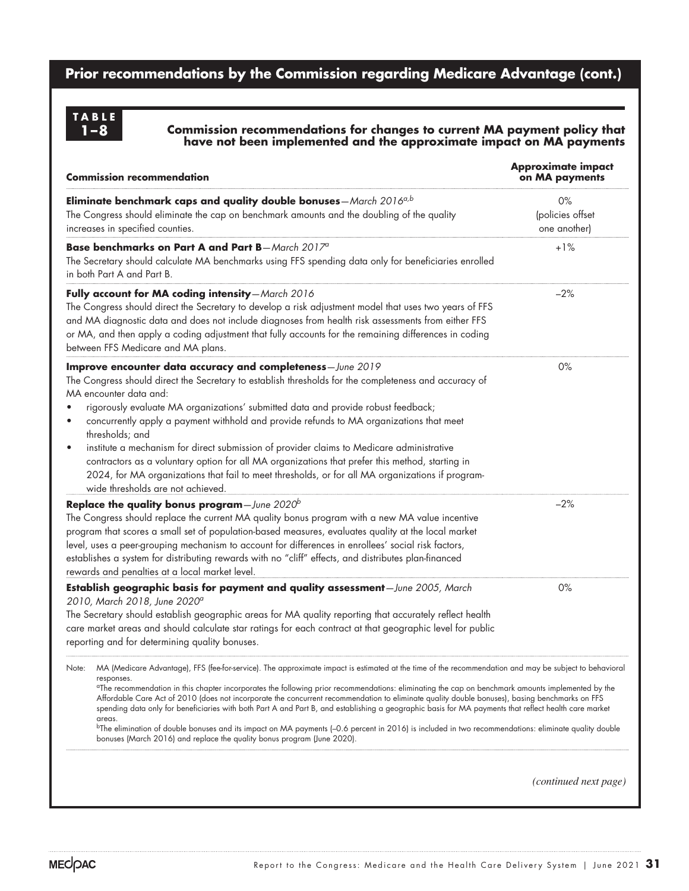## Prior recommendations by the Commission regarding Medicare Advantage (cont.)

**TABLE 1–8**

**Commission recommendations for changes to current MA payment policy that have not been implemented and the approximate impact on MA payments**

| Commission recommendation | Approximate impact on MA payments |
|---|---|
| **Eliminate benchmark caps and quality double bonuses**—*March 2016*[a,b]<br>The Congress should eliminate the cap on benchmark amounts and the doubling of the quality increases in specified counties. | 0% (policies offset one another) |
| **Base benchmarks on Part A and Part B**—*March 2017*[a]<br>The Secretary should calculate MA benchmarks using FFS spending data only for beneficiaries enrolled in both Part A and Part B. | +1% |
| **Fully account for MA coding intensity**—*March 2016*<br>The Congress should direct the Secretary to develop a risk adjustment model that uses two years of FFS and MA diagnostic data and does not include diagnoses from health risk assessments from either FFS or MA, and then apply a coding adjustment that fully accounts for the remaining differences in coding between FFS Medicare and MA plans. | –2% |
| **Improve encounter data accuracy and completeness**—*June 2019*<br>The Congress should direct the Secretary to establish thresholds for the completeness and accuracy of MA encounter data and:<br>• rigorously evaluate MA organizations' submitted data and provide robust feedback;<br>• concurrently apply a payment withhold and provide refunds to MA organizations that meet thresholds; and<br>• institute a mechanism for direct submission of provider claims to Medicare administrative contractors as a voluntary option for all MA organizations that prefer this method, starting in 2024, for MA organizations that fail to meet thresholds, or for all MA organizations if program-wide thresholds are not achieved. | 0% |
| **Replace the quality bonus program**—*June 2020*[b]<br>The Congress should replace the current MA quality bonus program with a new MA value incentive program that scores a small set of population-based measures, evaluates quality at the local market level, uses a peer-grouping mechanism to account for differences in enrollees' social risk factors, establishes a system for distributing rewards with no "cliff" effects, and distributes plan-financed rewards and penalties at a local market level. | –2% |
| **Establish geographic basis for payment and quality assessment**—*June 2005, March 2010, March 2018, June 2020*[a]<br>The Secretary should establish geographic areas for MA quality reporting that accurately reflect health care market areas and should calculate star ratings for each contract at that geographic level for public reporting and for determining quality bonuses. | 0% |

Note: MA (Medicare Advantage), FFS (fee-for-service). The approximate impact is estimated at the time of the recommendation and may be subject to behavioral responses.

[a]The recommendation in this chapter incorporates the following prior recommendations: eliminating the cap on benchmark amounts implemented by the Affordable Care Act of 2010 (does not incorporate the concurrent recommendation to eliminate quality double bonuses), basing benchmarks on FFS spending data only for beneficiaries with both Part A and Part B, and establishing a geographic basis for MA payments that reflect health care market areas.

[b]The elimination of double bonuses and its impact on MA payments (–0.6 percent in 2016) is included in two recommendations: eliminate quality double bonuses (March 2016) and replace the quality bonus program (June 2020).

*(continued next page)*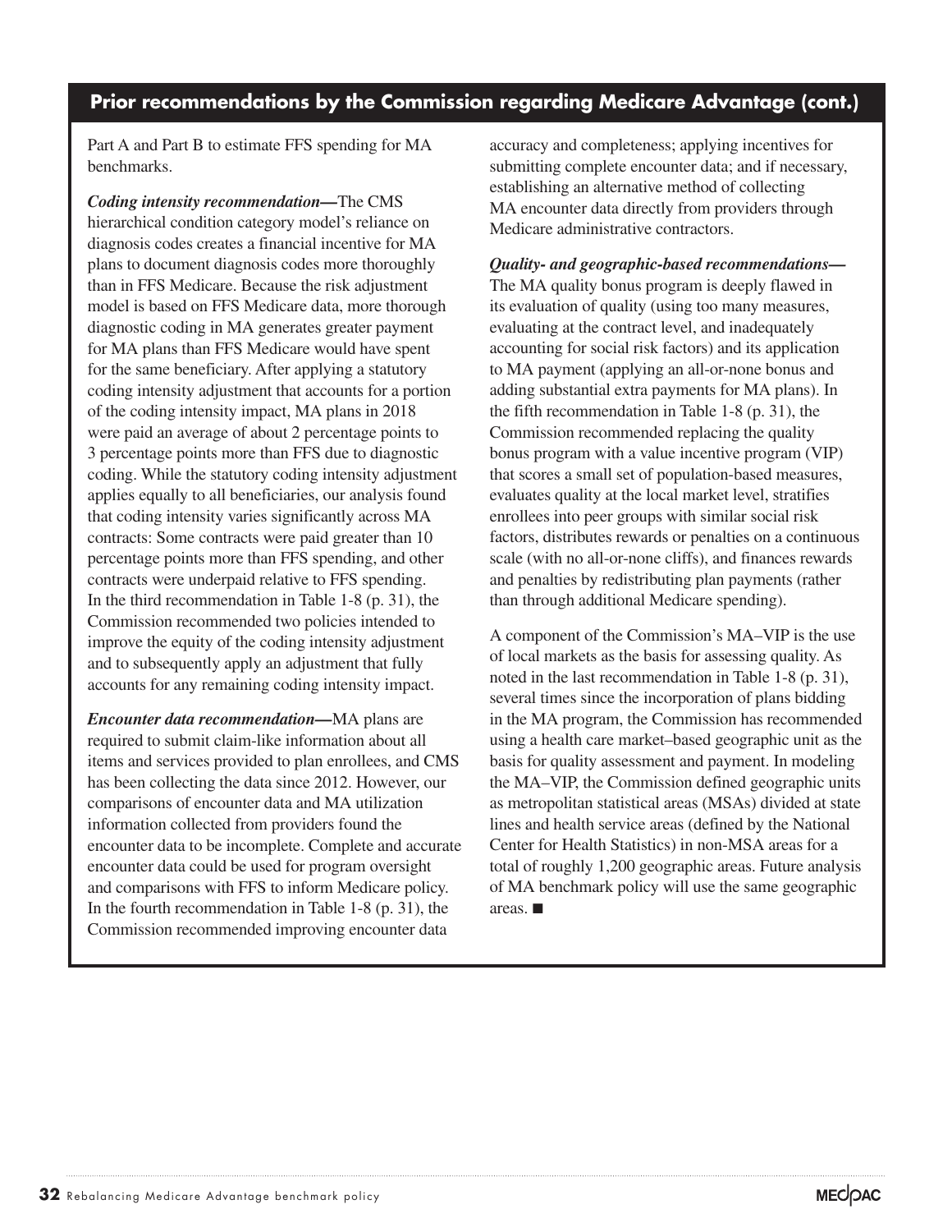## Prior recommendations by the Commission regarding Medicare Advantage (cont.)

Part A and Part B to estimate FFS spending for MA benchmarks.

***Coding intensity recommendation—***The CMS hierarchical condition category model's reliance on diagnosis codes creates a financial incentive for MA plans to document diagnosis codes more thoroughly than in FFS Medicare. Because the risk adjustment model is based on FFS Medicare data, more thorough diagnostic coding in MA generates greater payment for MA plans than FFS Medicare would have spent for the same beneficiary. After applying a statutory coding intensity adjustment that accounts for a portion of the coding intensity impact, MA plans in 2018 were paid an average of about 2 percentage points to 3 percentage points more than FFS due to diagnostic coding. While the statutory coding intensity adjustment applies equally to all beneficiaries, our analysis found that coding intensity varies significantly across MA contracts: Some contracts were paid greater than 10 percentage points more than FFS spending, and other contracts were underpaid relative to FFS spending. In the third recommendation in Table 1-8 (p. 31), the Commission recommended two policies intended to improve the equity of the coding intensity adjustment and to subsequently apply an adjustment that fully accounts for any remaining coding intensity impact.

***Encounter data recommendation—***MA plans are required to submit claim-like information about all items and services provided to plan enrollees, and CMS has been collecting the data since 2012. However, our comparisons of encounter data and MA utilization information collected from providers found the encounter data to be incomplete. Complete and accurate encounter data could be used for program oversight and comparisons with FFS to inform Medicare policy. In the fourth recommendation in Table 1-8 (p. 31), the Commission recommended improving encounter data accuracy and completeness; applying incentives for submitting complete encounter data; and if necessary, establishing an alternative method of collecting MA encounter data directly from providers through Medicare administrative contractors.

***Quality- and geographic-based recommendations—*** The MA quality bonus program is deeply flawed in its evaluation of quality (using too many measures, evaluating at the contract level, and inadequately accounting for social risk factors) and its application to MA payment (applying an all-or-none bonus and adding substantial extra payments for MA plans). In the fifth recommendation in Table 1-8 (p. 31), the Commission recommended replacing the quality bonus program with a value incentive program (VIP) that scores a small set of population-based measures, evaluates quality at the local market level, stratifies enrollees into peer groups with similar social risk factors, distributes rewards or penalties on a continuous scale (with no all-or-none cliffs), and finances rewards and penalties by redistributing plan payments (rather than through additional Medicare spending).

A component of the Commission's MA–VIP is the use of local markets as the basis for assessing quality. As noted in the last recommendation in Table 1-8 (p. 31), several times since the incorporation of plans bidding in the MA program, the Commission has recommended using a health care market–based geographic unit as the basis for quality assessment and payment. In modeling the MA–VIP, the Commission defined geographic units as metropolitan statistical areas (MSAs) divided at state lines and health service areas (defined by the National Center for Health Statistics) in non-MSA areas for a total of roughly 1,200 geographic areas. Future analysis of MA benchmark policy will use the same geographic areas. ■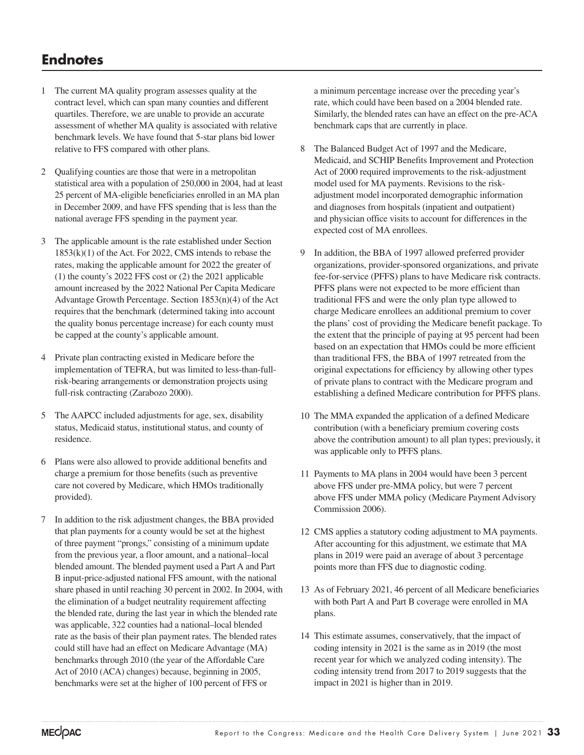## Endnotes

1. The current MA quality program assesses quality at the contract level, which can span many counties and different quartiles. Therefore, we are unable to provide an accurate assessment of whether MA quality is associated with relative benchmark levels. We have found that 5-star plans bid lower relative to FFS compared with other plans.

2. Qualifying counties are those that were in a metropolitan statistical area with a population of 250,000 in 2004, had at least 25 percent of MA-eligible beneficiaries enrolled in an MA plan in December 2009, and have FFS spending that is less than the national average FFS spending in the payment year.

3. The applicable amount is the rate established under Section 1853(k)(1) of the Act. For 2022, CMS intends to rebase the rates, making the applicable amount for 2022 the greater of (1) the county's 2022 FFS cost or (2) the 2021 applicable amount increased by the 2022 National Per Capita Medicare Advantage Growth Percentage. Section 1853(n)(4) of the Act requires that the benchmark (determined taking into account the quality bonus percentage increase) for each county must be capped at the county's applicable amount.

4. Private plan contracting existed in Medicare before the implementation of TEFRA, but was limited to less-than-full-risk-bearing arrangements or demonstration projects using full-risk contracting (Zarabozo 2000).

5. The AAPCC included adjustments for age, sex, disability status, Medicaid status, institutional status, and county of residence.

6. Plans were also allowed to provide additional benefits and charge a premium for those benefits (such as preventive care not covered by Medicare, which HMOs traditionally provided).

7. In addition to the risk adjustment changes, the BBA provided that plan payments for a county would be set at the highest of three payment "prongs," consisting of a minimum update from the previous year, a floor amount, and a national–local blended amount. The blended payment used a Part A and Part B input-price-adjusted national FFS amount, with the national share phased in until reaching 30 percent in 2002. In 2004, with the elimination of a budget neutrality requirement affecting the blended rate, during the last year in which the blended rate was applicable, 322 counties had a national–local blended rate as the basis of their plan payment rates. The blended rates could still have had an effect on Medicare Advantage (MA) benchmarks through 2010 (the year of the Affordable Care Act of 2010 (ACA) changes) because, beginning in 2005, benchmarks were set at the higher of 100 percent of FFS or a minimum percentage increase over the preceding year's rate, which could have been based on a 2004 blended rate. Similarly, the blended rates can have an effect on the pre-ACA benchmark caps that are currently in place.

8. The Balanced Budget Act of 1997 and the Medicare, Medicaid, and SCHIP Benefits Improvement and Protection Act of 2000 required improvements to the risk-adjustment model used for MA payments. Revisions to the risk-adjustment model incorporated demographic information and diagnoses from hospitals (inpatient and outpatient) and physician office visits to account for differences in the expected cost of MA enrollees.

9. In addition, the BBA of 1997 allowed preferred provider organizations, provider-sponsored organizations, and private fee-for-service (PFFS) plans to have Medicare risk contracts. PFFS plans were not expected to be more efficient than traditional FFS and were the only plan type allowed to charge Medicare enrollees an additional premium to cover the plans' cost of providing the Medicare benefit package. To the extent that the principle of paying at 95 percent had been based on an expectation that HMOs could be more efficient than traditional FFS, the BBA of 1997 retreated from the original expectations for efficiency by allowing other types of private plans to contract with the Medicare program and establishing a defined Medicare contribution for PFFS plans.

10. The MMA expanded the application of a defined Medicare contribution (with a beneficiary premium covering costs above the contribution amount) to all plan types; previously, it was applicable only to PFFS plans.

11. Payments to MA plans in 2004 would have been 3 percent above FFS under pre-MMA policy, but were 7 percent above FFS under MMA policy (Medicare Payment Advisory Commission 2006).

12. CMS applies a statutory coding adjustment to MA payments. After accounting for this adjustment, we estimate that MA plans in 2019 were paid an average of about 3 percentage points more than FFS due to diagnostic coding.

13. As of February 2021, 46 percent of all Medicare beneficiaries with both Part A and Part B coverage were enrolled in MA plans.

14. This estimate assumes, conservatively, that the impact of coding intensity in 2021 is the same as in 2019 (the most recent year for which we analyzed coding intensity). The coding intensity trend from 2017 to 2019 suggests that the impact in 2021 is higher than in 2019.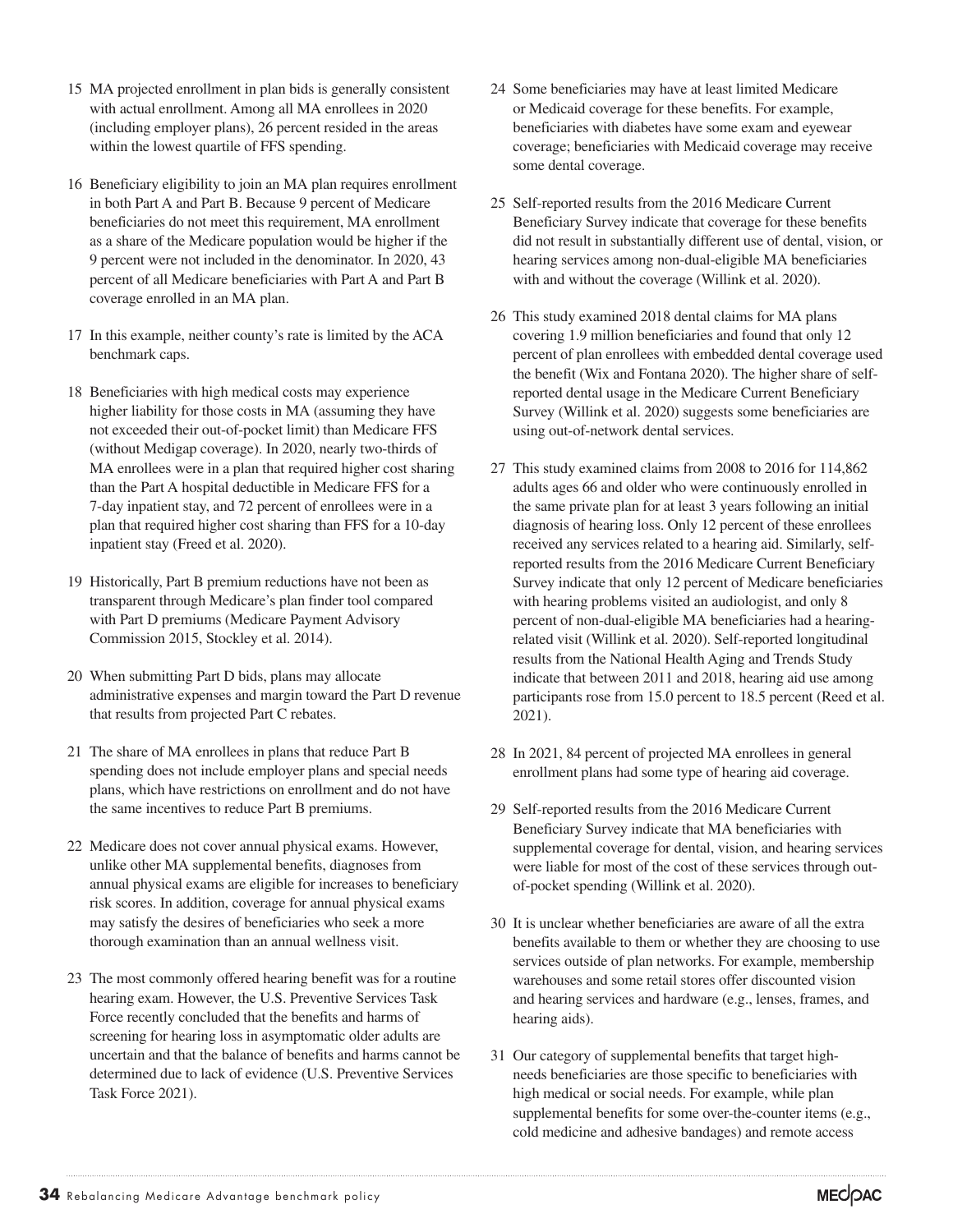15 MA projected enrollment in plan bids is generally consistent with actual enrollment. Among all MA enrollees in 2020 (including employer plans), 26 percent resided in the areas within the lowest quartile of FFS spending.

16 Beneficiary eligibility to join an MA plan requires enrollment in both Part A and Part B. Because 9 percent of Medicare beneficiaries do not meet this requirement, MA enrollment as a share of the Medicare population would be higher if the 9 percent were not included in the denominator. In 2020, 43 percent of all Medicare beneficiaries with Part A and Part B coverage enrolled in an MA plan.

17 In this example, neither county's rate is limited by the ACA benchmark caps.

18 Beneficiaries with high medical costs may experience higher liability for those costs in MA (assuming they have not exceeded their out-of-pocket limit) than Medicare FFS (without Medigap coverage). In 2020, nearly two-thirds of MA enrollees were in a plan that required higher cost sharing than the Part A hospital deductible in Medicare FFS for a 7-day inpatient stay, and 72 percent of enrollees were in a plan that required higher cost sharing than FFS for a 10-day inpatient stay (Freed et al. 2020).

19 Historically, Part B premium reductions have not been as transparent through Medicare's plan finder tool compared with Part D premiums (Medicare Payment Advisory Commission 2015, Stockley et al. 2014).

20 When submitting Part D bids, plans may allocate administrative expenses and margin toward the Part D revenue that results from projected Part C rebates.

21 The share of MA enrollees in plans that reduce Part B spending does not include employer plans and special needs plans, which have restrictions on enrollment and do not have the same incentives to reduce Part B premiums.

22 Medicare does not cover annual physical exams. However, unlike other MA supplemental benefits, diagnoses from annual physical exams are eligible for increases to beneficiary risk scores. In addition, coverage for annual physical exams may satisfy the desires of beneficiaries who seek a more thorough examination than an annual wellness visit.

23 The most commonly offered hearing benefit was for a routine hearing exam. However, the U.S. Preventive Services Task Force recently concluded that the benefits and harms of screening for hearing loss in asymptomatic older adults are uncertain and that the balance of benefits and harms cannot be determined due to lack of evidence (U.S. Preventive Services Task Force 2021).

24 Some beneficiaries may have at least limited Medicare or Medicaid coverage for these benefits. For example, beneficiaries with diabetes have some exam and eyewear coverage; beneficiaries with Medicaid coverage may receive some dental coverage.

25 Self-reported results from the 2016 Medicare Current Beneficiary Survey indicate that coverage for these benefits did not result in substantially different use of dental, vision, or hearing services among non-dual-eligible MA beneficiaries with and without the coverage (Willink et al. 2020).

26 This study examined 2018 dental claims for MA plans covering 1.9 million beneficiaries and found that only 12 percent of plan enrollees with embedded dental coverage used the benefit (Wix and Fontana 2020). The higher share of self-reported dental usage in the Medicare Current Beneficiary Survey (Willink et al. 2020) suggests some beneficiaries are using out-of-network dental services.

27 This study examined claims from 2008 to 2016 for 114,862 adults ages 66 and older who were continuously enrolled in the same private plan for at least 3 years following an initial diagnosis of hearing loss. Only 12 percent of these enrollees received any services related to a hearing aid. Similarly, self-reported results from the 2016 Medicare Current Beneficiary Survey indicate that only 12 percent of Medicare beneficiaries with hearing problems visited an audiologist, and only 8 percent of non-dual-eligible MA beneficiaries had a hearing-related visit (Willink et al. 2020). Self-reported longitudinal results from the National Health Aging and Trends Study indicate that between 2011 and 2018, hearing aid use among participants rose from 15.0 percent to 18.5 percent (Reed et al. 2021).

28 In 2021, 84 percent of projected MA enrollees in general enrollment plans had some type of hearing aid coverage.

29 Self-reported results from the 2016 Medicare Current Beneficiary Survey indicate that MA beneficiaries with supplemental coverage for dental, vision, and hearing services were liable for most of the cost of these services through out-of-pocket spending (Willink et al. 2020).

30 It is unclear whether beneficiaries are aware of all the extra benefits available to them or whether they are choosing to use services outside of plan networks. For example, membership warehouses and some retail stores offer discounted vision and hearing services and hardware (e.g., lenses, frames, and hearing aids).

31 Our category of supplemental benefits that target high-needs beneficiaries are those specific to beneficiaries with high medical or social needs. For example, while plan supplemental benefits for some over-the-counter items (e.g., cold medicine and adhesive bandages) and remote access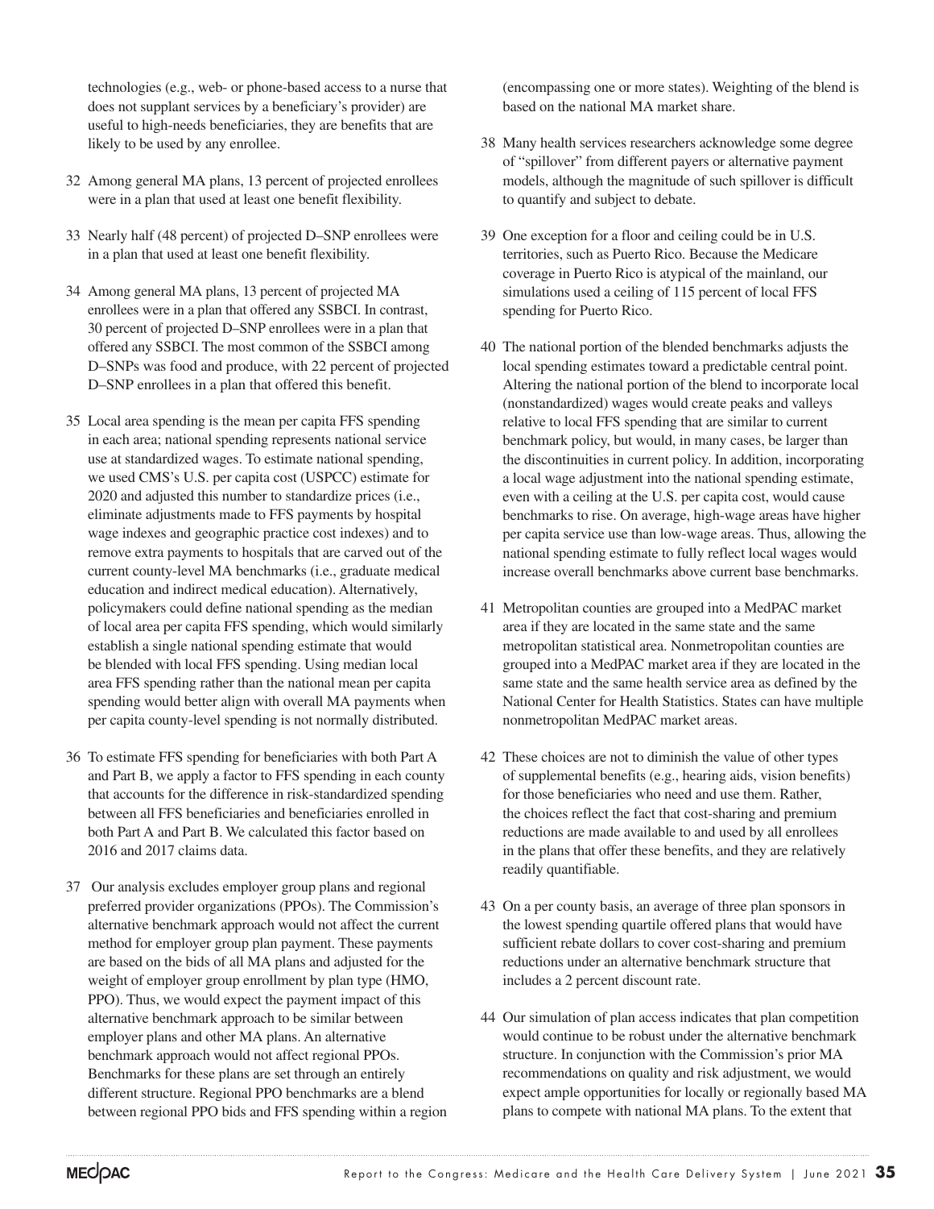technologies (e.g., web- or phone-based access to a nurse that does not supplant services by a beneficiary's provider) are useful to high-needs beneficiaries, they are benefits that are likely to be used by any enrollee.

32 Among general MA plans, 13 percent of projected enrollees were in a plan that used at least one benefit flexibility.

33 Nearly half (48 percent) of projected D–SNP enrollees were in a plan that used at least one benefit flexibility.

34 Among general MA plans, 13 percent of projected MA enrollees were in a plan that offered any SSBCI. In contrast, 30 percent of projected D–SNP enrollees were in a plan that offered any SSBCI. The most common of the SSBCI among D–SNPs was food and produce, with 22 percent of projected D–SNP enrollees in a plan that offered this benefit.

35 Local area spending is the mean per capita FFS spending in each area; national spending represents national service use at standardized wages. To estimate national spending, we used CMS's U.S. per capita cost (USPCC) estimate for 2020 and adjusted this number to standardize prices (i.e., eliminate adjustments made to FFS payments by hospital wage indexes and geographic practice cost indexes) and to remove extra payments to hospitals that are carved out of the current county-level MA benchmarks (i.e., graduate medical education and indirect medical education). Alternatively, policymakers could define national spending as the median of local area per capita FFS spending, which would similarly establish a single national spending estimate that would be blended with local FFS spending. Using median local area FFS spending rather than the national mean per capita spending would better align with overall MA payments when per capita county-level spending is not normally distributed.

36 To estimate FFS spending for beneficiaries with both Part A and Part B, we apply a factor to FFS spending in each county that accounts for the difference in risk-standardized spending between all FFS beneficiaries and beneficiaries enrolled in both Part A and Part B. We calculated this factor based on 2016 and 2017 claims data.

37 Our analysis excludes employer group plans and regional preferred provider organizations (PPOs). The Commission's alternative benchmark approach would not affect the current method for employer group plan payment. These payments are based on the bids of all MA plans and adjusted for the weight of employer group enrollment by plan type (HMO, PPO). Thus, we would expect the payment impact of this alternative benchmark approach to be similar between employer plans and other MA plans. An alternative benchmark approach would not affect regional PPOs. Benchmarks for these plans are set through an entirely different structure. Regional PPO benchmarks are a blend between regional PPO bids and FFS spending within a region (encompassing one or more states). Weighting of the blend is based on the national MA market share.

38 Many health services researchers acknowledge some degree of "spillover" from different payers or alternative payment models, although the magnitude of such spillover is difficult to quantify and subject to debate.

39 One exception for a floor and ceiling could be in U.S. territories, such as Puerto Rico. Because the Medicare coverage in Puerto Rico is atypical of the mainland, our simulations used a ceiling of 115 percent of local FFS spending for Puerto Rico.

40 The national portion of the blended benchmarks adjusts the local spending estimates toward a predictable central point. Altering the national portion of the blend to incorporate local (nonstandardized) wages would create peaks and valleys relative to local FFS spending that are similar to current benchmark policy, but would, in many cases, be larger than the discontinuities in current policy. In addition, incorporating a local wage adjustment into the national spending estimate, even with a ceiling at the U.S. per capita cost, would cause benchmarks to rise. On average, high-wage areas have higher per capita service use than low-wage areas. Thus, allowing the national spending estimate to fully reflect local wages would increase overall benchmarks above current base benchmarks.

41 Metropolitan counties are grouped into a MedPAC market area if they are located in the same state and the same metropolitan statistical area. Nonmetropolitan counties are grouped into a MedPAC market area if they are located in the same state and the same health service area as defined by the National Center for Health Statistics. States can have multiple nonmetropolitan MedPAC market areas.

42 These choices are not to diminish the value of other types of supplemental benefits (e.g., hearing aids, vision benefits) for those beneficiaries who need and use them. Rather, the choices reflect the fact that cost-sharing and premium reductions are made available to and used by all enrollees in the plans that offer these benefits, and they are relatively readily quantifiable.

43 On a per county basis, an average of three plan sponsors in the lowest spending quartile offered plans that would have sufficient rebate dollars to cover cost-sharing and premium reductions under an alternative benchmark structure that includes a 2 percent discount rate.

44 Our simulation of plan access indicates that plan competition would continue to be robust under the alternative benchmark structure. In conjunction with the Commission's prior MA recommendations on quality and risk adjustment, we would expect ample opportunities for locally or regionally based MA plans to compete with national MA plans. To the extent that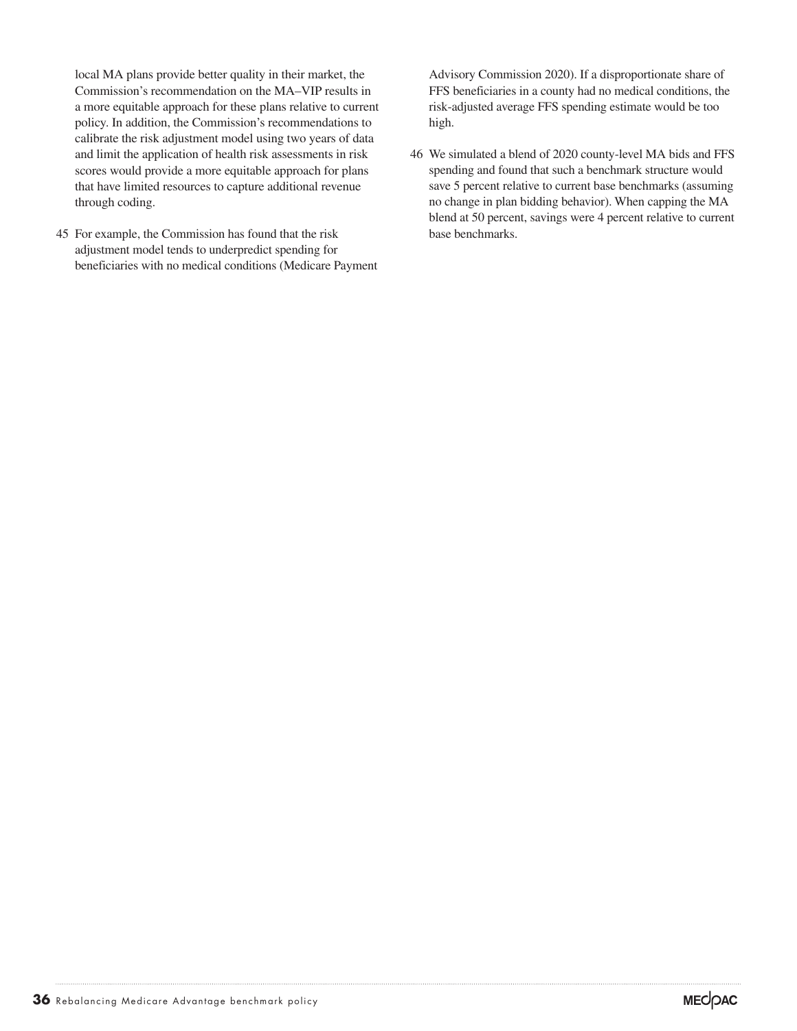local MA plans provide better quality in their market, the Commission's recommendation on the MA–VIP results in a more equitable approach for these plans relative to current policy. In addition, the Commission's recommendations to calibrate the risk adjustment model using two years of data and limit the application of health risk assessments in risk scores would provide a more equitable approach for plans that have limited resources to capture additional revenue through coding.

45 For example, the Commission has found that the risk adjustment model tends to underpredict spending for beneficiaries with no medical conditions (Medicare Payment Advisory Commission 2020). If a disproportionate share of FFS beneficiaries in a county had no medical conditions, the risk-adjusted average FFS spending estimate would be too high.

46 We simulated a blend of 2020 county-level MA bids and FFS spending and found that such a benchmark structure would save 5 percent relative to current base benchmarks (assuming no change in plan bidding behavior). When capping the MA blend at 50 percent, savings were 4 percent relative to current base benchmarks.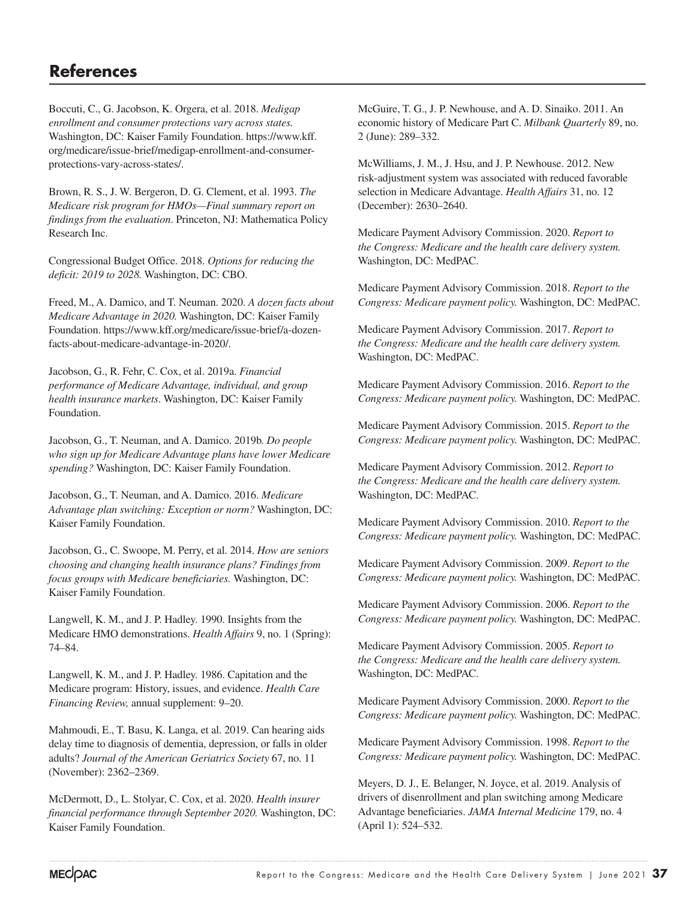## References

Boccuti, C., G. Jacobson, K. Orgera, et al. 2018. *Medigap enrollment and consumer protections vary across states.* Washington, DC: Kaiser Family Foundation. https://www.kff.org/medicare/issue-brief/medigap-enrollment-and-consumer-protections-vary-across-states/.

Brown, R. S., J. W. Bergeron, D. G. Clement, et al. 1993. *The Medicare risk program for HMOs—Final summary report on findings from the evaluation*. Princeton, NJ: Mathematica Policy Research Inc.

Congressional Budget Office. 2018. *Options for reducing the deficit: 2019 to 2028.* Washington, DC: CBO.

Freed, M., A. Damico, and T. Neuman. 2020. *A dozen facts about Medicare Advantage in 2020.* Washington, DC: Kaiser Family Foundation. https://www.kff.org/medicare/issue-brief/a-dozen-facts-about-medicare-advantage-in-2020/.

Jacobson, G., R. Fehr, C. Cox, et al. 2019a. *Financial performance of Medicare Advantage, individual, and group health insurance markets*. Washington, DC: Kaiser Family Foundation.

Jacobson, G., T. Neuman, and A. Damico. 2019b. *Do people who sign up for Medicare Advantage plans have lower Medicare spending?* Washington, DC: Kaiser Family Foundation.

Jacobson, G., T. Neuman, and A. Damico. 2016. *Medicare Advantage plan switching: Exception or norm?* Washington, DC: Kaiser Family Foundation.

Jacobson, G., C. Swoope, M. Perry, et al. 2014. *How are seniors choosing and changing health insurance plans? Findings from focus groups with Medicare beneficiaries.* Washington, DC: Kaiser Family Foundation.

Langwell, K. M., and J. P. Hadley. 1990. Insights from the Medicare HMO demonstrations. *Health Affairs* 9, no. 1 (Spring): 74–84.

Langwell, K. M., and J. P. Hadley. 1986. Capitation and the Medicare program: History, issues, and evidence. *Health Care Financing Review,* annual supplement: 9–20.

Mahmoudi, E., T. Basu, K. Langa, et al. 2019. Can hearing aids delay time to diagnosis of dementia, depression, or falls in older adults? *Journal of the American Geriatrics Society* 67, no. 11 (November): 2362–2369.

McDermott, D., L. Stolyar, C. Cox, et al. 2020. *Health insurer financial performance through September 2020.* Washington, DC: Kaiser Family Foundation.

McGuire, T. G., J. P. Newhouse, and A. D. Sinaiko. 2011. An economic history of Medicare Part C. *Milbank Quarterly* 89, no. 2 (June): 289–332.

McWilliams, J. M., J. Hsu, and J. P. Newhouse. 2012. New risk-adjustment system was associated with reduced favorable selection in Medicare Advantage. *Health Affairs* 31, no. 12 (December): 2630–2640.

Medicare Payment Advisory Commission. 2020. *Report to the Congress: Medicare and the health care delivery system.* Washington, DC: MedPAC.

Medicare Payment Advisory Commission. 2018. *Report to the Congress: Medicare payment policy.* Washington, DC: MedPAC.

Medicare Payment Advisory Commission. 2017. *Report to the Congress: Medicare and the health care delivery system.* Washington, DC: MedPAC.

Medicare Payment Advisory Commission. 2016. *Report to the Congress: Medicare payment policy.* Washington, DC: MedPAC.

Medicare Payment Advisory Commission. 2015. *Report to the Congress: Medicare payment policy.* Washington, DC: MedPAC.

Medicare Payment Advisory Commission. 2012. *Report to the Congress: Medicare and the health care delivery system.* Washington, DC: MedPAC.

Medicare Payment Advisory Commission. 2010. *Report to the Congress: Medicare payment policy.* Washington, DC: MedPAC.

Medicare Payment Advisory Commission. 2009. *Report to the Congress: Medicare payment policy.* Washington, DC: MedPAC.

Medicare Payment Advisory Commission. 2006. *Report to the Congress: Medicare payment policy.* Washington, DC: MedPAC.

Medicare Payment Advisory Commission. 2005. *Report to the Congress: Medicare and the health care delivery system.* Washington, DC: MedPAC.

Medicare Payment Advisory Commission. 2000. *Report to the Congress: Medicare payment policy.* Washington, DC: MedPAC.

Medicare Payment Advisory Commission. 1998. *Report to the Congress: Medicare payment policy.* Washington, DC: MedPAC.

Meyers, D. J., E. Belanger, N. Joyce, et al. 2019. Analysis of drivers of disenrollment and plan switching among Medicare Advantage beneficiaries. *JAMA Internal Medicine* 179, no. 4 (April 1): 524–532.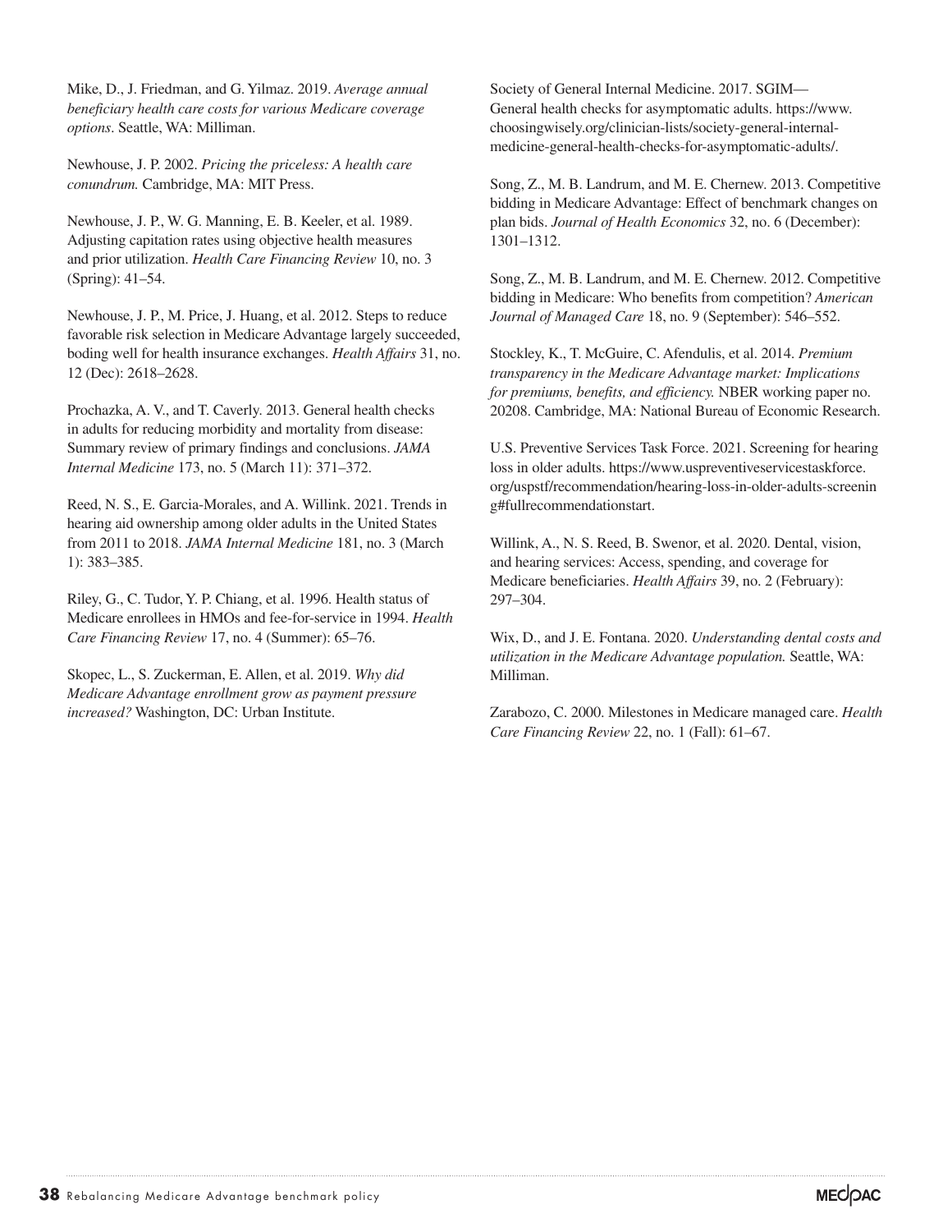Mike, D., J. Friedman, and G. Yilmaz. 2019. *Average annual beneficiary health care costs for various Medicare coverage options*. Seattle, WA: Milliman.

Newhouse, J. P. 2002. *Pricing the priceless: A health care conundrum.* Cambridge, MA: MIT Press.

Newhouse, J. P., W. G. Manning, E. B. Keeler, et al. 1989. Adjusting capitation rates using objective health measures and prior utilization. *Health Care Financing Review* 10, no. 3 (Spring): 41–54.

Newhouse, J. P., M. Price, J. Huang, et al. 2012. Steps to reduce favorable risk selection in Medicare Advantage largely succeeded, boding well for health insurance exchanges. *Health Affairs* 31, no. 12 (Dec): 2618–2628.

Prochazka, A. V., and T. Caverly. 2013. General health checks in adults for reducing morbidity and mortality from disease: Summary review of primary findings and conclusions. *JAMA Internal Medicine* 173, no. 5 (March 11): 371–372.

Reed, N. S., E. Garcia-Morales, and A. Willink. 2021. Trends in hearing aid ownership among older adults in the United States from 2011 to 2018. *JAMA Internal Medicine* 181, no. 3 (March 1): 383–385.

Riley, G., C. Tudor, Y. P. Chiang, et al. 1996. Health status of Medicare enrollees in HMOs and fee-for-service in 1994. *Health Care Financing Review* 17, no. 4 (Summer): 65–76.

Skopec, L., S. Zuckerman, E. Allen, et al. 2019. *Why did Medicare Advantage enrollment grow as payment pressure increased?* Washington, DC: Urban Institute.

Society of General Internal Medicine. 2017. SGIM—General health checks for asymptomatic adults. https://www.choosingwisely.org/clinician-lists/society-general-internal-medicine-general-health-checks-for-asymptomatic-adults/.

Song, Z., M. B. Landrum, and M. E. Chernew. 2013. Competitive bidding in Medicare Advantage: Effect of benchmark changes on plan bids. *Journal of Health Economics* 32, no. 6 (December): 1301–1312.

Song, Z., M. B. Landrum, and M. E. Chernew. 2012. Competitive bidding in Medicare: Who benefits from competition? *American Journal of Managed Care* 18, no. 9 (September): 546–552.

Stockley, K., T. McGuire, C. Afendulis, et al. 2014. *Premium transparency in the Medicare Advantage market: Implications for premiums, benefits, and efficiency.* NBER working paper no. 20208. Cambridge, MA: National Bureau of Economic Research.

U.S. Preventive Services Task Force. 2021. Screening for hearing loss in older adults. https://www.uspreventiveservicestaskforce.org/uspstf/recommendation/hearing-loss-in-older-adults-screening#fullrecommendationstart.

Willink, A., N. S. Reed, B. Swenor, et al. 2020. Dental, vision, and hearing services: Access, spending, and coverage for Medicare beneficiaries. *Health Affairs* 39, no. 2 (February): 297–304.

Wix, D., and J. E. Fontana. 2020. *Understanding dental costs and utilization in the Medicare Advantage population.* Seattle, WA: Milliman.

Zarabozo, C. 2000. Milestones in Medicare managed care. *Health Care Financing Review* 22, no. 1 (Fall): 61–67.